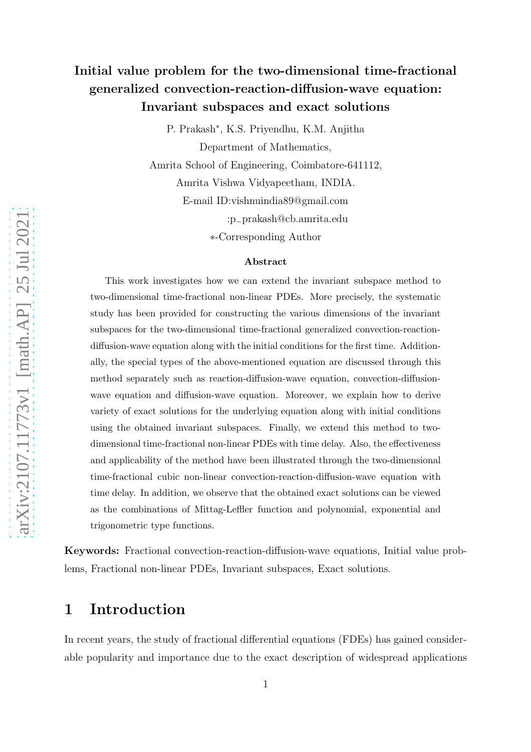# Initial value problem for the two-dimensional time-fractional generalized convection-reaction-diffusion-wave equation: Invariant subspaces and exact solutions

P. Prakash*, K.S. Priyendhu, K.M. Anjitha

Department of Mathematics,

Amrita School of Engineering, Coimbatore-641112,

Amrita Vishwa Vidyapeetham, INDIA.

E-mail ID:vishnuindia89@gmail.com

:p_prakash@cb.amrita.edu

*-Corresponding Author

### Abstract

This work investigates how we can extend the invariant subspace method to two-dimensional time-fractional non-linear PDEs. More precisely, the systematic study has been provided for constructing the various dimensions of the invariant subspaces for the two-dimensional time-fractional generalized convection-reaction-diffusion-wave equation along with the initial conditions for the first time. Additionally, the special types of the above-mentioned equation are discussed through this method separately such as reaction-diffusion-wave equation, convection-diffusion-wave equation and diffusion-wave equation. Moreover, we explain how to derive variety of exact solutions for the underlying equation along with initial conditions using the obtained invariant subspaces. Finally, we extend this method to two-dimensional time-fractional non-linear PDEs with time delay. Also, the effectiveness and applicability of the method have been illustrated through the two-dimensional time-fractional cubic non-linear convection-reaction-diffusion-wave equation with time delay. In addition, we observe that the obtained exact solutions can be viewed as the combinations of Mittag-Leffler function and polynomial, exponential and trigonometric type functions.

**Keywords:** Fractional convection-reaction-diffusion-wave equations, Initial value problems, Fractional non-linear PDEs, Invariant subspaces, Exact solutions.

## 1 Introduction

In recent years, the study of fractional differential equations (FDEs) has gained considerable popularity and importance due to the exact description of widespread applications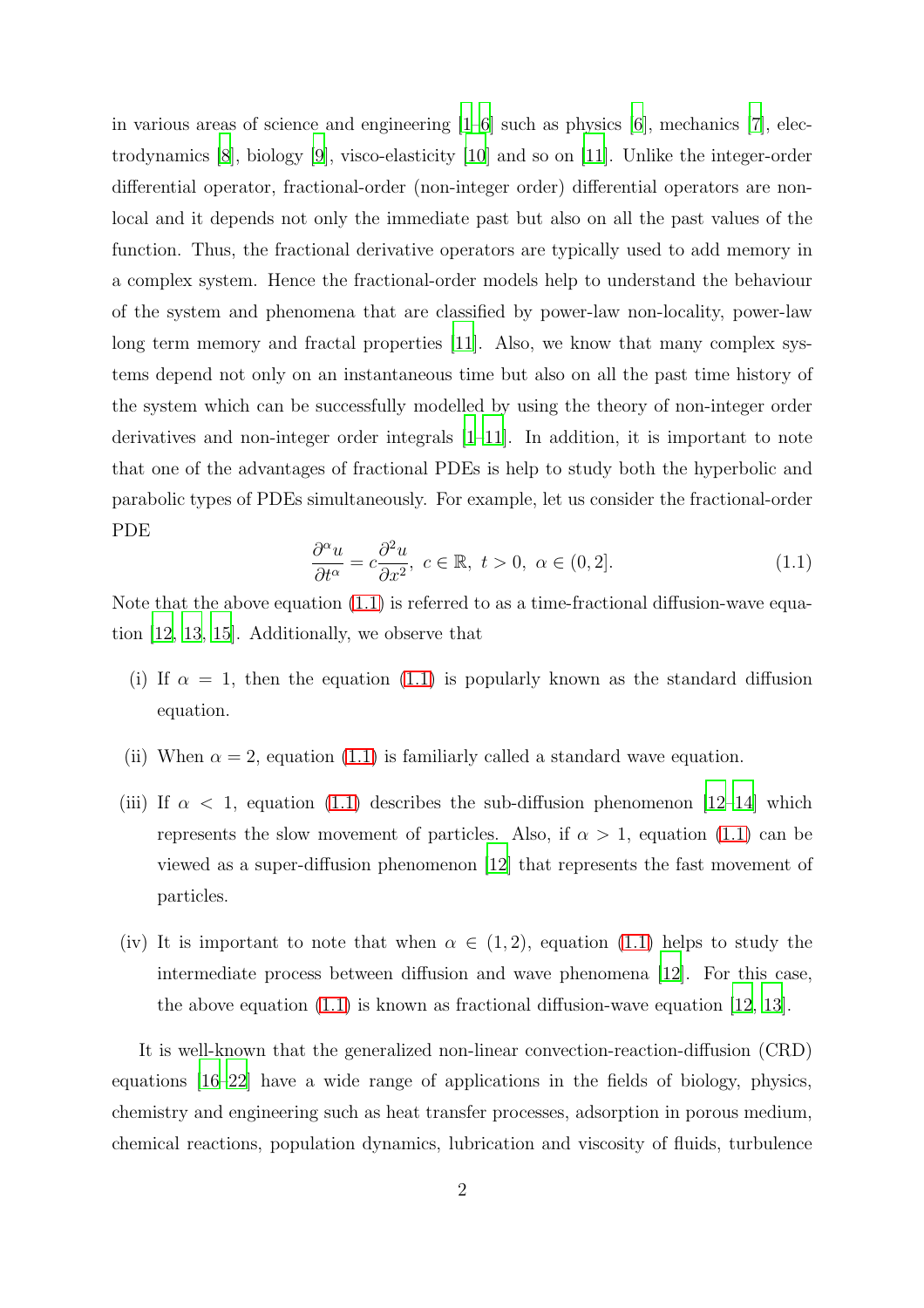in various areas of science and engineering [1–6] such as physics [6], mechanics [7], electrodynamics [8], biology [9], visco-elasticity [10] and so on [11]. Unlike the integer-order differential operator, fractional-order (non-integer order) differential operators are non-local and it depends not only the immediate past but also on all the past values of the function. Thus, the fractional derivative operators are typically used to add memory in a complex system. Hence the fractional-order models help to understand the behaviour of the system and phenomena that are classified by power-law non-locality, power-law long term memory and fractal properties [11]. Also, we know that many complex systems depend not only on an instantaneous time but also on all the past time history of the system which can be successfully modelled by using the theory of non-integer order derivatives and non-integer order integrals [1–11]. In addition, it is important to note that one of the advantages of fractional PDEs is help to study both the hyperbolic and parabolic types of PDEs simultaneously. For example, let us consider the fractional-order PDE

$$\frac{\partial^\alpha u}{\partial t^\alpha} = c\frac{\partial^2 u}{\partial x^2},\ c \in \mathbb{R},\ t > 0,\ \alpha \in (0, 2]. \tag{1.1}$$

Note that the above equation (1.1) is referred to as a time-fractional diffusion-wave equation [12, 13, 15]. Additionally, we observe that

(i) If $\alpha = 1$, then the equation (1.1) is popularly known as the standard diffusion equation.

(ii) When $\alpha = 2$, equation (1.1) is familiarly called a standard wave equation.

(iii) If $\alpha < 1$, equation (1.1) describes the sub-diffusion phenomenon [12–14] which represents the slow movement of particles. Also, if $\alpha > 1$, equation (1.1) can be viewed as a super-diffusion phenomenon [12] that represents the fast movement of particles.

(iv) It is important to note that when $\alpha \in (1, 2)$, equation (1.1) helps to study the intermediate process between diffusion and wave phenomena [12]. For this case, the above equation (1.1) is known as fractional diffusion-wave equation [12, 13].

It is well-known that the generalized non-linear convection-reaction-diffusion (CRD) equations [16–22] have a wide range of applications in the fields of biology, physics, chemistry and engineering such as heat transfer processes, adsorption in porous medium, chemical reactions, population dynamics, lubrication and viscosity of fluids, turbulence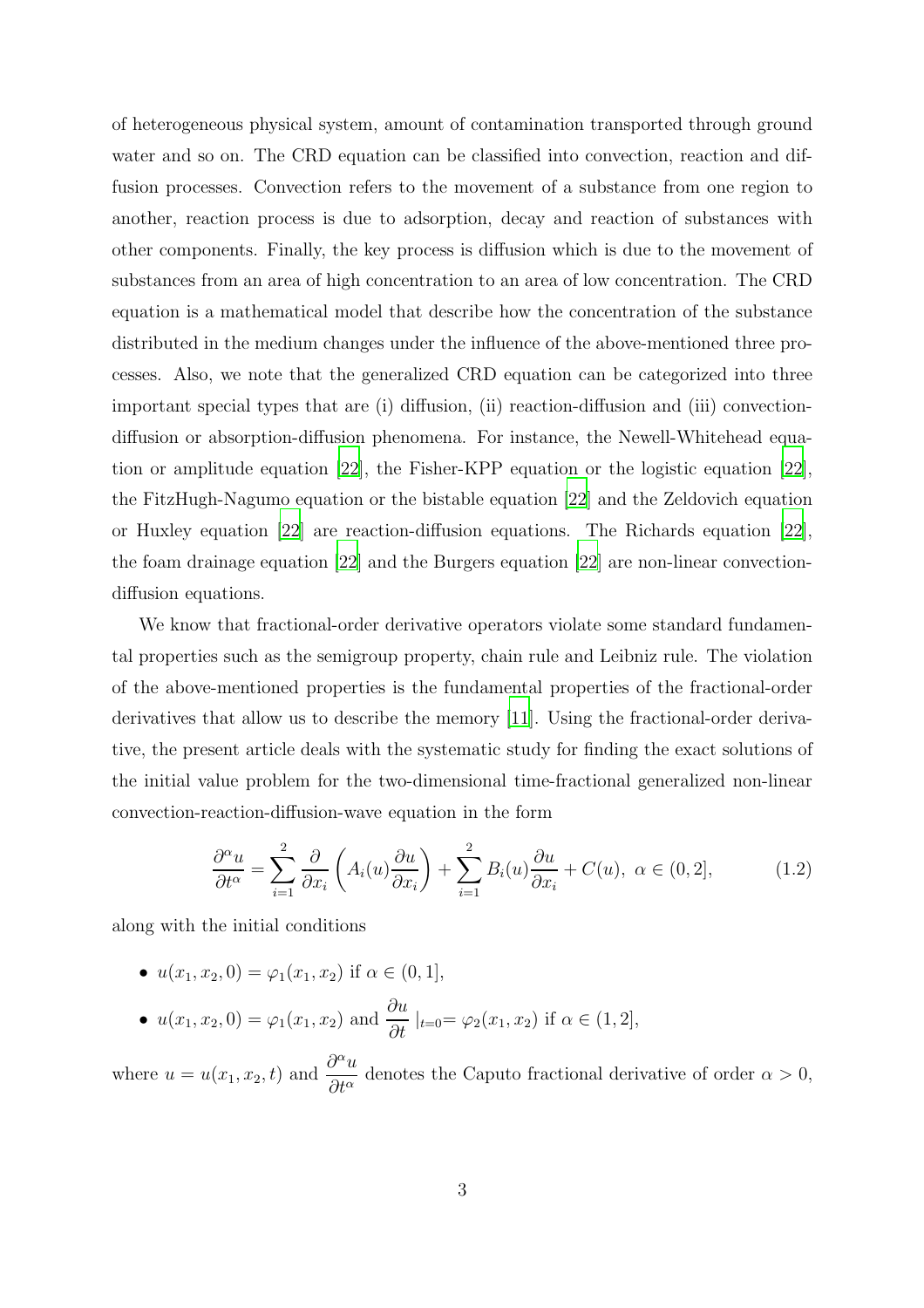of heterogeneous physical system, amount of contamination transported through ground water and so on. The CRD equation can be classified into convection, reaction and diffusion processes. Convection refers to the movement of a substance from one region to another, reaction process is due to adsorption, decay and reaction of substances with other components. Finally, the key process is diffusion which is due to the movement of substances from an area of high concentration to an area of low concentration. The CRD equation is a mathematical model that describe how the concentration of the substance distributed in the medium changes under the influence of the above-mentioned three processes. Also, we note that the generalized CRD equation can be categorized into three important special types that are (i) diffusion, (ii) reaction-diffusion and (iii) convection-diffusion or absorption-diffusion phenomena. For instance, the Newell-Whitehead equation or amplitude equation [22], the Fisher-KPP equation or the logistic equation [22], the FitzHugh-Nagumo equation or the bistable equation [22] and the Zeldovich equation or Huxley equation [22] are reaction-diffusion equations. The Richards equation [22], the foam drainage equation [22] and the Burgers equation [22] are non-linear convection-diffusion equations.

We know that fractional-order derivative operators violate some standard fundamental properties such as the semigroup property, chain rule and Leibniz rule. The violation of the above-mentioned properties is the fundamental properties of the fractional-order derivatives that allow us to describe the memory [11]. Using the fractional-order derivative, the present article deals with the systematic study for finding the exact solutions of the initial value problem for the two-dimensional time-fractional generalized non-linear convection-reaction-diffusion-wave equation in the form

$$\frac{\partial^\alpha u}{\partial t^\alpha} = \sum_{i=1}^{2} \frac{\partial}{\partial x_i}\left(A_i(u)\frac{\partial u}{\partial x_i}\right) + \sum_{i=1}^{2} B_i(u)\frac{\partial u}{\partial x_i} + C(u),\ \alpha \in (0, 2], \tag{1.2}$$

along with the initial conditions

- $u(x_1, x_2, 0) = \varphi_1(x_1, x_2)$ if $\alpha \in (0, 1]$,
- $u(x_1, x_2, 0) = \varphi_1(x_1, x_2)$ and $\dfrac{\partial u}{\partial t}\ |_{t=0} = \varphi_2(x_1, x_2)$ if $\alpha \in (1, 2]$,

where $u = u(x_1, x_2, t)$ and $\dfrac{\partial^\alpha u}{\partial t^\alpha}$ denotes the Caputo fractional derivative of order $\alpha > 0$,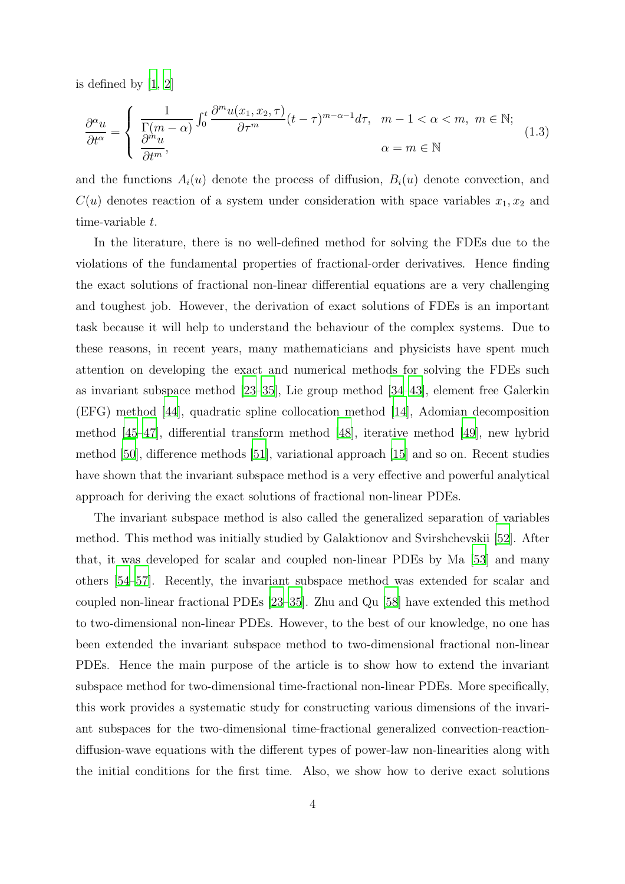is defined by [1, 2]

$$\frac{\partial^{\alpha} u}{\partial t^{\alpha}} = \begin{cases} \dfrac{1}{\Gamma(m-\alpha)} \int_0^t \dfrac{\partial^m u(x_1, x_2, \tau)}{\partial \tau^m} (t-\tau)^{m-\alpha-1} d\tau, & m-1 < \alpha < m, \ m \in \mathbb{N}; \\ \dfrac{\partial^m u}{\partial t^m}, & \alpha = m \in \mathbb{N} \end{cases} \tag{1.3}$$

and the functions $A_i(u)$ denote the process of diffusion, $B_i(u)$ denote convection, and $C(u)$ denotes reaction of a system under consideration with space variables $x_1, x_2$ and time-variable $t$.

In the literature, there is no well-defined method for solving the FDEs due to the violations of the fundamental properties of fractional-order derivatives. Hence finding the exact solutions of fractional non-linear differential equations are a very challenging and toughest job. However, the derivation of exact solutions of FDEs is an important task because it will help to understand the behaviour of the complex systems. Due to these reasons, in recent years, many mathematicians and physicists have spent much attention on developing the exact and numerical methods for solving the FDEs such as invariant subspace method [23–35], Lie group method [34–43], element free Galerkin (EFG) method [44], quadratic spline collocation method [14], Adomian decomposition method [45–47], differential transform method [48], iterative method [49], new hybrid method [50], difference methods [51], variational approach [15] and so on. Recent studies have shown that the invariant subspace method is a very effective and powerful analytical approach for deriving the exact solutions of fractional non-linear PDEs.

The invariant subspace method is also called the generalized separation of variables method. This method was initially studied by Galaktionov and Svirshchevskii [52]. After that, it was developed for scalar and coupled non-linear PDEs by Ma [53] and many others [54–57]. Recently, the invariant subspace method was extended for scalar and coupled non-linear fractional PDEs [23–35]. Zhu and Qu [58] have extended this method to two-dimensional non-linear PDEs. However, to the best of our knowledge, no one has been extended the invariant subspace method to two-dimensional fractional non-linear PDEs. Hence the main purpose of the article is to show how to extend the invariant subspace method for two-dimensional time-fractional non-linear PDEs. More specifically, this work provides a systematic study for constructing various dimensions of the invariant subspaces for the two-dimensional time-fractional generalized convection-reaction-diffusion-wave equations with the different types of power-law non-linearities along with the initial conditions for the first time. Also, we show how to derive exact solutions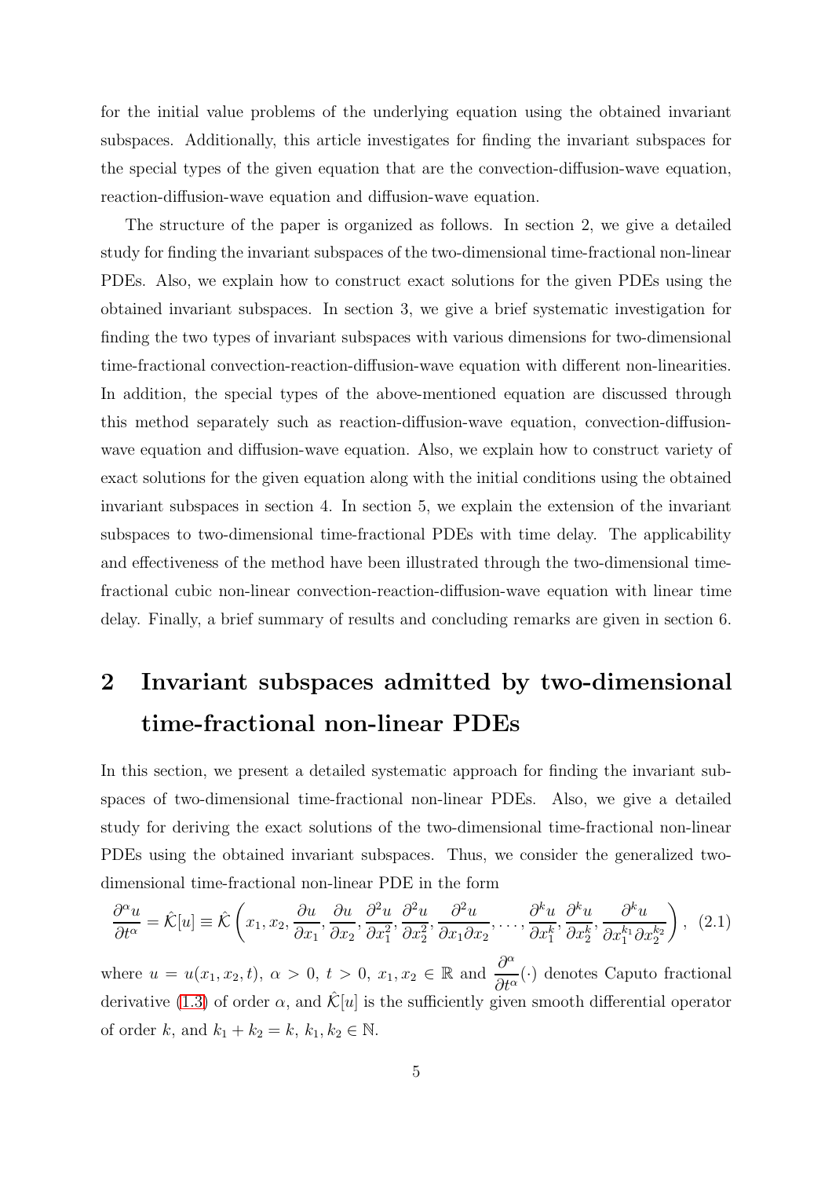for the initial value problems of the underlying equation using the obtained invariant subspaces. Additionally, this article investigates for finding the invariant subspaces for the special types of the given equation that are the convection-diffusion-wave equation, reaction-diffusion-wave equation and diffusion-wave equation.

The structure of the paper is organized as follows. In section 2, we give a detailed study for finding the invariant subspaces of the two-dimensional time-fractional non-linear PDEs. Also, we explain how to construct exact solutions for the given PDEs using the obtained invariant subspaces. In section 3, we give a brief systematic investigation for finding the two types of invariant subspaces with various dimensions for two-dimensional time-fractional convection-reaction-diffusion-wave equation with different non-linearities. In addition, the special types of the above-mentioned equation are discussed through this method separately such as reaction-diffusion-wave equation, convection-diffusion-wave equation and diffusion-wave equation. Also, we explain how to construct variety of exact solutions for the given equation along with the initial conditions using the obtained invariant subspaces in section 4. In section 5, we explain the extension of the invariant subspaces to two-dimensional time-fractional PDEs with time delay. The applicability and effectiveness of the method have been illustrated through the two-dimensional time-fractional cubic non-linear convection-reaction-diffusion-wave equation with linear time delay. Finally, a brief summary of results and concluding remarks are given in section 6.

# 2 Invariant subspaces admitted by two-dimensional time-fractional non-linear PDEs

In this section, we present a detailed systematic approach for finding the invariant subspaces of two-dimensional time-fractional non-linear PDEs. Also, we give a detailed study for deriving the exact solutions of the two-dimensional time-fractional non-linear PDEs using the obtained invariant subspaces. Thus, we consider the generalized two-dimensional time-fractional non-linear PDE in the form

$$\frac{\partial^\alpha u}{\partial t^\alpha} = \hat{\mathcal{K}}[u] \equiv \hat{\mathcal{K}}\left(x_1, x_2, \frac{\partial u}{\partial x_1}, \frac{\partial u}{\partial x_2}, \frac{\partial^2 u}{\partial x_1^2}, \frac{\partial^2 u}{\partial x_2^2}, \frac{\partial^2 u}{\partial x_1 \partial x_2}, \ldots, \frac{\partial^k u}{\partial x_1^k}, \frac{\partial^k u}{\partial x_2^k}, \frac{\partial^k u}{\partial x_1^{k_1} \partial x_2^{k_2}}\right), \quad (2.1)$$

where $u = u(x_1, x_2, t)$, $\alpha > 0$, $t > 0$, $x_1, x_2 \in \mathbb{R}$ and $\dfrac{\partial^\alpha}{\partial t^\alpha}(\cdot)$ denotes Caputo fractional derivative (1.3) of order $\alpha$, and $\hat{\mathcal{K}}[u]$ is the sufficiently given smooth differential operator of order $k$, and $k_1 + k_2 = k$, $k_1, k_2 \in \mathbb{N}$.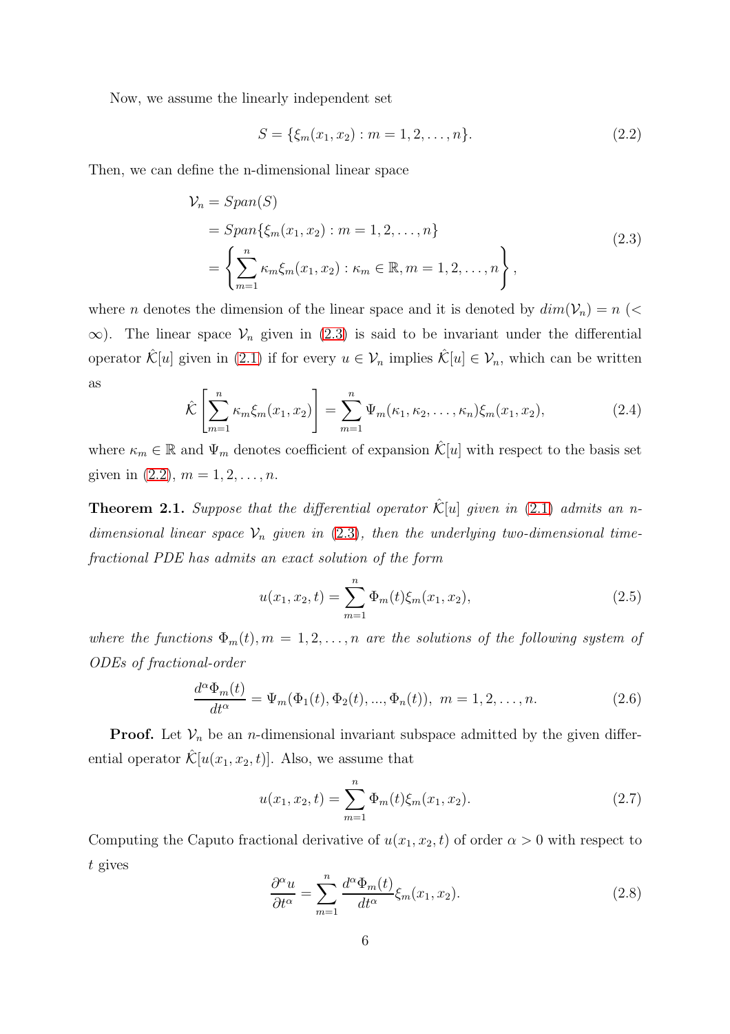Now, we assume the linearly independent set

$$S = \{\xi_m(x_1, x_2) : m = 1, 2, \dots, n\}. \tag{2.2}$$

Then, we can define the n-dimensional linear space

$$\begin{aligned}
\mathcal{V}_n &= Span(S) \\
&= Span\{\xi_m(x_1, x_2) : m = 1, 2, \dots, n\} \\
&= \left\{ \sum_{m=1}^{n} \kappa_m \xi_m(x_1, x_2) : \kappa_m \in \mathbb{R}, m = 1, 2, \dots, n \right\},
\end{aligned} \tag{2.3}$$

where $n$ denotes the dimension of the linear space and it is denoted by $dim(\mathcal{V}_n) = n$ ($< \infty$). The linear space $\mathcal{V}_n$ given in (2.3) is said to be invariant under the differential operator $\hat{\mathcal{K}}[u]$ given in (2.1) if for every $u \in \mathcal{V}_n$ implies $\hat{\mathcal{K}}[u] \in \mathcal{V}_n$, which can be written as

$$\hat{\mathcal{K}}\left[\sum_{m=1}^{n} \kappa_m \xi_m(x_1, x_2)\right] = \sum_{m=1}^{n} \Psi_m(\kappa_1, \kappa_2, \dots, \kappa_n) \xi_m(x_1, x_2), \tag{2.4}$$

where $\kappa_m \in \mathbb{R}$ and $\Psi_m$ denotes coefficient of expansion $\hat{\mathcal{K}}[u]$ with respect to the basis set given in (2.2), $m = 1, 2, \dots, n$.

**Theorem 2.1.** *Suppose that the differential operator $\hat{\mathcal{K}}[u]$ given in (2.1) admits an n-dimensional linear space $\mathcal{V}_n$ given in (2.3), then the underlying two-dimensional time-fractional PDE has admits an exact solution of the form*

$$u(x_1, x_2, t) = \sum_{m=1}^{n} \Phi_m(t) \xi_m(x_1, x_2), \tag{2.5}$$

*where the functions $\Phi_m(t), m = 1, 2, \dots, n$ are the solutions of the following system of ODEs of fractional-order*

$$\frac{d^\alpha \Phi_m(t)}{dt^\alpha} = \Psi_m(\Phi_1(t), \Phi_2(t), ..., \Phi_n(t)), \ m = 1, 2, \dots, n. \tag{2.6}$$

**Proof.** Let $\mathcal{V}_n$ be an $n$-dimensional invariant subspace admitted by the given differential operator $\hat{\mathcal{K}}[u(x_1, x_2, t)]$. Also, we assume that

$$u(x_1, x_2, t) = \sum_{m=1}^{n} \Phi_m(t) \xi_m(x_1, x_2). \tag{2.7}$$

Computing the Caputo fractional derivative of $u(x_1, x_2, t)$ of order $\alpha > 0$ with respect to $t$ gives

$$\frac{\partial^\alpha u}{\partial t^\alpha} = \sum_{m=1}^{n} \frac{d^\alpha \Phi_m(t)}{dt^\alpha} \xi_m(x_1, x_2). \tag{2.8}$$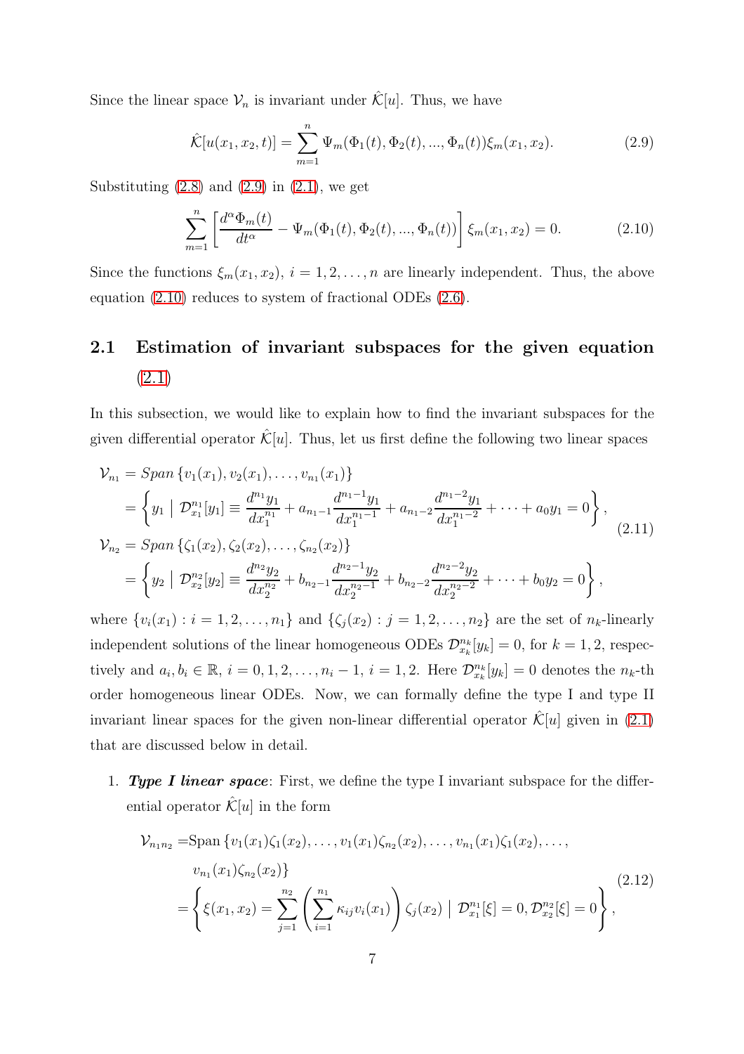Since the linear space $\mathcal{V}_n$ is invariant under $\hat{\mathcal{K}}[u]$. Thus, we have

$$\hat{\mathcal{K}}[u(x_1,x_2,t)] = \sum_{m=1}^{n} \Psi_m(\Phi_1(t),\Phi_2(t),...,\Phi_n(t))\xi_m(x_1,x_2). \tag{2.9}$$

Substituting (2.8) and (2.9) in (2.1), we get

$$\sum_{m=1}^{n}\left[\frac{d^{\alpha}\Phi_m(t)}{dt^{\alpha}} - \Psi_m(\Phi_1(t),\Phi_2(t),...,\Phi_n(t))\right]\xi_m(x_1,x_2) = 0. \tag{2.10}$$

Since the functions $\xi_m(x_1,x_2)$, $i=1,2,\ldots,n$ are linearly independent. Thus, the above equation (2.10) reduces to system of fractional ODEs (2.6).

## 2.1 Estimation of invariant subspaces for the given equation (2.1)

In this subsection, we would like to explain how to find the invariant subspaces for the given differential operator $\hat{\mathcal{K}}[u]$. Thus, let us first define the following two linear spaces

$$\begin{aligned}
\mathcal{V}_{n_1} &= Span\left\{v_1(x_1),v_2(x_1),\ldots,v_{n_1}(x_1)\right\}\\
&= \left\{y_1 \;\middle|\; \mathcal{D}^{n_1}_{x_1}[y_1] \equiv \frac{d^{n_1}y_1}{dx_1^{n_1}} + a_{n_1-1}\frac{d^{n_1-1}y_1}{dx_1^{n_1-1}} + a_{n_1-2}\frac{d^{n_1-2}y_1}{dx_1^{n_1-2}} + \cdots + a_0 y_1 = 0\right\},\\
\mathcal{V}_{n_2} &= Span\left\{\zeta_1(x_2),\zeta_2(x_2),\ldots,\zeta_{n_2}(x_2)\right\}\\
&= \left\{y_2 \;\middle|\; \mathcal{D}^{n_2}_{x_2}[y_2] \equiv \frac{d^{n_2}y_2}{dx_2^{n_2}} + b_{n_2-1}\frac{d^{n_2-1}y_2}{dx_2^{n_2-1}} + b_{n_2-2}\frac{d^{n_2-2}y_2}{dx_2^{n_2-2}} + \cdots + b_0 y_2 = 0\right\},
\end{aligned} \tag{2.11}$$

where $\{v_i(x_1): i=1,2,\ldots,n_1\}$ and $\{\zeta_j(x_2): j=1,2,\ldots,n_2\}$ are the set of $n_k$-linearly independent solutions of the linear homogeneous ODEs $\mathcal{D}^{n_k}_{x_k}[y_k]=0$, for $k=1,2$, respectively and $a_i, b_i \in \mathbb{R}$, $i=0,1,2,\ldots,n_i-1$, $i=1,2$. Here $\mathcal{D}^{n_k}_{x_k}[y_k]=0$ denotes the $n_k$-th order homogeneous linear ODEs. Now, we can formally define the type I and type II invariant linear spaces for the given non-linear differential operator $\hat{\mathcal{K}}[u]$ given in (2.1) that are discussed below in detail.

1. ***Type I linear space***: First, we define the type I invariant subspace for the differential operator $\hat{\mathcal{K}}[u]$ in the form

$$\begin{aligned}
\mathcal{V}_{n_1n_2} =& \text{Span}\left\{v_1(x_1)\zeta_1(x_2),\ldots,v_1(x_1)\zeta_{n_2}(x_2),\ldots,v_{n_1}(x_1)\zeta_1(x_2),\ldots,\right.\\
&\left. v_{n_1}(x_1)\zeta_{n_2}(x_2)\right\}\\
=& \left\{\xi(x_1,x_2) = \sum_{j=1}^{n_2}\left(\sum_{i=1}^{n_1}\kappa_{ij}v_i(x_1)\right)\zeta_j(x_2) \;\middle|\; \mathcal{D}^{n_1}_{x_1}[\xi]=0, \mathcal{D}^{n_2}_{x_2}[\xi]=0\right\},
\end{aligned} \tag{2.12}$$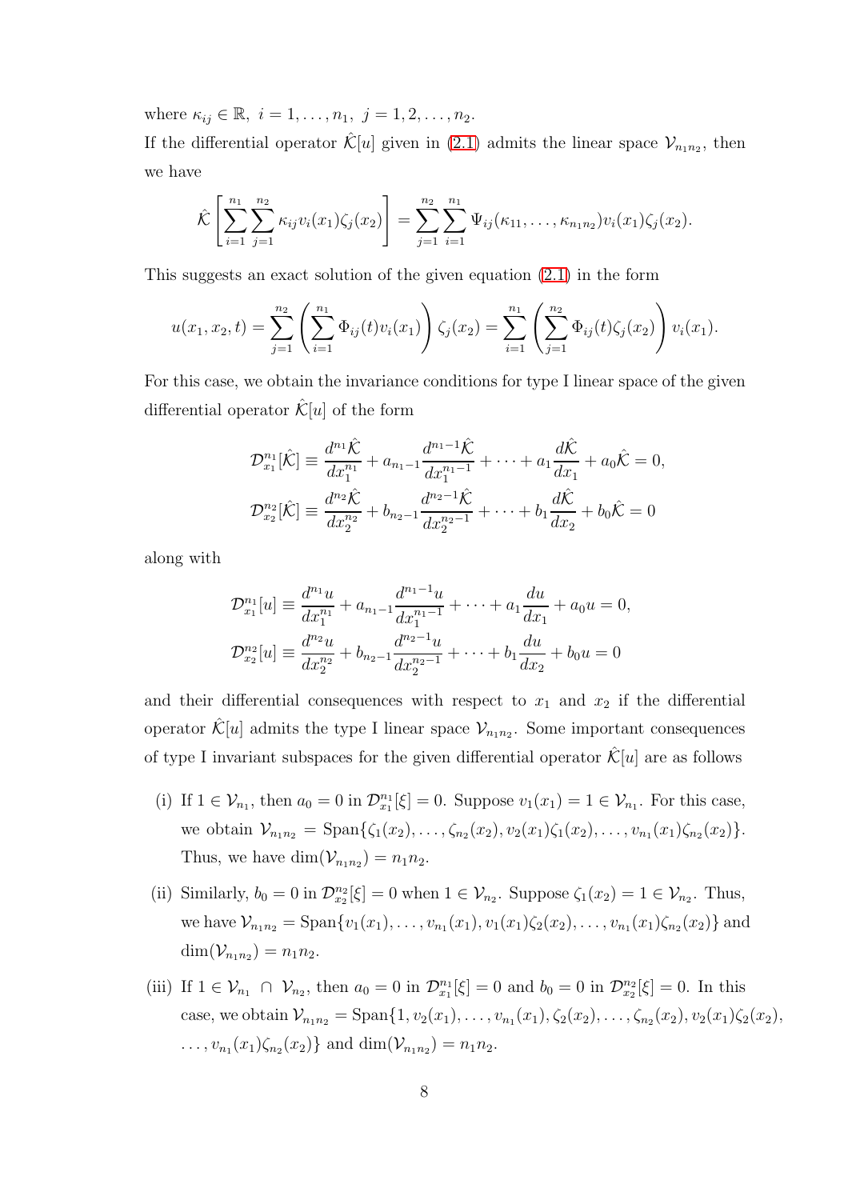where $\kappa_{ij} \in \mathbb{R},\ i = 1, \ldots, n_1,\ j = 1, 2, \ldots, n_2$.

If the differential operator $\hat{\mathcal{K}}[u]$ given in (2.1) admits the linear space $\mathcal{V}_{n_1 n_2}$, then we have

$$\hat{\mathcal{K}}\left[\sum_{i=1}^{n_1}\sum_{j=1}^{n_2}\kappa_{ij}v_i(x_1)\zeta_j(x_2)\right] = \sum_{j=1}^{n_2}\sum_{i=1}^{n_1}\Psi_{ij}(\kappa_{11}, \ldots, \kappa_{n_1 n_2})v_i(x_1)\zeta_j(x_2).$$

This suggests an exact solution of the given equation (2.1) in the form

$$u(x_1, x_2, t) = \sum_{j=1}^{n_2}\left(\sum_{i=1}^{n_1}\Phi_{ij}(t)v_i(x_1)\right)\zeta_j(x_2) = \sum_{i=1}^{n_1}\left(\sum_{j=1}^{n_2}\Phi_{ij}(t)\zeta_j(x_2)\right)v_i(x_1).$$

For this case, we obtain the invariance conditions for type I linear space of the given differential operator $\hat{\mathcal{K}}[u]$ of the form

$$\mathcal{D}_{x_1}^{n_1}[\hat{\mathcal{K}}] \equiv \frac{d^{n_1}\hat{\mathcal{K}}}{dx_1^{n_1}} + a_{n_1-1}\frac{d^{n_1-1}\hat{\mathcal{K}}}{dx_1^{n_1-1}} + \cdots + a_1\frac{d\hat{\mathcal{K}}}{dx_1} + a_0\hat{\mathcal{K}} = 0,$$
$$\mathcal{D}_{x_2}^{n_2}[\hat{\mathcal{K}}] \equiv \frac{d^{n_2}\hat{\mathcal{K}}}{dx_2^{n_2}} + b_{n_2-1}\frac{d^{n_2-1}\hat{\mathcal{K}}}{dx_2^{n_2-1}} + \cdots + b_1\frac{d\hat{\mathcal{K}}}{dx_2} + b_0\hat{\mathcal{K}} = 0$$

along with

$$\mathcal{D}_{x_1}^{n_1}[u] \equiv \frac{d^{n_1}u}{dx_1^{n_1}} + a_{n_1-1}\frac{d^{n_1-1}u}{dx_1^{n_1-1}} + \cdots + a_1\frac{du}{dx_1} + a_0 u = 0,$$
$$\mathcal{D}_{x_2}^{n_2}[u] \equiv \frac{d^{n_2}u}{dx_2^{n_2}} + b_{n_2-1}\frac{d^{n_2-1}u}{dx_2^{n_2-1}} + \cdots + b_1\frac{du}{dx_2} + b_0 u = 0$$

and their differential consequences with respect to $x_1$ and $x_2$ if the differential operator $\hat{\mathcal{K}}[u]$ admits the type I linear space $\mathcal{V}_{n_1 n_2}$. Some important consequences of type I invariant subspaces for the given differential operator $\hat{\mathcal{K}}[u]$ are as follows

(i) If $1 \in \mathcal{V}_{n_1}$, then $a_0 = 0$ in $\mathcal{D}_{x_1}^{n_1}[\xi] = 0$. Suppose $v_1(x_1) = 1 \in \mathcal{V}_{n_1}$. For this case, we obtain $\mathcal{V}_{n_1 n_2} = \text{Span}\{\zeta_1(x_2), \ldots, \zeta_{n_2}(x_2), v_2(x_1)\zeta_1(x_2), \ldots, v_{n_1}(x_1)\zeta_{n_2}(x_2)\}$. Thus, we have $\dim(\mathcal{V}_{n_1 n_2}) = n_1 n_2$.

(ii) Similarly, $b_0 = 0$ in $\mathcal{D}_{x_2}^{n_2}[\xi] = 0$ when $1 \in \mathcal{V}_{n_2}$. Suppose $\zeta_1(x_2) = 1 \in \mathcal{V}_{n_2}$. Thus, we have $\mathcal{V}_{n_1 n_2} = \text{Span}\{v_1(x_1), \ldots, v_{n_1}(x_1), v_1(x_1)\zeta_2(x_2), \ldots, v_{n_1}(x_1)\zeta_{n_2}(x_2)\}$ and $\dim(\mathcal{V}_{n_1 n_2}) = n_1 n_2$.

(iii) If $1 \in \mathcal{V}_{n_1} \cap \mathcal{V}_{n_2}$, then $a_0 = 0$ in $\mathcal{D}_{x_1}^{n_1}[\xi] = 0$ and $b_0 = 0$ in $\mathcal{D}_{x_2}^{n_2}[\xi] = 0$. In this case, we obtain $\mathcal{V}_{n_1 n_2} = \text{Span}\{1, v_2(x_1), \ldots, v_{n_1}(x_1), \zeta_2(x_2), \ldots, \zeta_{n_2}(x_2), v_2(x_1)\zeta_2(x_2), \ldots, v_{n_1}(x_1)\zeta_{n_2}(x_2)\}$ and $\dim(\mathcal{V}_{n_1 n_2}) = n_1 n_2$.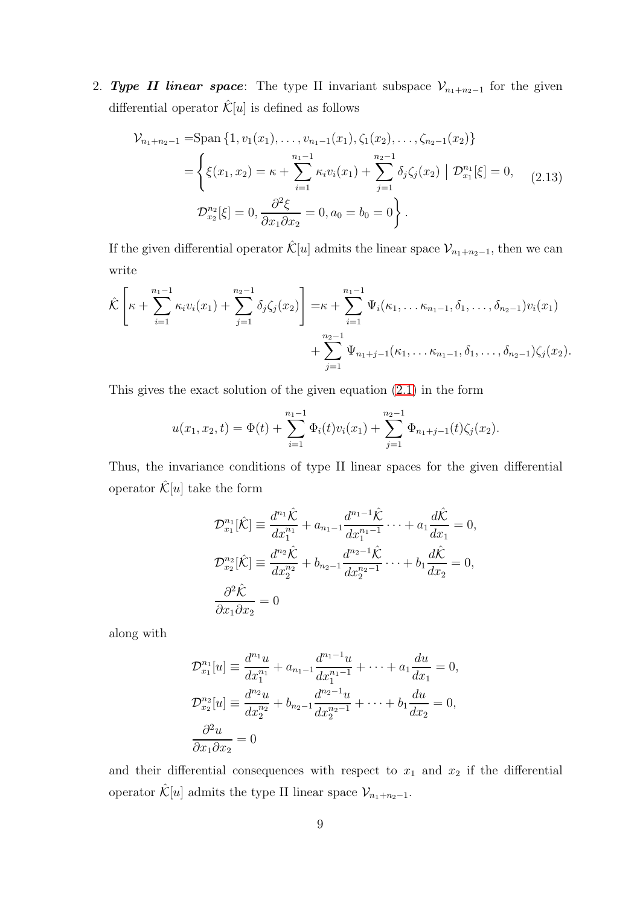2. ***Type II linear space***: The type II invariant subspace $\mathcal{V}_{n_1+n_2-1}$ for the given differential operator $\hat{\mathcal{K}}[u]$ is defined as follows

$$
\begin{aligned}
\mathcal{V}_{n_1+n_2-1} =& \text{Span}\left\{1, v_1(x_1), \ldots, v_{n_1-1}(x_1), \zeta_1(x_2), \ldots, \zeta_{n_2-1}(x_2)\right\} \\
=& \left\{ \xi(x_1,x_2) = \kappa + \sum_{i=1}^{n_1-1} \kappa_i v_i(x_1) + \sum_{j=1}^{n_2-1} \delta_j \zeta_j(x_2) \;\middle|\; \mathcal{D}_{x_1}^{n_1}[\xi] = 0, \right. \\
& \left. \mathcal{D}_{x_2}^{n_2}[\xi] = 0, \frac{\partial^2 \xi}{\partial x_1 \partial x_2} = 0, a_0 = b_0 = 0 \right\}.
\end{aligned} \tag{2.13}
$$

If the given differential operator $\hat{\mathcal{K}}[u]$ admits the linear space $\mathcal{V}_{n_1+n_2-1}$, then we can write

$$
\begin{aligned}
\hat{\mathcal{K}}\left[\kappa + \sum_{i=1}^{n_1-1} \kappa_i v_i(x_1) + \sum_{j=1}^{n_2-1} \delta_j \zeta_j(x_2)\right] =& \kappa + \sum_{i=1}^{n_1-1} \Psi_i(\kappa_1, \ldots \kappa_{n_1-1}, \delta_1, \ldots, \delta_{n_2-1}) v_i(x_1) \\
& + \sum_{j=1}^{n_2-1} \Psi_{n_1+j-1}(\kappa_1, \ldots \kappa_{n_1-1}, \delta_1, \ldots, \delta_{n_2-1}) \zeta_j(x_2).
\end{aligned}
$$

This gives the exact solution of the given equation (2.1) in the form

$$
u(x_1, x_2, t) = \Phi(t) + \sum_{i=1}^{n_1-1} \Phi_i(t) v_i(x_1) + \sum_{j=1}^{n_2-1} \Phi_{n_1+j-1}(t) \zeta_j(x_2).
$$

Thus, the invariance conditions of type II linear spaces for the given differential operator $\hat{\mathcal{K}}[u]$ take the form

$$
\begin{aligned}
& \mathcal{D}_{x_1}^{n_1}[\hat{\mathcal{K}}] \equiv \frac{d^{n_1}\hat{\mathcal{K}}}{dx_1^{n_1}} + a_{n_1-1}\frac{d^{n_1-1}\hat{\mathcal{K}}}{dx_1^{n_1-1}} \cdots + a_1 \frac{d\hat{\mathcal{K}}}{dx_1} = 0, \\
& \mathcal{D}_{x_2}^{n_2}[\hat{\mathcal{K}}] \equiv \frac{d^{n_2}\hat{\mathcal{K}}}{dx_2^{n_2}} + b_{n_2-1}\frac{d^{n_2-1}\hat{\mathcal{K}}}{dx_2^{n_2-1}} \cdots + b_1 \frac{d\hat{\mathcal{K}}}{dx_2} = 0, \\
& \frac{\partial^2 \hat{\mathcal{K}}}{\partial x_1 \partial x_2} = 0
\end{aligned}
$$

along with

$$
\begin{aligned}
& \mathcal{D}_{x_1}^{n_1}[u] \equiv \frac{d^{n_1}u}{dx_1^{n_1}} + a_{n_1-1}\frac{d^{n_1-1}u}{dx_1^{n_1-1}} + \cdots + a_1 \frac{du}{dx_1} = 0, \\
& \mathcal{D}_{x_2}^{n_2}[u] \equiv \frac{d^{n_2}u}{dx_2^{n_2}} + b_{n_2-1}\frac{d^{n_2-1}u}{dx_2^{n_2-1}} + \cdots + b_1 \frac{du}{dx_2} = 0, \\
& \frac{\partial^2 u}{\partial x_1 \partial x_2} = 0
\end{aligned}
$$

and their differential consequences with respect to $x_1$ and $x_2$ if the differential operator $\hat{\mathcal{K}}[u]$ admits the type II linear space $\mathcal{V}_{n_1+n_2-1}$.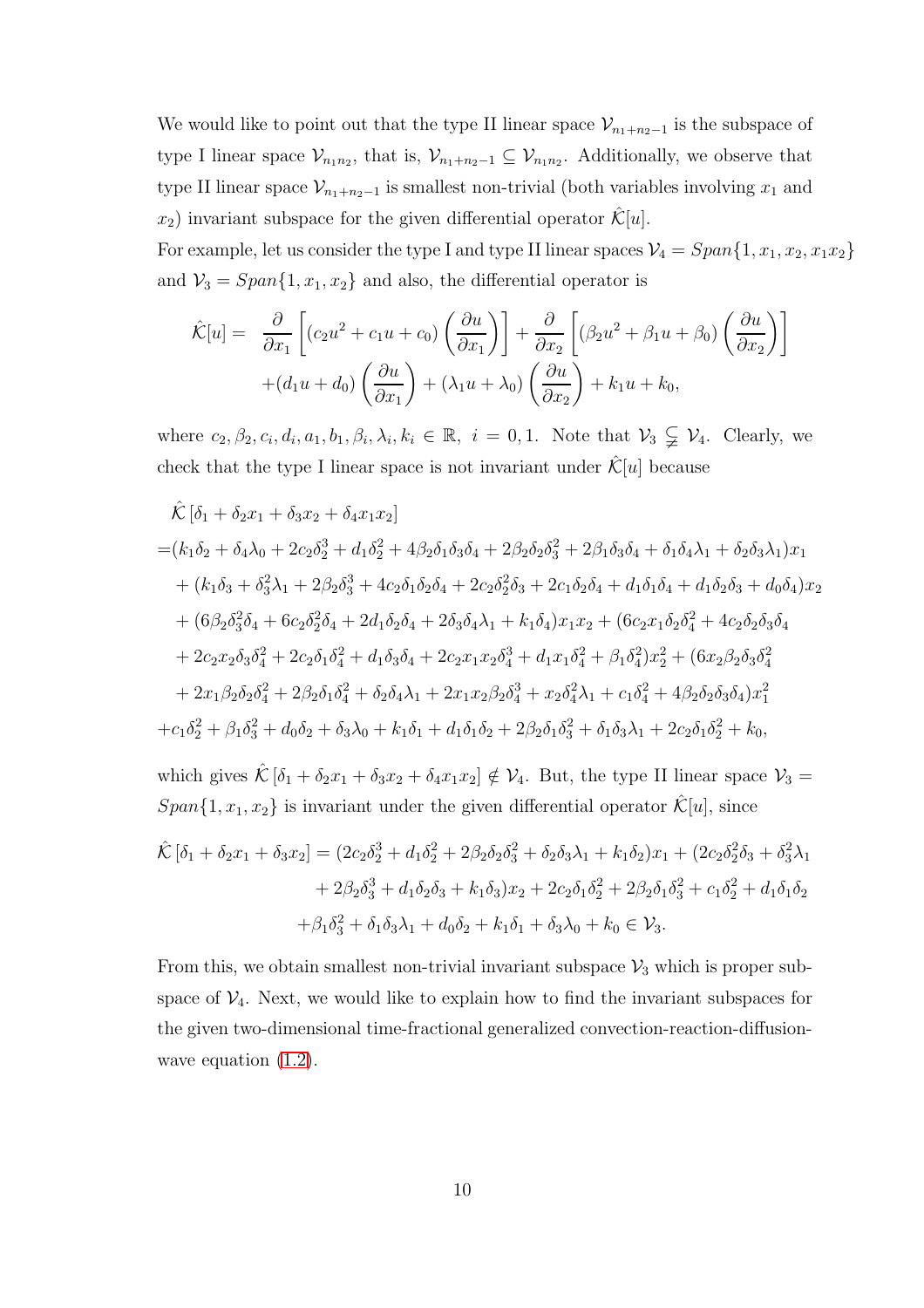We would like to point out that the type II linear space $\mathcal{V}_{n_1+n_2-1}$ is the subspace of type I linear space $\mathcal{V}_{n_1 n_2}$, that is, $\mathcal{V}_{n_1+n_2-1} \subseteq \mathcal{V}_{n_1 n_2}$. Additionally, we observe that type II linear space $\mathcal{V}_{n_1+n_2-1}$ is smallest non-trivial (both variables involving $x_1$ and $x_2$) invariant subspace for the given differential operator $\hat{\mathcal{K}}[u]$.

For example, let us consider the type I and type II linear spaces $\mathcal{V}_4 = Span\{1, x_1, x_2, x_1x_2\}$ and $\mathcal{V}_3 = Span\{1, x_1, x_2\}$ and also, the differential operator is

$$
\begin{aligned}
\hat{\mathcal{K}}[u] = \ & \frac{\partial}{\partial x_1}\left[(c_2u^2 + c_1u + c_0)\left(\frac{\partial u}{\partial x_1}\right)\right] + \frac{\partial}{\partial x_2}\left[(\beta_2u^2 + \beta_1u + \beta_0)\left(\frac{\partial u}{\partial x_2}\right)\right] \\
& + (d_1u + d_0)\left(\frac{\partial u}{\partial x_1}\right) + (\lambda_1u + \lambda_0)\left(\frac{\partial u}{\partial x_2}\right) + k_1u + k_0,
\end{aligned}
$$

where $c_2, \beta_2, c_i, d_i, a_1, b_1, \beta_i, \lambda_i, k_i \in \mathbb{R},\ i = 0, 1$. Note that $\mathcal{V}_3 \subsetneqq \mathcal{V}_4$. Clearly, we check that the type I linear space is not invariant under $\hat{\mathcal{K}}[u]$ because

$$
\begin{aligned}
& \hat{\mathcal{K}}\left[\delta_1 + \delta_2x_1 + \delta_3x_2 + \delta_4x_1x_2\right] \\
= & (k_1\delta_2 + \delta_4\lambda_0 + 2c_2\delta_2^3 + d_1\delta_2^2 + 4\beta_2\delta_1\delta_3\delta_4 + 2\beta_2\delta_2\delta_3^2 + 2\beta_1\delta_3\delta_4 + \delta_1\delta_4\lambda_1 + \delta_2\delta_3\lambda_1)x_1 \\
& + (k_1\delta_3 + \delta_3^2\lambda_1 + 2\beta_2\delta_3^3 + 4c_2\delta_1\delta_2\delta_4 + 2c_2\delta_2^2\delta_3 + 2c_1\delta_2\delta_4 + d_1\delta_1\delta_4 + d_1\delta_2\delta_3 + d_0\delta_4)x_2 \\
& + (6\beta_2\delta_3^2\delta_4 + 6c_2\delta_2^2\delta_4 + 2d_1\delta_2\delta_4 + 2\delta_3\delta_4\lambda_1 + k_1\delta_4)x_1x_2 + (6c_2x_1\delta_2\delta_4^2 + 4c_2\delta_2\delta_3\delta_4 \\
& + 2c_2x_2\delta_3\delta_4^2 + 2c_2\delta_1\delta_4^2 + d_1\delta_3\delta_4 + 2c_2x_1x_2\delta_4^3 + d_1x_1\delta_4^2 + \beta_1\delta_4^2)x_2^2 + (6x_2\beta_2\delta_3\delta_4^2 \\
& + 2x_1\beta_2\delta_2\delta_4^2 + 2\beta_2\delta_1\delta_4^2 + \delta_2\delta_4\lambda_1 + 2x_1x_2\beta_2\delta_4^3 + x_2\delta_4^2\lambda_1 + c_1\delta_4^2 + 4\beta_2\delta_2\delta_3\delta_4)x_1^2 \\
& + c_1\delta_2^2 + \beta_1\delta_3^2 + d_0\delta_2 + \delta_3\lambda_0 + k_1\delta_1 + d_1\delta_1\delta_2 + 2\beta_2\delta_1\delta_3^2 + \delta_1\delta_3\lambda_1 + 2c_2\delta_1\delta_2^2 + k_0,
\end{aligned}
$$

which gives $\hat{\mathcal{K}}\left[\delta_1 + \delta_2x_1 + \delta_3x_2 + \delta_4x_1x_2\right] \notin \mathcal{V}_4$. But, the type II linear space $\mathcal{V}_3 = Span\{1, x_1, x_2\}$ is invariant under the given differential operator $\hat{\mathcal{K}}[u]$, since

$$
\begin{aligned}
\hat{\mathcal{K}}\left[\delta_1 + \delta_2x_1 + \delta_3x_2\right] = & (2c_2\delta_2^3 + d_1\delta_2^2 + 2\beta_2\delta_2\delta_3^2 + \delta_2\delta_3\lambda_1 + k_1\delta_2)x_1 + (2c_2\delta_2^2\delta_3 + \delta_3^2\lambda_1 \\
& + 2\beta_2\delta_3^3 + d_1\delta_2\delta_3 + k_1\delta_3)x_2 + 2c_2\delta_1\delta_2^2 + 2\beta_2\delta_1\delta_3^2 + c_1\delta_2^2 + d_1\delta_1\delta_2 \\
& + \beta_1\delta_3^2 + \delta_1\delta_3\lambda_1 + d_0\delta_2 + k_1\delta_1 + \delta_3\lambda_0 + k_0 \in \mathcal{V}_3.
\end{aligned}
$$

From this, we obtain smallest non-trivial invariant subspace $\mathcal{V}_3$ which is proper subspace of $\mathcal{V}_4$. Next, we would like to explain how to find the invariant subspaces for the given two-dimensional time-fractional generalized convection-reaction-diffusion-wave equation (1.2).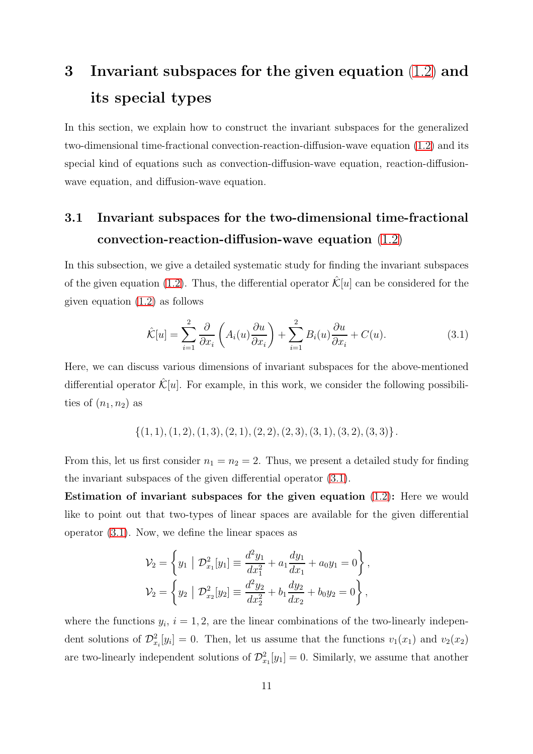# 3 Invariant subspaces for the given equation (1.2) and its special types

In this section, we explain how to construct the invariant subspaces for the generalized two-dimensional time-fractional convection-reaction-diffusion-wave equation (1.2) and its special kind of equations such as convection-diffusion-wave equation, reaction-diffusion-wave equation, and diffusion-wave equation.

## 3.1 Invariant subspaces for the two-dimensional time-fractional convection-reaction-diffusion-wave equation (1.2)

In this subsection, we give a detailed systematic study for finding the invariant subspaces of the given equation (1.2). Thus, the differential operator $\hat{\mathcal{K}}[u]$ can be considered for the given equation (1.2) as follows

$$\hat{\mathcal{K}}[u] = \sum_{i=1}^{2} \frac{\partial}{\partial x_i}\left(A_i(u)\frac{\partial u}{\partial x_i}\right) + \sum_{i=1}^{2} B_i(u)\frac{\partial u}{\partial x_i} + C(u). \tag{3.1}$$

Here, we can discuss various dimensions of invariant subspaces for the above-mentioned differential operator $\hat{\mathcal{K}}[u]$. For example, in this work, we consider the following possibilities of $(n_1, n_2)$ as

$$\{(1,1),(1,2),(1,3),(2,1),(2,2),(2,3),(3,1),(3,2),(3,3)\}.$$

From this, let us first consider $n_1 = n_2 = 2$. Thus, we present a detailed study for finding the invariant subspaces of the given differential operator (3.1).

**Estimation of invariant subspaces for the given equation (1.2):** Here we would like to point out that two-types of linear spaces are available for the given differential operator (3.1). Now, we define the linear spaces as

$$\mathcal{V}_2 = \left\{ y_1 \;\middle|\; \mathcal{D}^2_{x_1}[y_1] \equiv \frac{d^2 y_1}{dx_1^2} + a_1\frac{dy_1}{dx_1} + a_0 y_1 = 0 \right\},$$
$$\mathcal{V}_2 = \left\{ y_2 \;\middle|\; \mathcal{D}^2_{x_2}[y_2] \equiv \frac{d^2 y_2}{dx_2^2} + b_1\frac{dy_2}{dx_2} + b_0 y_2 = 0 \right\},$$

where the functions $y_i$, $i = 1, 2$, are the linear combinations of the two-linearly independent solutions of $\mathcal{D}^2_{x_i}[y_i] = 0$. Then, let us assume that the functions $v_1(x_1)$ and $v_2(x_2)$ are two-linearly independent solutions of $\mathcal{D}^2_{x_1}[y_1] = 0$. Similarly, we assume that another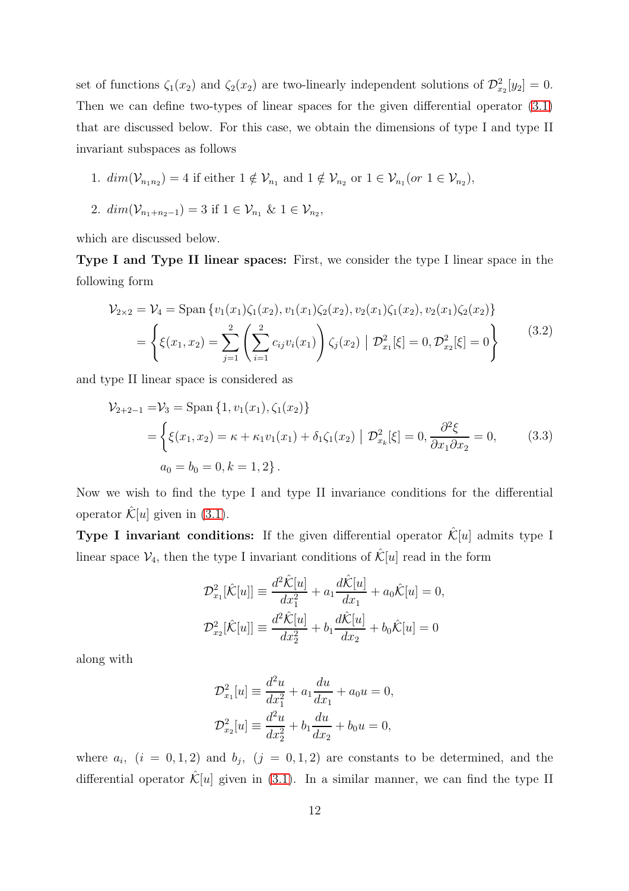set of functions $\zeta_1(x_2)$ and $\zeta_2(x_2)$ are two-linearly independent solutions of $\mathcal{D}^2_{x_2}[y_2] = 0$. Then we can define two-types of linear spaces for the given differential operator (3.1) that are discussed below. For this case, we obtain the dimensions of type I and type II invariant subspaces as follows

1. $dim(\mathcal{V}_{n_1 n_2}) = 4$ if either $1 \notin \mathcal{V}_{n_1}$ and $1 \notin \mathcal{V}_{n_2}$ or $1 \in \mathcal{V}_{n_1}$ (*or* $1 \in \mathcal{V}_{n_2}$),
2. $dim(\mathcal{V}_{n_1+n_2-1}) = 3$ if $1 \in \mathcal{V}_{n_1}$ & $1 \in \mathcal{V}_{n_2}$,

which are discussed below.

**Type I and Type II linear spaces:** First, we consider the type I linear space in the following form

$$
\begin{aligned}
\mathcal{V}_{2\times 2} = \mathcal{V}_4 &= \text{Span}\left\{v_1(x_1)\zeta_1(x_2), v_1(x_1)\zeta_2(x_2), v_2(x_1)\zeta_1(x_2), v_2(x_1)\zeta_2(x_2)\right\} \\
&= \left\{\xi(x_1, x_2) = \sum_{j=1}^{2}\left(\sum_{i=1}^{2} c_{ij} v_i(x_1)\right)\zeta_j(x_2) \;\Big|\; \mathcal{D}^2_{x_1}[\xi] = 0, \mathcal{D}^2_{x_2}[\xi] = 0\right\}
\end{aligned}
\tag{3.2}
$$

and type II linear space is considered as

$$
\begin{aligned}
\mathcal{V}_{2+2-1} =& \mathcal{V}_3 = \text{Span}\left\{1, v_1(x_1), \zeta_1(x_2)\right\} \\
&= \Bigg\{\xi(x_1, x_2) = \kappa + \kappa_1 v_1(x_1) + \delta_1 \zeta_1(x_2) \;\Big|\; \mathcal{D}^2_{x_k}[\xi] = 0, \frac{\partial^2 \xi}{\partial x_1 \partial x_2} = 0, \\
&\quad a_0 = b_0 = 0, k = 1, 2\Bigg\}.
\end{aligned}
\tag{3.3}
$$

Now we wish to find the type I and type II invariance conditions for the differential operator $\hat{\mathcal{K}}[u]$ given in (3.1).

**Type I invariant conditions:** If the given differential operator $\hat{\mathcal{K}}[u]$ admits type I linear space $\mathcal{V}_4$, then the type I invariant conditions of $\hat{\mathcal{K}}[u]$ read in the form

$$
\begin{aligned}
\mathcal{D}^2_{x_1}[\hat{\mathcal{K}}[u]] &\equiv \frac{d^2\hat{\mathcal{K}}[u]}{dx_1^2} + a_1\frac{d\hat{\mathcal{K}}[u]}{dx_1} + a_0\hat{\mathcal{K}}[u] = 0, \\
\mathcal{D}^2_{x_2}[\hat{\mathcal{K}}[u]] &\equiv \frac{d^2\hat{\mathcal{K}}[u]}{dx_2^2} + b_1\frac{d\hat{\mathcal{K}}[u]}{dx_2} + b_0\hat{\mathcal{K}}[u] = 0
\end{aligned}
$$

along with

$$
\begin{aligned}
\mathcal{D}^2_{x_1}[u] &\equiv \frac{d^2u}{dx_1^2} + a_1\frac{du}{dx_1} + a_0 u = 0, \\
\mathcal{D}^2_{x_2}[u] &\equiv \frac{d^2u}{dx_2^2} + b_1\frac{du}{dx_2} + b_0 u = 0,
\end{aligned}
$$

where $a_i$, $(i = 0, 1, 2)$ and $b_j$, $(j = 0, 1, 2)$ are constants to be determined, and the differential operator $\hat{\mathcal{K}}[u]$ given in (3.1). In a similar manner, we can find the type II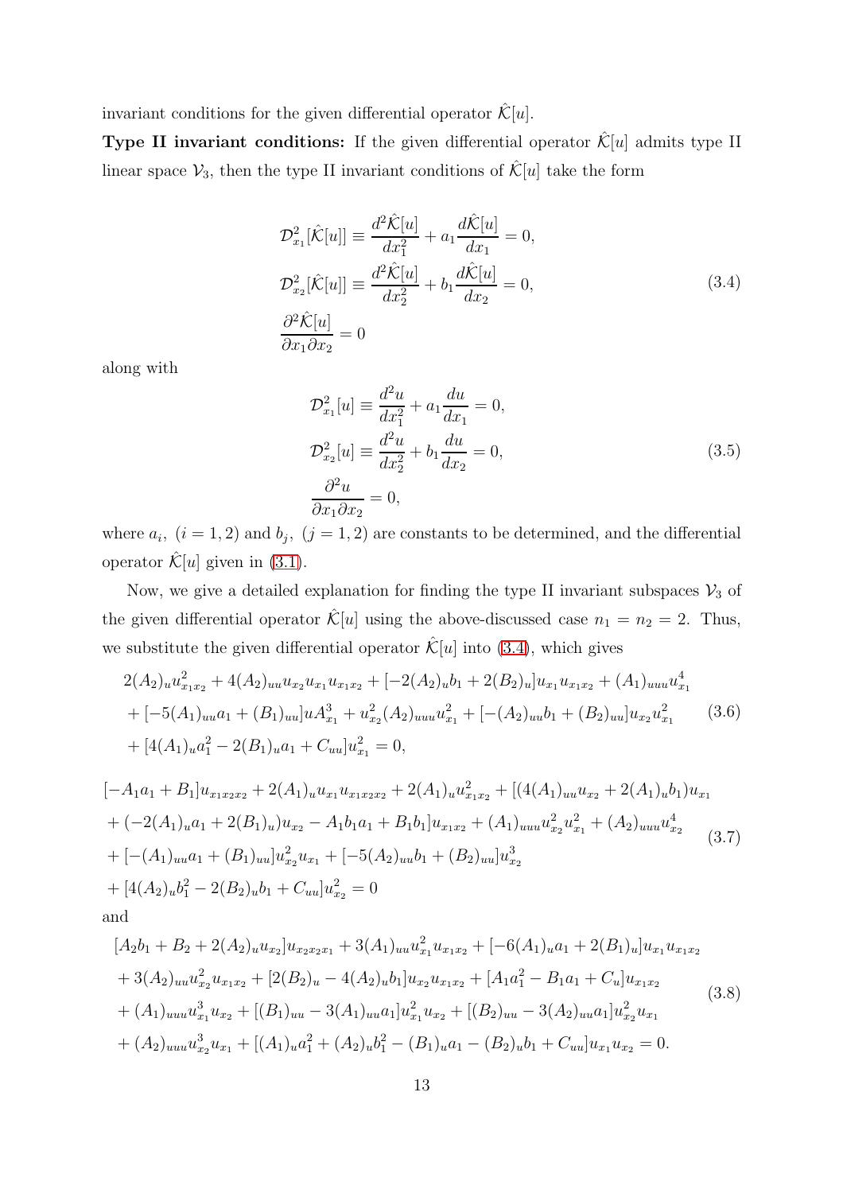invariant conditions for the given differential operator $\hat{\mathcal{K}}[u]$.

**Type II invariant conditions:** If the given differential operator $\hat{\mathcal{K}}[u]$ admits type II linear space $\mathcal{V}_3$, then the type II invariant conditions of $\hat{\mathcal{K}}[u]$ take the form

$$
\begin{aligned}
&\mathcal{D}^2_{x_1}[\hat{\mathcal{K}}[u]] \equiv \frac{d^2\hat{\mathcal{K}}[u]}{dx_1^2} + a_1\frac{d\hat{\mathcal{K}}[u]}{dx_1} = 0,\\
&\mathcal{D}^2_{x_2}[\hat{\mathcal{K}}[u]] \equiv \frac{d^2\hat{\mathcal{K}}[u]}{dx_2^2} + b_1\frac{d\hat{\mathcal{K}}[u]}{dx_2} = 0,\\
&\frac{\partial^2\hat{\mathcal{K}}[u]}{\partial x_1 \partial x_2} = 0
\end{aligned}
\tag{3.4}
$$

along with

$$
\begin{aligned}
&\mathcal{D}^2_{x_1}[u] \equiv \frac{d^2u}{dx_1^2} + a_1\frac{du}{dx_1} = 0,\\
&\mathcal{D}^2_{x_2}[u] \equiv \frac{d^2u}{dx_2^2} + b_1\frac{du}{dx_2} = 0,\\
&\frac{\partial^2 u}{\partial x_1 \partial x_2} = 0,
\end{aligned}
\tag{3.5}
$$

where $a_i,\ (i=1,2)$ and $b_j,\ (j=1,2)$ are constants to be determined, and the differential operator $\hat{\mathcal{K}}[u]$ given in (3.1).

Now, we give a detailed explanation for finding the type II invariant subspaces $\mathcal{V}_3$ of the given differential operator $\hat{\mathcal{K}}[u]$ using the above-discussed case $n_1 = n_2 = 2$. Thus, we substitute the given differential operator $\hat{\mathcal{K}}[u]$ into (3.4), which gives

$$
\begin{aligned}
&2(A_2)_u u_{x_1x_2}^2 + 4(A_2)_{uu}u_{x_2}u_{x_1}u_{x_1x_2} + [-2(A_2)_u b_1 + 2(B_2)_u]u_{x_1}u_{x_1x_2} + (A_1)_{uuu}u_{x_1}^4\\
&+ [-5(A_1)_{uu}a_1 + (B_1)_{uu}]uA_{x_1}^3 + u_{x_2}^2(A_2)_{uuu}u_{x_1}^2 + [-(A_2)_{uu}b_1 + (B_2)_{uu}]u_{x_2}u_{x_1}^2\\
&+ [4(A_1)_u a_1^2 - 2(B_1)_u a_1 + C_{uu}]u_{x_1}^2 = 0,
\end{aligned}
\tag{3.6}
$$

$$
\begin{aligned}
&[-A_1a_1 + B_1]u_{x_1x_2x_2} + 2(A_1)_u u_{x_1}u_{x_1x_2x_2} + 2(A_1)_u u_{x_1x_2}^2 + [(4(A_1)_{uu}u_{x_2} + 2(A_1)_u b_1)u_{x_1}\\
&+ (-2(A_1)_u a_1 + 2(B_1)_u)u_{x_2} - A_1b_1a_1 + B_1b_1]u_{x_1x_2} + (A_1)_{uuu}u_{x_2}^2u_{x_1}^2 + (A_2)_{uuu}u_{x_2}^4\\
&+ [-(A_1)_{uu}a_1 + (B_1)_{uu}]u_{x_2}^2u_{x_1} + [-5(A_2)_{uu}b_1 + (B_2)_{uu}]u_{x_2}^3\\
&+ [4(A_2)_u b_1^2 - 2(B_2)_u b_1 + C_{uu}]u_{x_2}^2 = 0
\end{aligned}
\tag{3.7}
$$

and

$$
\begin{aligned}
&[A_2b_1 + B_2 + 2(A_2)_u u_{x_2}]u_{x_2x_2x_1} + 3(A_1)_{uu}u_{x_1}^2u_{x_1x_2} + [-6(A_1)_u a_1 + 2(B_1)_u]u_{x_1}u_{x_1x_2}\\
&+ 3(A_2)_{uu}u_{x_2}^2u_{x_1x_2} + [2(B_2)_u - 4(A_2)_u b_1]u_{x_2}u_{x_1x_2} + [A_1a_1^2 - B_1a_1 + C_u]u_{x_1x_2}\\
&+ (A_1)_{uuu}u_{x_1}^3u_{x_2} + [(B_1)_{uu} - 3(A_1)_{uu}a_1]u_{x_1}^2u_{x_2} + [(B_2)_{uu} - 3(A_2)_{uu}a_1]u_{x_2}^2u_{x_1}\\
&+ (A_2)_{uuu}u_{x_2}^3u_{x_1} + [(A_1)_u a_1^2 + (A_2)_u b_1^2 - (B_1)_u a_1 - (B_2)_u b_1 + C_{uu}]u_{x_1}u_{x_2} = 0.
\end{aligned}
\tag{3.8}
$$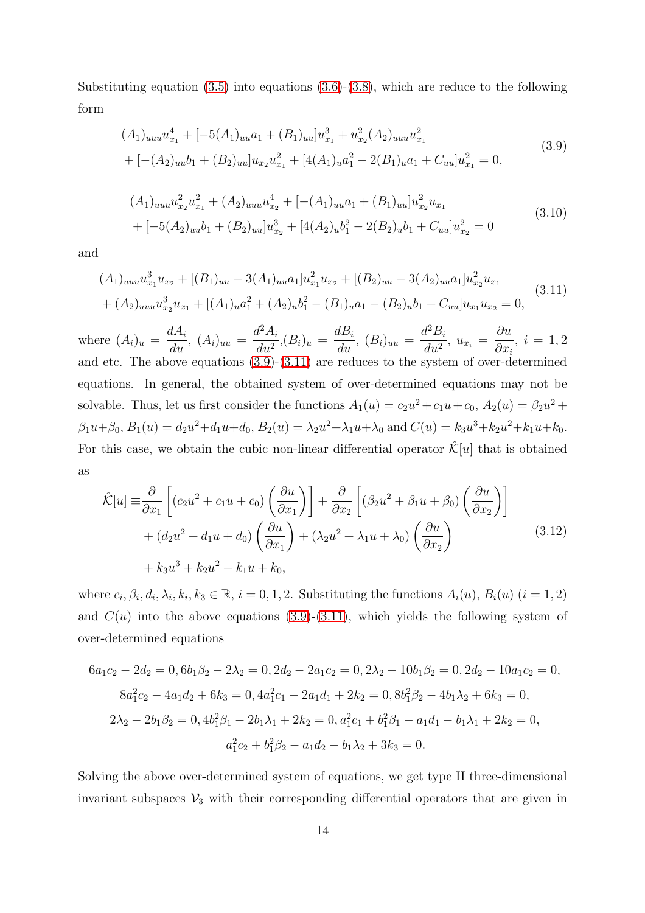Substituting equation (3.5) into equations (3.6)-(3.8), which are reduce to the following form

$$
\begin{aligned}
&(A_1)_{uuu}u_{x_1}^4 + [-5(A_1)_{uu}a_1 + (B_1)_{uu}]u_{x_1}^3 + u_{x_2}^2(A_2)_{uuu}u_{x_1}^2 \\
&+ [-(A_2)_{uu}b_1 + (B_2)_{uu}]u_{x_2}u_{x_1}^2 + [4(A_1)_u a_1^2 - 2(B_1)_u a_1 + C_{uu}]u_{x_1}^2 = 0,
\end{aligned} \tag{3.9}
$$

$$
\begin{aligned}
&(A_1)_{uuu}u_{x_2}^2 u_{x_1}^2 + (A_2)_{uuu}u_{x_2}^4 + [-(A_1)_{uu}a_1 + (B_1)_{uu}]u_{x_2}^2 u_{x_1} \\
&+ [-5(A_2)_{uu}b_1 + (B_2)_{uu}]u_{x_2}^3 + [4(A_2)_u b_1^2 - 2(B_2)_u b_1 + C_{uu}]u_{x_2}^2 = 0
\end{aligned} \tag{3.10}
$$

and

$$
\begin{aligned}
&(A_1)_{uuu}u_{x_1}^3 u_{x_2} + [(B_1)_{uu} - 3(A_1)_{uu}a_1]u_{x_1}^2 u_{x_2} + [(B_2)_{uu} - 3(A_2)_{uu}a_1]u_{x_2}^2 u_{x_1} \\
&+ (A_2)_{uuu}u_{x_2}^3 u_{x_1} + [(A_1)_u a_1^2 + (A_2)_u b_1^2 - (B_1)_u a_1 - (B_2)_u b_1 + C_{uu}]u_{x_1}u_{x_2} = 0,
\end{aligned} \tag{3.11}
$$

where $(A_i)_u = \dfrac{dA_i}{du}$, $(A_i)_{uu} = \dfrac{d^2A_i}{du^2}$,$(B_i)_u = \dfrac{dB_i}{du}$, $(B_i)_{uu} = \dfrac{d^2B_i}{du^2}$, $u_{x_i} = \dfrac{\partial u}{\partial x_i}$, $i = 1, 2$ and etc. The above equations (3.9)-(3.11) are reduces to the system of over-determined equations. In general, the obtained system of over-determined equations may not be solvable. Thus, let us first consider the functions $A_1(u) = c_2u^2 + c_1u + c_0$, $A_2(u) = \beta_2u^2 + \beta_1u + \beta_0$, $B_1(u) = d_2u^2 + d_1u + d_0$, $B_2(u) = \lambda_2u^2 + \lambda_1u + \lambda_0$ and $C(u) = k_3u^3 + k_2u^2 + k_1u + k_0$. For this case, we obtain the cubic non-linear differential operator $\hat{\mathcal{K}}[u]$ that is obtained as

$$
\begin{aligned}
\hat{\mathcal{K}}[u] \equiv &\frac{\partial}{\partial x_1}\left[(c_2u^2 + c_1u + c_0)\left(\frac{\partial u}{\partial x_1}\right)\right] + \frac{\partial}{\partial x_2}\left[(\beta_2u^2 + \beta_1u + \beta_0)\left(\frac{\partial u}{\partial x_2}\right)\right] \\
&+ (d_2u^2 + d_1u + d_0)\left(\frac{\partial u}{\partial x_1}\right) + (\lambda_2u^2 + \lambda_1u + \lambda_0)\left(\frac{\partial u}{\partial x_2}\right) \\
&+ k_3u^3 + k_2u^2 + k_1u + k_0,
\end{aligned} \tag{3.12}
$$

where $c_i, \beta_i, d_i, \lambda_i, k_i, k_3 \in \mathbb{R}$, $i = 0, 1, 2$. Substituting the functions $A_i(u)$, $B_i(u)$ $(i = 1, 2)$ and $C(u)$ into the above equations (3.9)-(3.11), which yields the following system of over-determined equations

$$
\begin{gathered}
6a_1c_2 - 2d_2 = 0, 6b_1\beta_2 - 2\lambda_2 = 0, 2d_2 - 2a_1c_2 = 0, 2\lambda_2 - 10b_1\beta_2 = 0, 2d_2 - 10a_1c_2 = 0, \\
8a_1^2c_2 - 4a_1d_2 + 6k_3 = 0, 4a_1^2c_1 - 2a_1d_1 + 2k_2 = 0, 8b_1^2\beta_2 - 4b_1\lambda_2 + 6k_3 = 0, \\
2\lambda_2 - 2b_1\beta_2 = 0, 4b_1^2\beta_1 - 2b_1\lambda_1 + 2k_2 = 0, a_1^2c_1 + b_1^2\beta_1 - a_1d_1 - b_1\lambda_1 + 2k_2 = 0, \\
a_1^2c_2 + b_1^2\beta_2 - a_1d_2 - b_1\lambda_2 + 3k_3 = 0.
\end{gathered}
$$

Solving the above over-determined system of equations, we get type II three-dimensional invariant subspaces $\mathcal{V}_3$ with their corresponding differential operators that are given in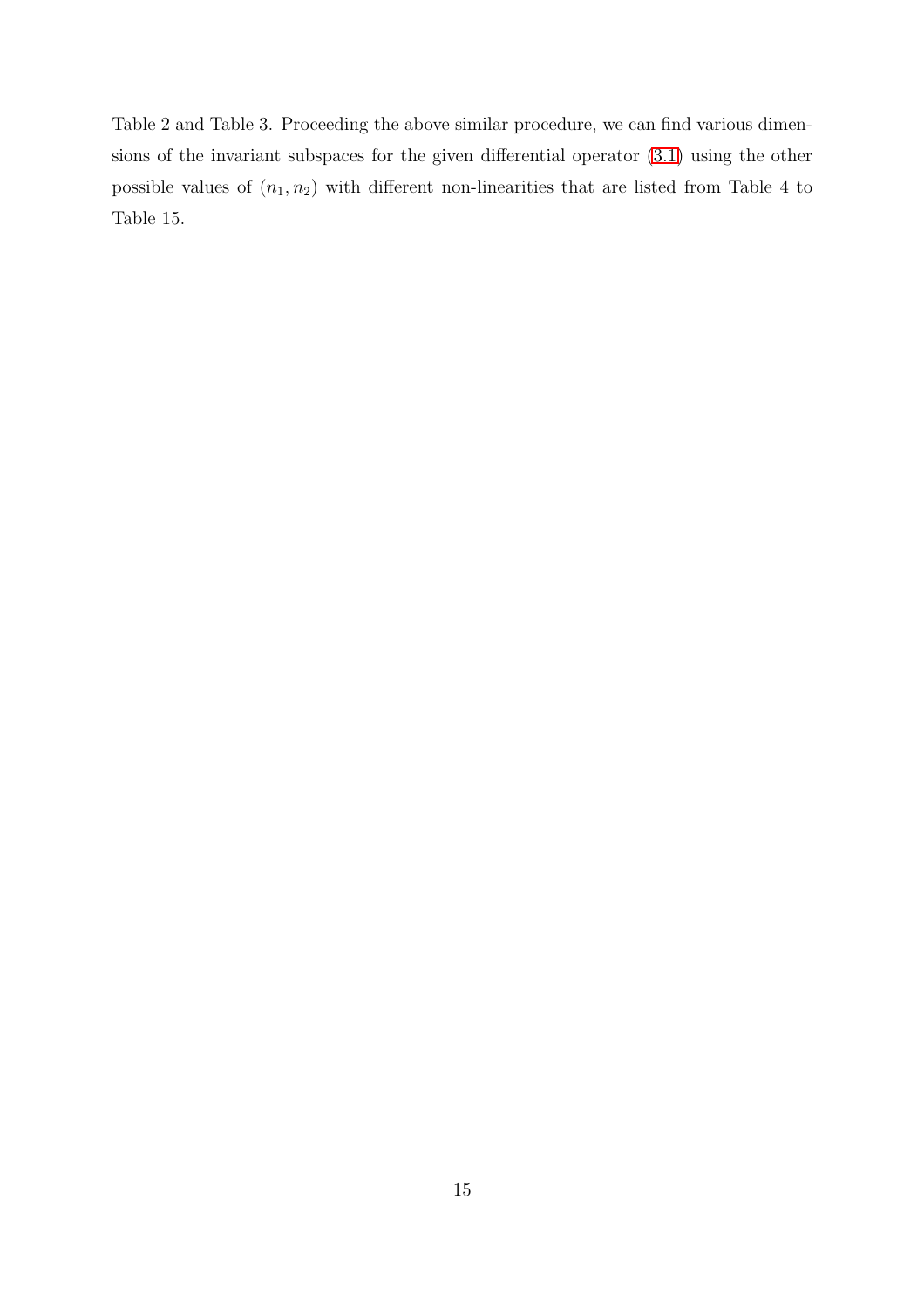Table 2 and Table 3. Proceeding the above similar procedure, we can find various dimensions of the invariant subspaces for the given differential operator (3.1) using the other possible values of $(n_1, n_2)$ with different non-linearities that are listed from Table 4 to Table 15.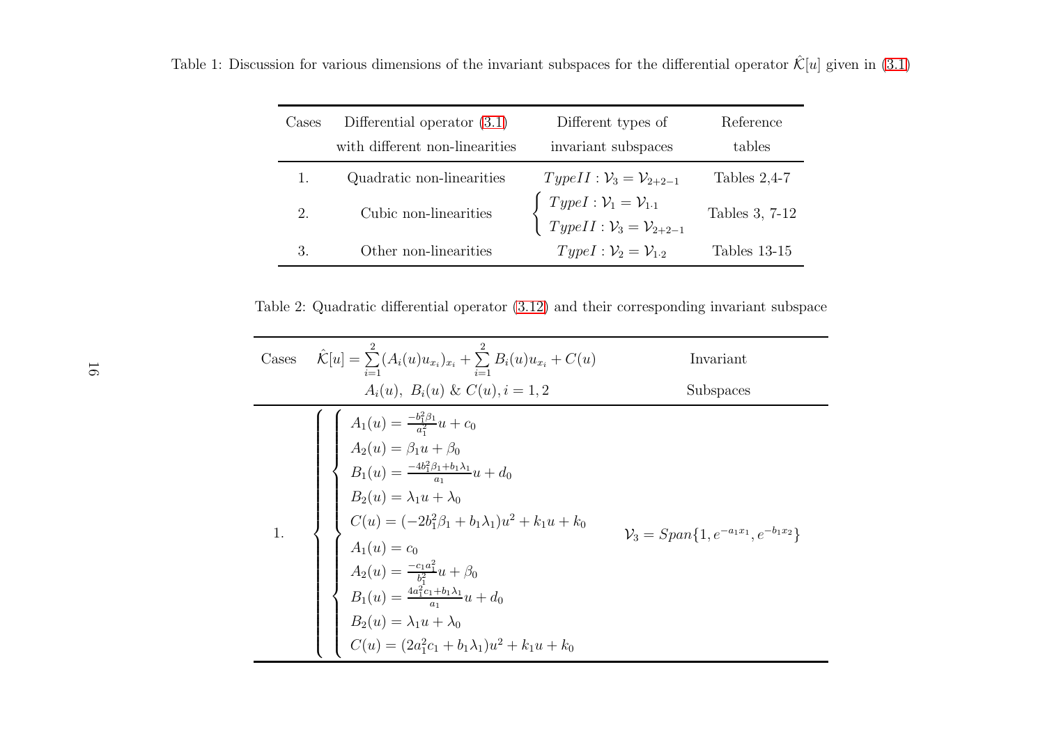Table 1: Discussion for various dimensions of the invariant subspaces for the differential operator $\hat{\mathcal{K}}[u]$ given in (3.1)

| Cases | Differential operator (3.1) with different non-linearities | Different types of invariant subspaces | Reference tables |
|---|---|---|---|
| 1. | Quadratic non-linearities | $Type II : \mathcal{V}_3 = \mathcal{V}_{2+2-1}$ | Tables 2,4-7 |
| 2. | Cubic non-linearities | $Type I : \mathcal{V}_1 = \mathcal{V}_{1\cdot 1}$; $Type II : \mathcal{V}_3 = \mathcal{V}_{2+2-1}$ | Tables 3, 7-12 |
| 3. | Other non-linearities | $Type I : \mathcal{V}_2 = \mathcal{V}_{1\cdot 2}$ | Tables 13-15 |

Table 2: Quadratic differential operator (3.12) and their corresponding invariant subspace

| Cases | $\hat{\mathcal{K}}[u] = \sum\limits_{i=1}^{2}(A_i(u)u_{x_i})_{x_i} + \sum\limits_{i=1}^{2} B_i(u)u_{x_i} + C(u)$ <br> $A_i(u),\ B_i(u)\ \&\ C(u), i = 1,2$ | Invariant Subspaces |
|---|---|---|
| 1. | $\begin{cases} A_1(u) = \frac{-b_1^2\beta_1}{a_1^2}u + c_0 \\ A_2(u) = \beta_1 u + \beta_0 \\ B_1(u) = \frac{-4b_1^2\beta_1 + b_1\lambda_1}{a_1}u + d_0 \\ B_2(u) = \lambda_1 u + \lambda_0 \\ C(u) = (-2b_1^2\beta_1 + b_1\lambda_1)u^2 + k_1 u + k_0 \end{cases}$ <br> $\begin{cases} A_1(u) = c_0 \\ A_2(u) = \frac{-c_1 a_1^2}{b_1^2}u + \beta_0 \\ B_1(u) = \frac{4a_1^2 c_1 + b_1\lambda_1}{a_1}u + d_0 \\ B_2(u) = \lambda_1 u + \lambda_0 \\ C(u) = (2a_1^2 c_1 + b_1\lambda_1)u^2 + k_1 u + k_0 \end{cases}$ | $\mathcal{V}_3 = Span\{1, e^{-a_1 x_1}, e^{-b_1 x_2}\}$ |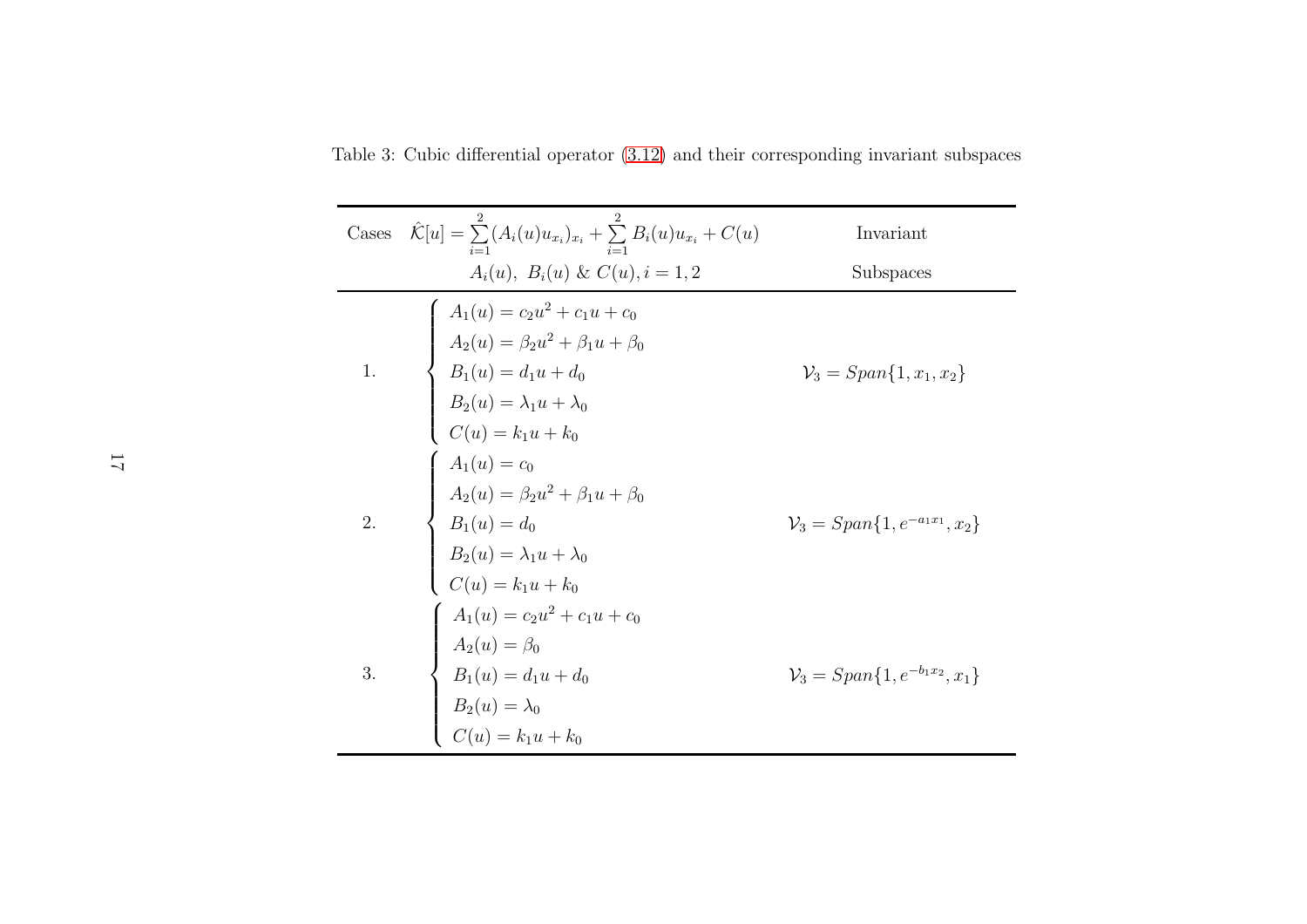Table 3: Cubic differential operator (3.12) and their corresponding invariant subspaces

| Cases | $\hat{\mathcal{K}}[u] = \sum\limits_{i=1}^{2}(A_i(u)u_{x_i})_{x_i} + \sum\limits_{i=1}^{2} B_i(u)u_{x_i} + C(u)$ $A_i(u),\ B_i(u)\ \&\ C(u), i = 1, 2$ | Invariant Subspaces |
|---|---|---|
| 1. | $\begin{cases} A_1(u) = c_2u^2 + c_1u + c_0 \\ A_2(u) = \beta_2u^2 + \beta_1u + \beta_0 \\ B_1(u) = d_1u + d_0 \\ B_2(u) = \lambda_1u + \lambda_0 \\ C(u) = k_1u + k_0 \end{cases}$ | $\mathcal{V}_3 = Span\{1, x_1, x_2\}$ |
| 2. | $\begin{cases} A_1(u) = c_0 \\ A_2(u) = \beta_2u^2 + \beta_1u + \beta_0 \\ B_1(u) = d_0 \\ B_2(u) = \lambda_1u + \lambda_0 \\ C(u) = k_1u + k_0 \end{cases}$ | $\mathcal{V}_3 = Span\{1, e^{-a_1x_1}, x_2\}$ |
| 3. | $\begin{cases} A_1(u) = c_2u^2 + c_1u + c_0 \\ A_2(u) = \beta_0 \\ B_1(u) = d_1u + d_0 \\ B_2(u) = \lambda_0 \\ C(u) = k_1u + k_0 \end{cases}$ | $\mathcal{V}_3 = Span\{1, e^{-b_1x_2}, x_1\}$ |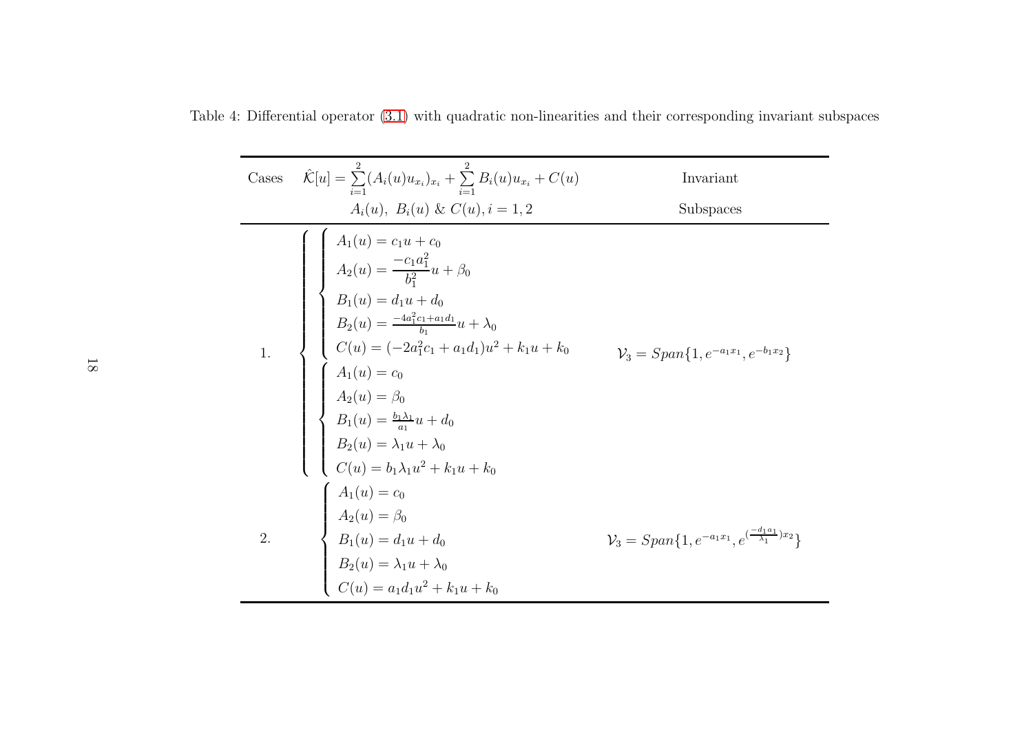Table 4: Differential operator (3.1) with quadratic non-linearities and their corresponding invariant subspaces

| Cases | $\hat{\mathcal{K}}[u]=\sum\limits_{i=1}^{2}(A_i(u)u_{x_i})_{x_i}+\sum\limits_{i=1}^{2}B_i(u)u_{x_i}+C(u)$ <br> $A_i(u),\ B_i(u)\ \&\ C(u), i=1,2$ | Invariant Subspaces |
|---|---|---|
| 1. | $\left\{\begin{array}{l}\left\{\begin{array}{l} A_1(u)=c_1u+c_0 \\ A_2(u)=\frac{-c_1a_1^2}{b_1^2}u+\beta_0 \\ B_1(u)=d_1u+d_0 \\ B_2(u)=\frac{-4a_1^2c_1+a_1d_1}{b_1}u+\lambda_0 \\ C(u)=(-2a_1^2c_1+a_1d_1)u^2+k_1u+k_0 \end{array}\right. \\ \left\{\begin{array}{l} A_1(u)=c_0 \\ A_2(u)=\beta_0 \\ B_1(u)=\frac{b_1\lambda_1}{a_1}u+d_0 \\ B_2(u)=\lambda_1u+\lambda_0 \\ C(u)=b_1\lambda_1u^2+k_1u+k_0 \end{array}\right.\end{array}\right.$ | $\mathcal{V}_3=Span\{1,e^{-a_1x_1},e^{-b_1x_2}\}$ |
| 2. | $\left\{\begin{array}{l} A_1(u)=c_0 \\ A_2(u)=\beta_0 \\ B_1(u)=d_1u+d_0 \\ B_2(u)=\lambda_1u+\lambda_0 \\ C(u)=a_1d_1u^2+k_1u+k_0 \end{array}\right.$ | $\mathcal{V}_3=Span\{1,e^{-a_1x_1},e^{(\frac{-d_1a_1}{\lambda_1})x_2}\}$ |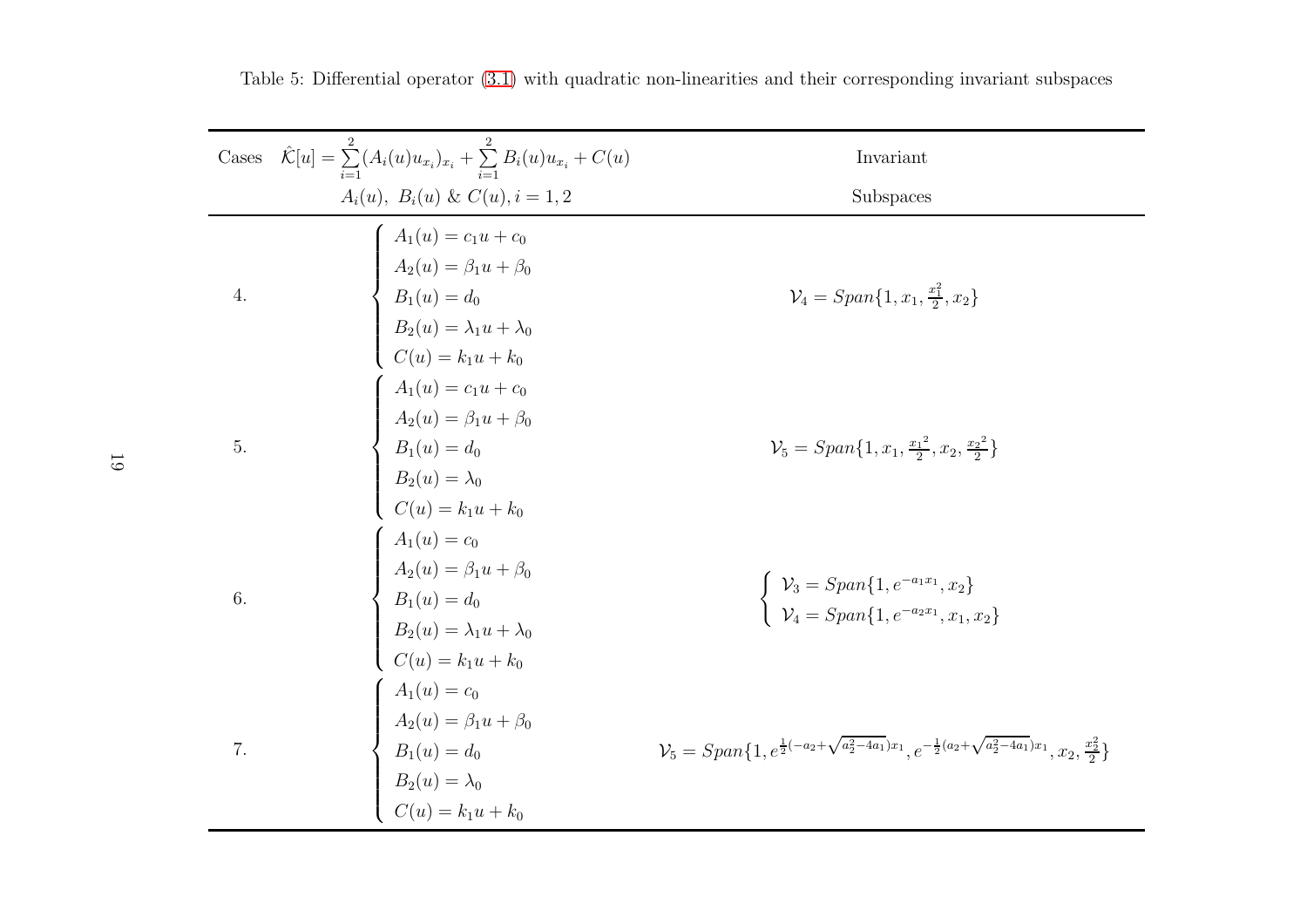Table 5: Differential operator (3.1) with quadratic non-linearities and their corresponding invariant subspaces

| Cases | $\hat{\mathcal{K}}[u]=\sum\limits_{i=1}^{2}(A_i(u)u_{x_i})_{x_i}+\sum\limits_{i=1}^{2}B_i(u)u_{x_i}+C(u)$ <br> $A_i(u),\ B_i(u)$ & $C(u), i=1,2$ | Invariant Subspaces |
|---|---|---|
| 4. | $\begin{cases} A_1(u)=c_1u+c_0 \\ A_2(u)=\beta_1u+\beta_0 \\ B_1(u)=d_0 \\ B_2(u)=\lambda_1u+\lambda_0 \\ C(u)=k_1u+k_0 \end{cases}$ | $\mathcal{V}_4=Span\{1,x_1,\frac{x_1^2}{2},x_2\}$ |
| 5. | $\begin{cases} A_1(u)=c_1u+c_0 \\ A_2(u)=\beta_1u+\beta_0 \\ B_1(u)=d_0 \\ B_2(u)=\lambda_0 \\ C(u)=k_1u+k_0 \end{cases}$ | $\mathcal{V}_5=Span\{1,x_1,\frac{{x_1}^2}{2},x_2,\frac{{x_2}^2}{2}\}$ |
| 6. | $\begin{cases} A_1(u)=c_0 \\ A_2(u)=\beta_1u+\beta_0 \\ B_1(u)=d_0 \\ B_2(u)=\lambda_1u+\lambda_0 \\ C(u)=k_1u+k_0 \end{cases}$ | $\begin{cases} \mathcal{V}_3=Span\{1,e^{-a_1x_1},x_2\} \\ \mathcal{V}_4=Span\{1,e^{-a_2x_1},x_1,x_2\} \end{cases}$ |
| 7. | $\begin{cases} A_1(u)=c_0 \\ A_2(u)=\beta_1u+\beta_0 \\ B_1(u)=d_0 \\ B_2(u)=\lambda_0 \\ C(u)=k_1u+k_0 \end{cases}$ | $\mathcal{V}_5=Span\{1,e^{\frac{1}{2}(-a_2+\sqrt{a_2^2-4a_1})x_1},e^{-\frac{1}{2}(a_2+\sqrt{a_2^2-4a_1})x_1},x_2,\frac{x_2^2}{2}\}$ |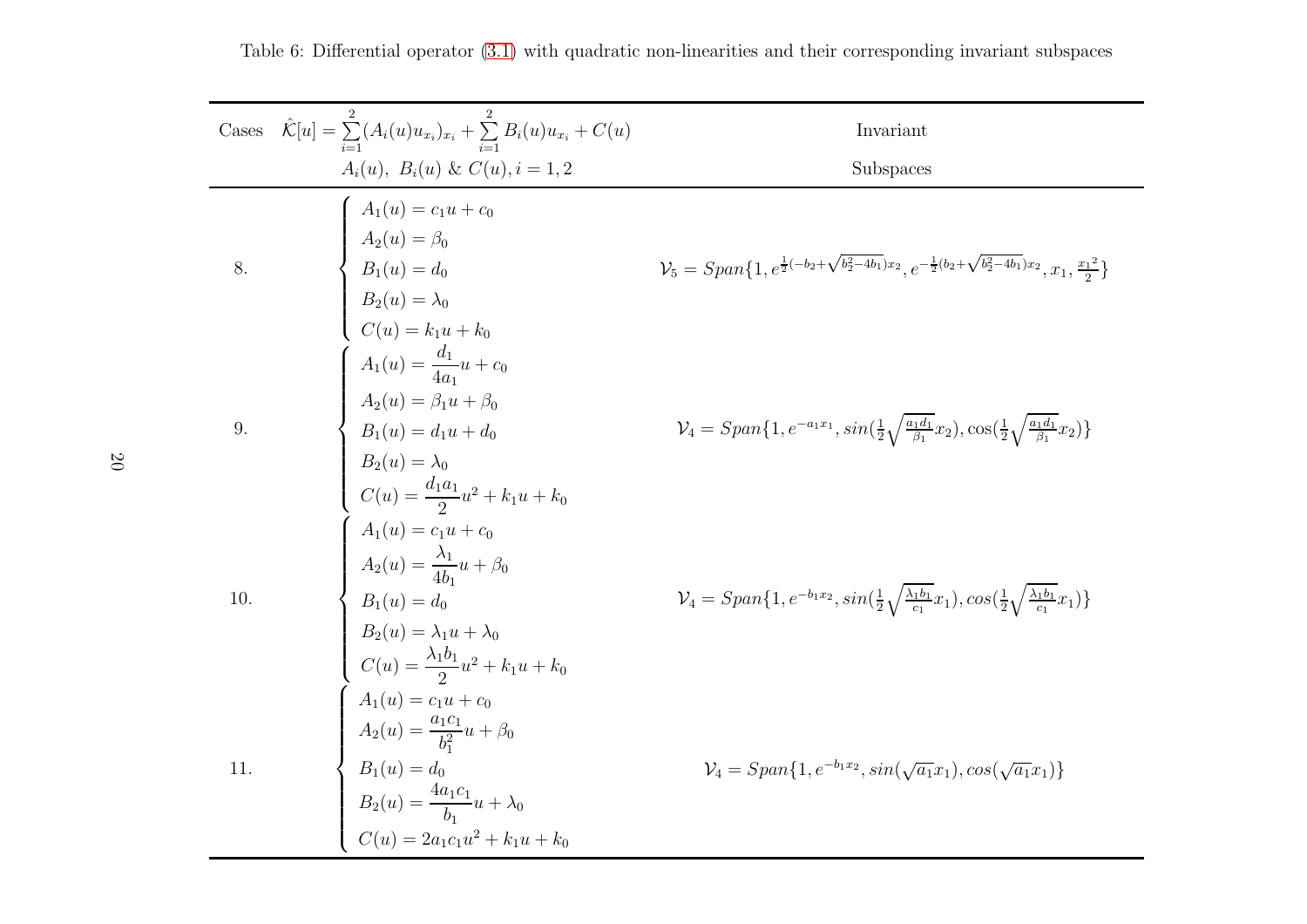Table 6: Differential operator (3.1) with quadratic non-linearities and their corresponding invariant subspaces

| Cases | $\hat{\mathcal{K}}[u] = \sum_{i=1}^{2}(A_i(u)u_{x_i})_{x_i} + \sum_{i=1}^{2} B_i(u)u_{x_i} + C(u)$ <br> $A_i(u),\ B_i(u)$ & $C(u), i = 1,2$ | Invariant Subspaces |
|---|---|---|
| 8. | $\begin{cases} A_1(u) = c_1 u + c_0 \\ A_2(u) = \beta_0 \\ B_1(u) = d_0 \\ B_2(u) = \lambda_0 \\ C(u) = k_1 u + k_0 \end{cases}$ | $\mathcal{V}_5 = Span\{1, e^{\frac{1}{2}(-b_2+\sqrt{b_2^2-4b_1})x_2}, e^{-\frac{1}{2}(b_2+\sqrt{b_2^2-4b_1})x_2}, x_1, \frac{{x_1}^2}{2}\}$ |
| 9. | $\begin{cases} A_1(u) = \frac{d_1}{4a_1}u + c_0 \\ A_2(u) = \beta_1 u + \beta_0 \\ B_1(u) = d_1 u + d_0 \\ B_2(u) = \lambda_0 \\ C(u) = \frac{d_1 a_1}{2}u^2 + k_1 u + k_0 \end{cases}$ | $\mathcal{V}_4 = Span\{1, e^{-a_1 x_1}, sin(\frac{1}{2}\sqrt{\frac{a_1 d_1}{\beta_1}}x_2), \cos(\frac{1}{2}\sqrt{\frac{a_1 d_1}{\beta_1}}x_2)\}$ |
| 10. | $\begin{cases} A_1(u) = c_1 u + c_0 \\ A_2(u) = \frac{\lambda_1}{4b_1}u + \beta_0 \\ B_1(u) = d_0 \\ B_2(u) = \lambda_1 u + \lambda_0 \\ C(u) = \frac{\lambda_1 b_1}{2}u^2 + k_1 u + k_0 \end{cases}$ | $\mathcal{V}_4 = Span\{1, e^{-b_1 x_2}, sin(\frac{1}{2}\sqrt{\frac{\lambda_1 b_1}{c_1}}x_1), cos(\frac{1}{2}\sqrt{\frac{\lambda_1 b_1}{c_1}}x_1)\}$ |
| 11. | $\begin{cases} A_1(u) = c_1 u + c_0 \\ A_2(u) = \frac{a_1 c_1}{b_1^2}u + \beta_0 \\ B_1(u) = d_0 \\ B_2(u) = \frac{4a_1 c_1}{b_1}u + \lambda_0 \\ C(u) = 2a_1 c_1 u^2 + k_1 u + k_0 \end{cases}$ | $\mathcal{V}_4 = Span\{1, e^{-b_1 x_2}, sin(\sqrt{a_1}x_1), cos(\sqrt{a_1}x_1)\}$ |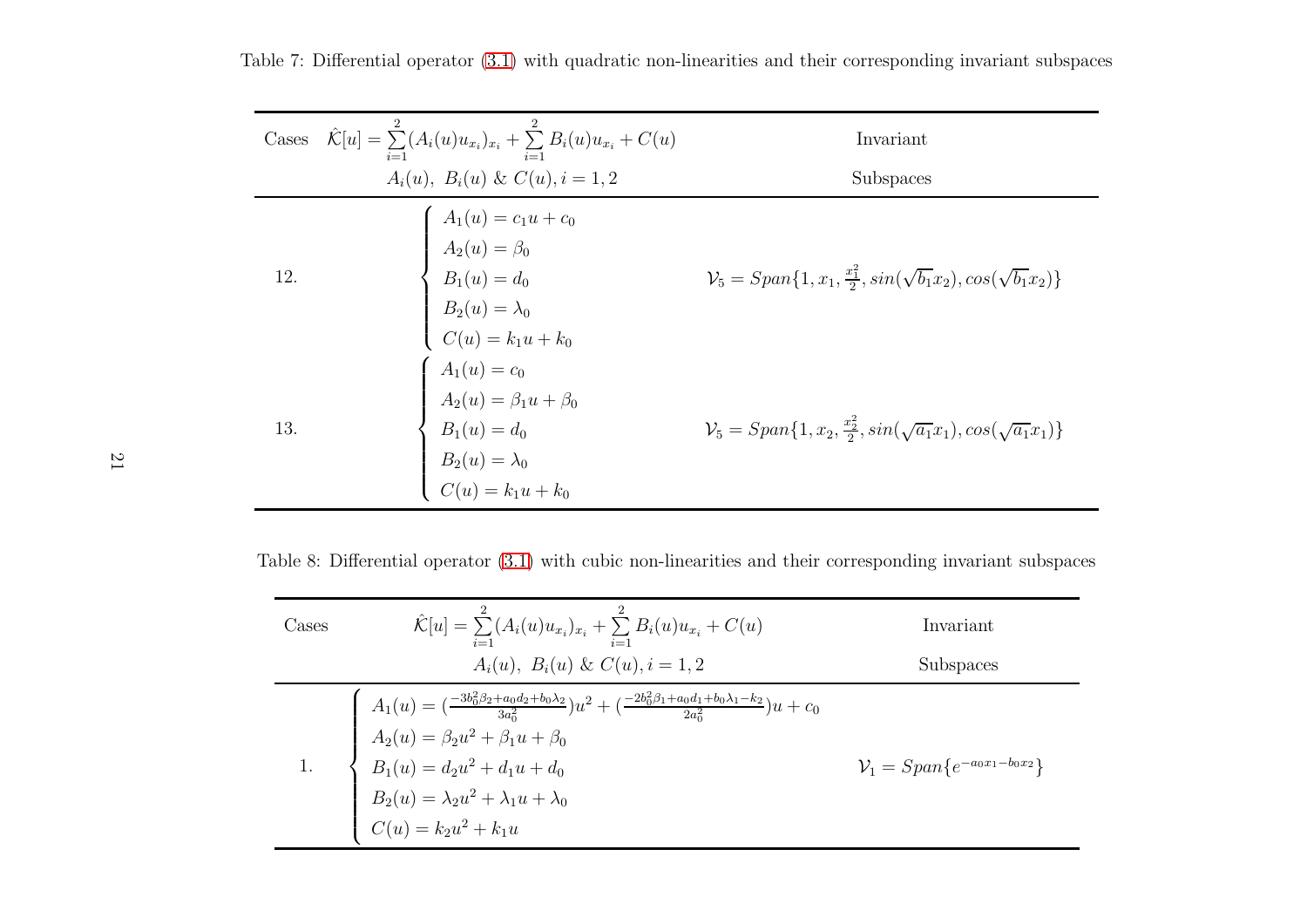Table 7: Differential operator (3.1) with quadratic non-linearities and their corresponding invariant subspaces

| Cases | $\hat{\mathcal{K}}[u]=\sum\limits_{i=1}^{2}(A_i(u)u_{x_i})_{x_i}+\sum\limits_{i=1}^{2}B_i(u)u_{x_i}+C(u)$ <br> $A_i(u),\ B_i(u)\ \&\ C(u), i=1,2$ | Invariant Subspaces |
|---|---|---|
| 12. | $\begin{cases} A_1(u)=c_1u+c_0 \\ A_2(u)=\beta_0 \\ B_1(u)=d_0 \\ B_2(u)=\lambda_0 \\ C(u)=k_1u+k_0 \end{cases}$ | $\mathcal{V}_5=Span\{1,x_1,\frac{x_1^2}{2},sin(\sqrt{b_1}x_2),cos(\sqrt{b_1}x_2)\}$ |
| 13. | $\begin{cases} A_1(u)=c_0 \\ A_2(u)=\beta_1u+\beta_0 \\ B_1(u)=d_0 \\ B_2(u)=\lambda_0 \\ C(u)=k_1u+k_0 \end{cases}$ | $\mathcal{V}_5=Span\{1,x_2,\frac{x_2^2}{2},sin(\sqrt{a_1}x_1),cos(\sqrt{a_1}x_1)\}$ |

Table 8: Differential operator (3.1) with cubic non-linearities and their corresponding invariant subspaces

| Cases | $\hat{\mathcal{K}}[u]=\sum\limits_{i=1}^{2}(A_i(u)u_{x_i})_{x_i}+\sum\limits_{i=1}^{2}B_i(u)u_{x_i}+C(u)$ <br> $A_i(u),\ B_i(u)\ \&\ C(u), i=1,2$ | Invariant Subspaces |
|---|---|---|
| 1. | $\begin{cases} A_1(u)=(\frac{-3b_0^2\beta_2+a_0d_2+b_0\lambda_2}{3a_0^2})u^2+(\frac{-2b_0^2\beta_1+a_0d_1+b_0\lambda_1-k_2}{2a_0^2})u+c_0 \\ A_2(u)=\beta_2u^2+\beta_1u+\beta_0 \\ B_1(u)=d_2u^2+d_1u+d_0 \\ B_2(u)=\lambda_2u^2+\lambda_1u+\lambda_0 \\ C(u)=k_2u^2+k_1u \end{cases}$ | $\mathcal{V}_1=Span\{e^{-a_0x_1-b_0x_2}\}$ |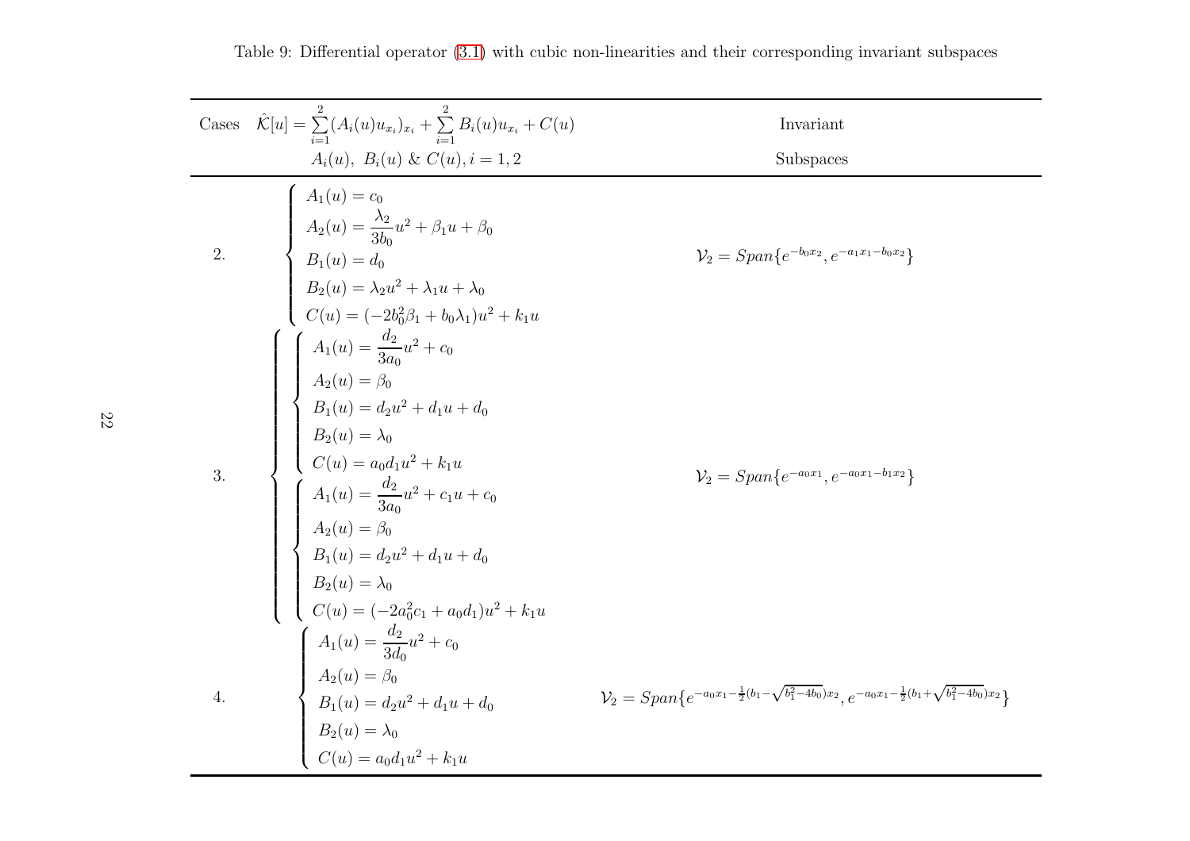Table 9: Differential operator (3.1) with cubic non-linearities and their corresponding invariant subspaces

| Cases | $\hat{\mathcal{K}}[u]=\sum\limits_{i=1}^{2}(A_i(u)u_{x_i})_{x_i}+\sum\limits_{i=1}^{2}B_i(u)u_{x_i}+C(u)$ <br> $A_i(u),\ B_i(u)\ \&\ C(u), i=1,2$ | Invariant Subspaces |
|---|---|---|
| 2. | $\begin{cases} A_1(u)=c_0 \\ A_2(u)=\dfrac{\lambda_2}{3b_0}u^2+\beta_1 u+\beta_0 \\ B_1(u)=d_0 \\ B_2(u)=\lambda_2 u^2+\lambda_1 u+\lambda_0 \\ C(u)=(-2b_0^2\beta_1+b_0\lambda_1)u^2+k_1 u \end{cases}$ | $\mathcal{V}_2=Span\{e^{-b_0x_2}, e^{-a_1x_1-b_0x_2}\}$ |
| 3. | $\begin{cases} \begin{cases} A_1(u)=\dfrac{d_2}{3a_0}u^2+c_0 \\ A_2(u)=\beta_0 \\ B_1(u)=d_2u^2+d_1u+d_0 \\ B_2(u)=\lambda_0 \\ C(u)=a_0d_1u^2+k_1u \end{cases} \\ \begin{cases} A_1(u)=\dfrac{d_2}{3a_0}u^2+c_1u+c_0 \\ A_2(u)=\beta_0 \\ B_1(u)=d_2u^2+d_1u+d_0 \\ B_2(u)=\lambda_0 \\ C(u)=(-2a_0^2c_1+a_0d_1)u^2+k_1u \end{cases} \end{cases}$ | $\mathcal{V}_2=Span\{e^{-a_0x_1}, e^{-a_0x_1-b_1x_2}\}$ |
| 4. | $\begin{cases} A_1(u)=\dfrac{d_2}{3d_0}u^2+c_0 \\ A_2(u)=\beta_0 \\ B_1(u)=d_2u^2+d_1u+d_0 \\ B_2(u)=\lambda_0 \\ C(u)=a_0d_1u^2+k_1u \end{cases}$ | $\mathcal{V}_2=Span\{e^{-a_0x_1-\frac{1}{2}(b_1-\sqrt{b_1^2-4b_0})x_2}, e^{-a_0x_1-\frac{1}{2}(b_1+\sqrt{b_1^2-4b_0})x_2}\}$ |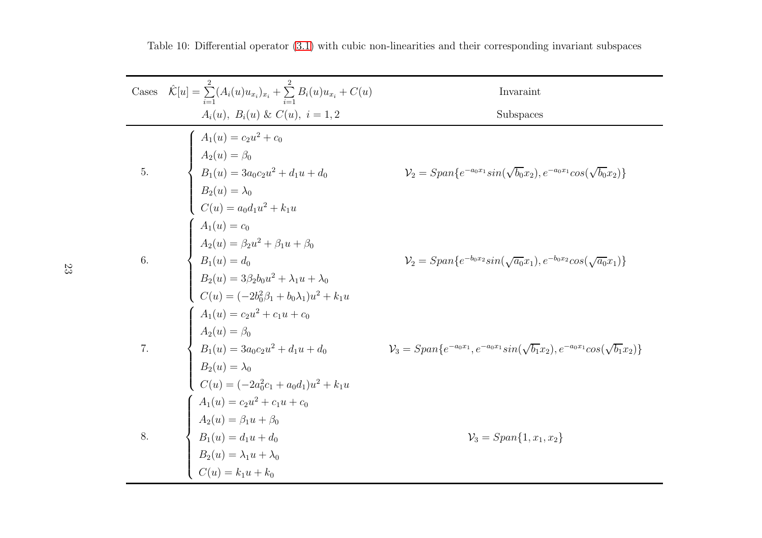Table 10: Differential operator (3.1) with cubic non-linearities and their corresponding invariant subspaces

| Cases | $\hat{\mathcal{K}}[u]=\sum_{i=1}^{2}(A_i(u)u_{x_i})_{x_i}+\sum_{i=1}^{2}B_i(u)u_{x_i}+C(u)$ <br> $A_i(u),\ B_i(u)\ \&\ C(u),\ i=1,2$ | Invaraint Subspaces |
|---|---|---|
| 5. | $\begin{cases} A_1(u)=c_2u^2+c_0 \\ A_2(u)=\beta_0 \\ B_1(u)=3a_0c_2u^2+d_1u+d_0 \\ B_2(u)=\lambda_0 \\ C(u)=a_0d_1u^2+k_1u \end{cases}$ | $\mathcal{V}_2=Span\{e^{-a_0x_1}sin(\sqrt{b_0}x_2),e^{-a_0x_1}cos(\sqrt{b_0}x_2)\}$ |
| 6. | $\begin{cases} A_1(u)=c_0 \\ A_2(u)=\beta_2u^2+\beta_1u+\beta_0 \\ B_1(u)=d_0 \\ B_2(u)=3\beta_2b_0u^2+\lambda_1u+\lambda_0 \\ C(u)=(-2b_0^2\beta_1+b_0\lambda_1)u^2+k_1u \end{cases}$ | $\mathcal{V}_2=Span\{e^{-b_0x_2}sin(\sqrt{a_0}x_1),e^{-b_0x_2}cos(\sqrt{a_0}x_1)\}$ |
| 7. | $\begin{cases} A_1(u)=c_2u^2+c_1u+c_0 \\ A_2(u)=\beta_0 \\ B_1(u)=3a_0c_2u^2+d_1u+d_0 \\ B_2(u)=\lambda_0 \\ C(u)=(-2a_0^2c_1+a_0d_1)u^2+k_1u \end{cases}$ | $\mathcal{V}_3=Span\{e^{-a_0x_1},e^{-a_0x_1}sin(\sqrt{b_1}x_2),e^{-a_0x_1}cos(\sqrt{b_1}x_2)\}$ |
| 8. | $\begin{cases} A_1(u)=c_2u^2+c_1u+c_0 \\ A_2(u)=\beta_1u+\beta_0 \\ B_1(u)=d_1u+d_0 \\ B_2(u)=\lambda_1u+\lambda_0 \\ C(u)=k_1u+k_0 \end{cases}$ | $\mathcal{V}_3=Span\{1,x_1,x_2\}$ |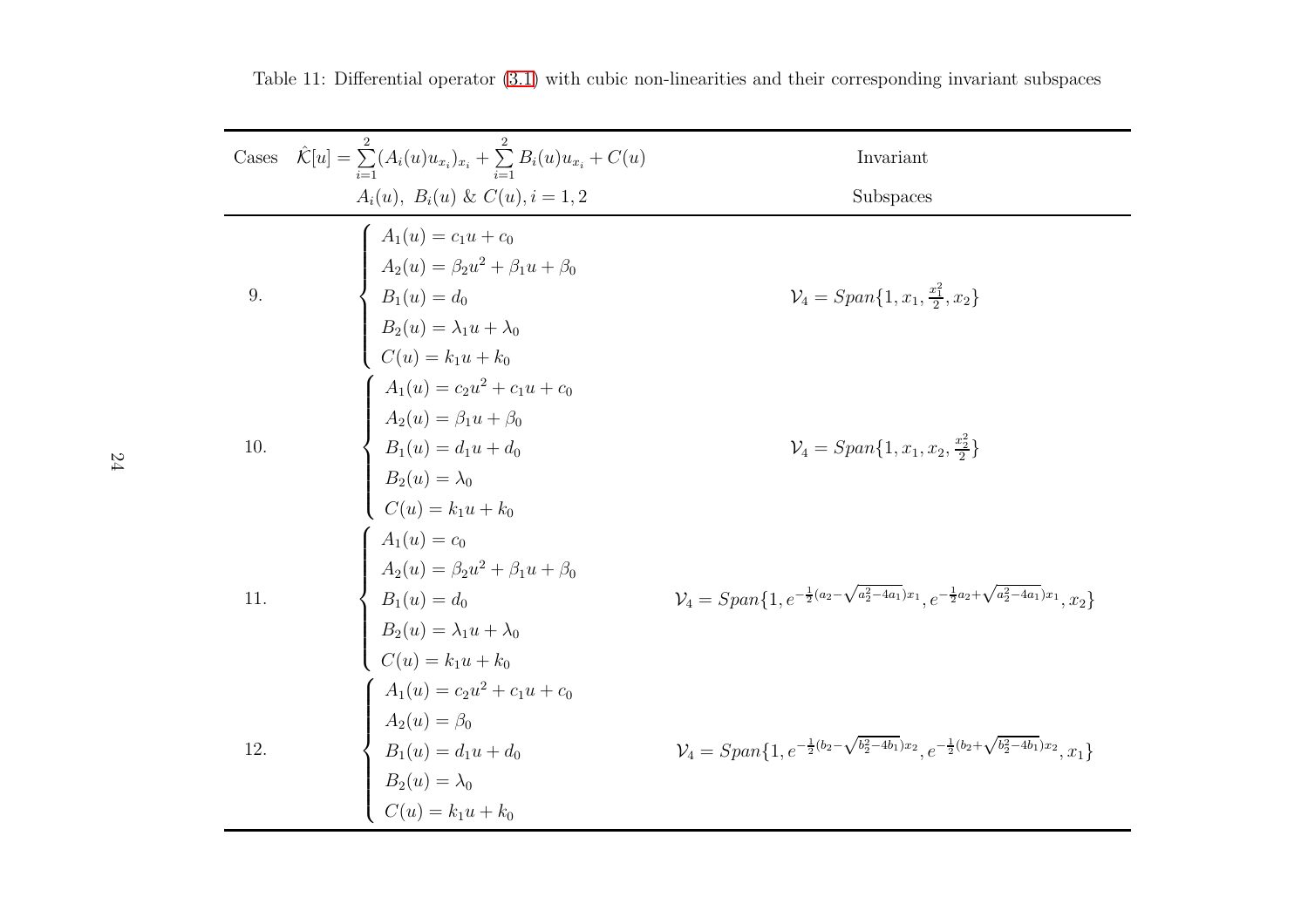Table 11: Differential operator (3.1) with cubic non-linearities and their corresponding invariant subspaces

| Cases | $\hat{\mathcal{K}}[u] = \sum_{i=1}^{2}(A_i(u)u_{x_i})_{x_i} + \sum_{i=1}^{2} B_i(u)u_{x_i} + C(u)$ <br> $A_i(u),\ B_i(u)\ \&\ C(u), i = 1,2$ | Invariant Subspaces |
|---|---|---|
| 9. | $\begin{cases} A_1(u) = c_1u + c_0 \\ A_2(u) = \beta_2u^2 + \beta_1u + \beta_0 \\ B_1(u) = d_0 \\ B_2(u) = \lambda_1u + \lambda_0 \\ C(u) = k_1u + k_0 \end{cases}$ | $\mathcal{V}_4 = Span\{1, x_1, \frac{x_1^2}{2}, x_2\}$ |
| 10. | $\begin{cases} A_1(u) = c_2u^2 + c_1u + c_0 \\ A_2(u) = \beta_1u + \beta_0 \\ B_1(u) = d_1u + d_0 \\ B_2(u) = \lambda_0 \\ C(u) = k_1u + k_0 \end{cases}$ | $\mathcal{V}_4 = Span\{1, x_1, x_2, \frac{x_2^2}{2}\}$ |
| 11. | $\begin{cases} A_1(u) = c_0 \\ A_2(u) = \beta_2u^2 + \beta_1u + \beta_0 \\ B_1(u) = d_0 \\ B_2(u) = \lambda_1u + \lambda_0 \\ C(u) = k_1u + k_0 \end{cases}$ | $\mathcal{V}_4 = Span\{1, e^{-\frac{1}{2}(a_2-\sqrt{a_2^2-4a_1})x_1}, e^{-\frac{1}{2}a_2+\sqrt{a_2^2-4a_1})x_1}, x_2\}$ |
| 12. | $\begin{cases} A_1(u) = c_2u^2 + c_1u + c_0 \\ A_2(u) = \beta_0 \\ B_1(u) = d_1u + d_0 \\ B_2(u) = \lambda_0 \\ C(u) = k_1u + k_0 \end{cases}$ | $\mathcal{V}_4 = Span\{1, e^{-\frac{1}{2}(b_2-\sqrt{b_2^2-4b_1})x_2}, e^{-\frac{1}{2}(b_2+\sqrt{b_2^2-4b_1})x_2}, x_1\}$ |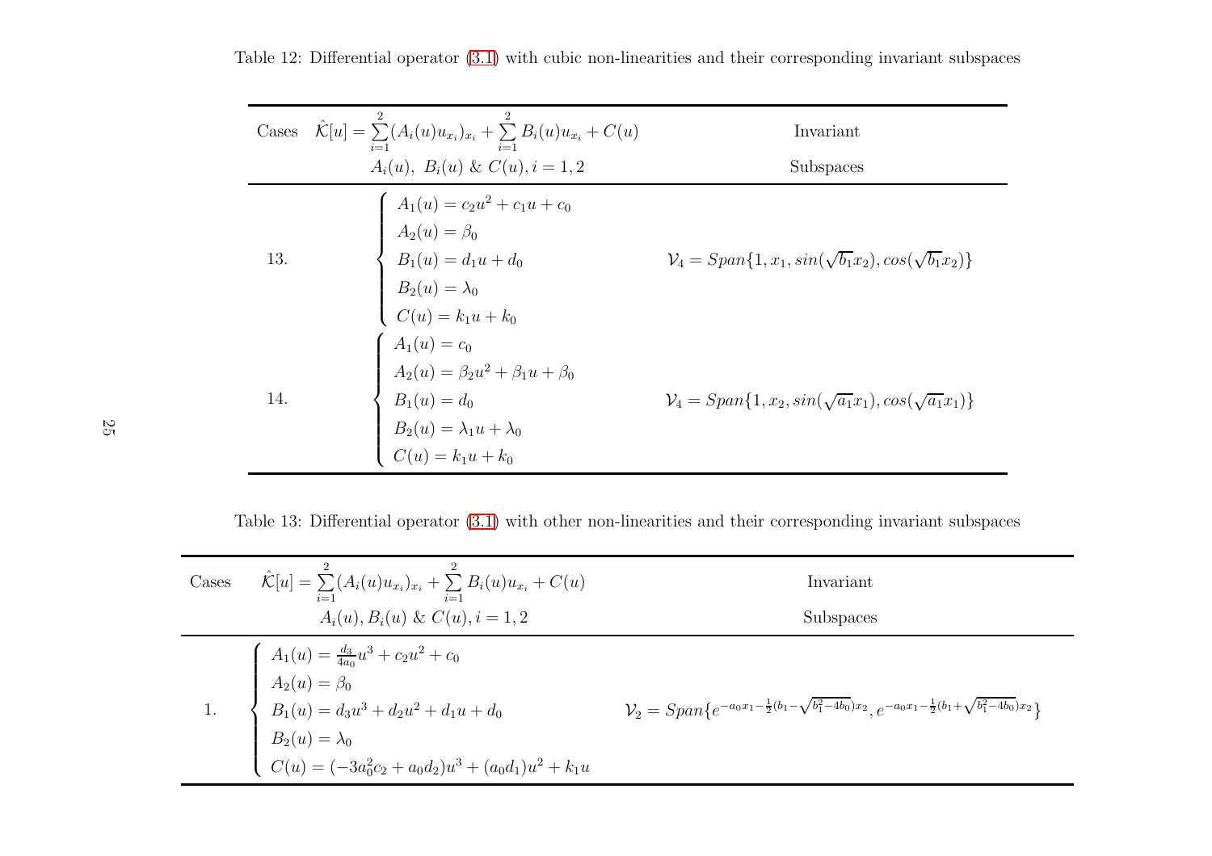Table 12: Differential operator (3.1) with cubic non-linearities and their corresponding invariant subspaces

| Cases | $\hat{\mathcal{K}}[u]=\sum_{i=1}^{2}(A_i(u)u_{x_i})_{x_i}+\sum_{i=1}^{2}B_i(u)u_{x_i}+C(u)$ <br> $A_i(u),\ B_i(u)$ & $C(u), i=1,2$ | Invariant Subspaces |
|---|---|---|
| 13. | $\begin{cases} A_1(u)=c_2u^2+c_1u+c_0 \\ A_2(u)=\beta_0 \\ B_1(u)=d_1u+d_0 \\ B_2(u)=\lambda_0 \\ C(u)=k_1u+k_0 \end{cases}$ | $\mathcal{V}_4=Span\{1,x_1,sin(\sqrt{b_1}x_2),cos(\sqrt{b_1}x_2)\}$ |
| 14. | $\begin{cases} A_1(u)=c_0 \\ A_2(u)=\beta_2u^2+\beta_1u+\beta_0 \\ B_1(u)=d_0 \\ B_2(u)=\lambda_1u+\lambda_0 \\ C(u)=k_1u+k_0 \end{cases}$ | $\mathcal{V}_4=Span\{1,x_2,sin(\sqrt{a_1}x_1),cos(\sqrt{a_1}x_1)\}$ |

Table 13: Differential operator (3.1) with other non-linearities and their corresponding invariant subspaces

| Cases | $\hat{\mathcal{K}}[u]=\sum_{i=1}^{2}(A_i(u)u_{x_i})_{x_i}+\sum_{i=1}^{2}B_i(u)u_{x_i}+C(u)$ <br> $A_i(u), B_i(u)$ & $C(u), i=1,2$ | Invariant Subspaces |
|---|---|---|
| 1. | $\begin{cases} A_1(u)=\frac{d_3}{4a_0}u^3+c_2u^2+c_0 \\ A_2(u)=\beta_0 \\ B_1(u)=d_3u^3+d_2u^2+d_1u+d_0 \\ B_2(u)=\lambda_0 \\ C(u)=(-3a_0^2c_2+a_0d_2)u^3+(a_0d_1)u^2+k_1u \end{cases}$ | $\mathcal{V}_2=Span\{e^{-a_0x_1-\frac{1}{2}(b_1-\sqrt{b_1^2-4b_0})x_2},e^{-a_0x_1-\frac{1}{2}(b_1+\sqrt{b_1^2-4b_0})x_2}\}$ |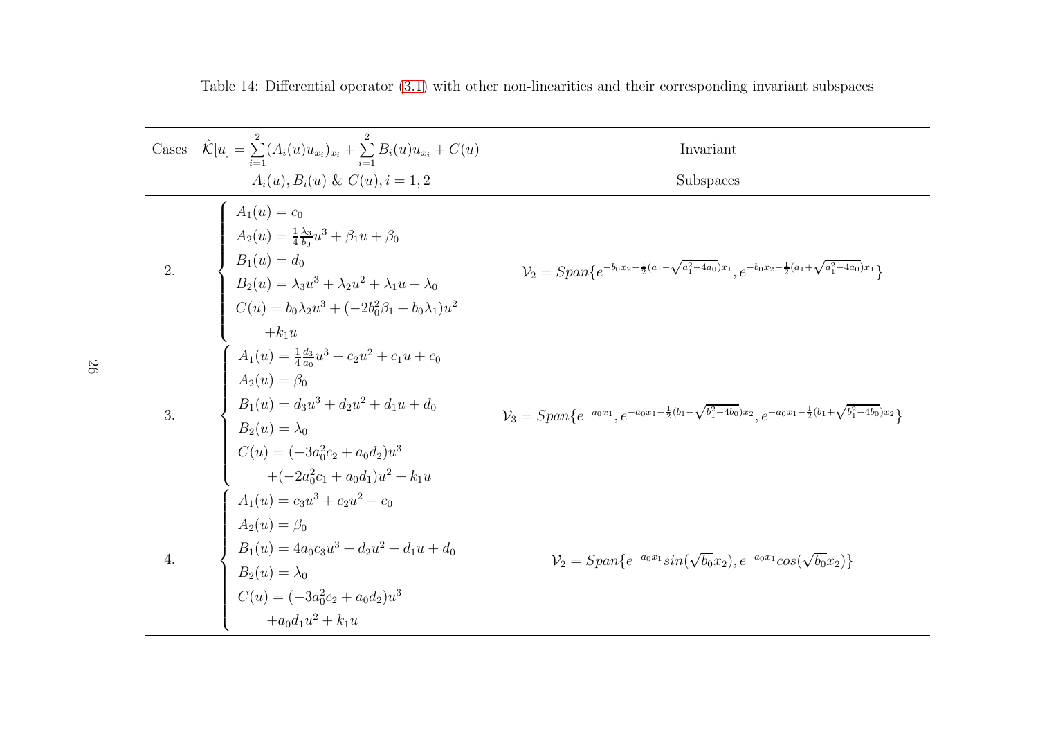Table 14: Differential operator (3.1) with other non-linearities and their corresponding invariant subspaces

| Cases | $\hat{\mathcal{K}}[u]=\sum\limits_{i=1}^{2}(A_i(u)u_{x_i})_{x_i}+\sum\limits_{i=1}^{2}B_i(u)u_{x_i}+C(u)$ <br> $A_i(u), B_i(u)$ & $C(u), i=1,2$ | Invariant Subspaces |
|---|---|---|
| 2. | $\begin{cases} A_1(u)=c_0 \\ A_2(u)=\frac{1}{4}\frac{\lambda_3}{b_0}u^3+\beta_1 u+\beta_0 \\ B_1(u)=d_0 \\ B_2(u)=\lambda_3 u^3+\lambda_2 u^2+\lambda_1 u+\lambda_0 \\ C(u)=b_0\lambda_2 u^3+(-2b_0^2\beta_1+b_0\lambda_1)u^2 \\ \quad +k_1 u \end{cases}$ | $\mathcal{V}_2=Span\{e^{-b_0x_2-\frac{1}{2}(a_1-\sqrt{a_1^2-4a_0})x_1}, e^{-b_0x_2-\frac{1}{2}(a_1+\sqrt{a_1^2-4a_0})x_1}\}$ |
| 3. | $\begin{cases} A_1(u)=\frac{1}{4}\frac{d_3}{a_0}u^3+c_2u^2+c_1u+c_0 \\ A_2(u)=\beta_0 \\ B_1(u)=d_3u^3+d_2u^2+d_1u+d_0 \\ B_2(u)=\lambda_0 \\ C(u)=(-3a_0^2c_2+a_0d_2)u^3 \\ \quad +(-2a_0^2c_1+a_0d_1)u^2+k_1u \end{cases}$ | $\mathcal{V}_3=Span\{e^{-a_0x_1}, e^{-a_0x_1-\frac{1}{2}(b_1-\sqrt{b_1^2-4b_0})x_2}, e^{-a_0x_1-\frac{1}{2}(b_1+\sqrt{b_1^2-4b_0})x_2}\}$ |
| 4. | $\begin{cases} A_1(u)=c_3u^3+c_2u^2+c_0 \\ A_2(u)=\beta_0 \\ B_1(u)=4a_0c_3u^3+d_2u^2+d_1u+d_0 \\ B_2(u)=\lambda_0 \\ C(u)=(-3a_0^2c_2+a_0d_2)u^3 \\ \quad +a_0d_1u^2+k_1u \end{cases}$ | $\mathcal{V}_2=Span\{e^{-a_0x_1}sin(\sqrt{b_0}x_2), e^{-a_0x_1}cos(\sqrt{b_0}x_2)\}$ |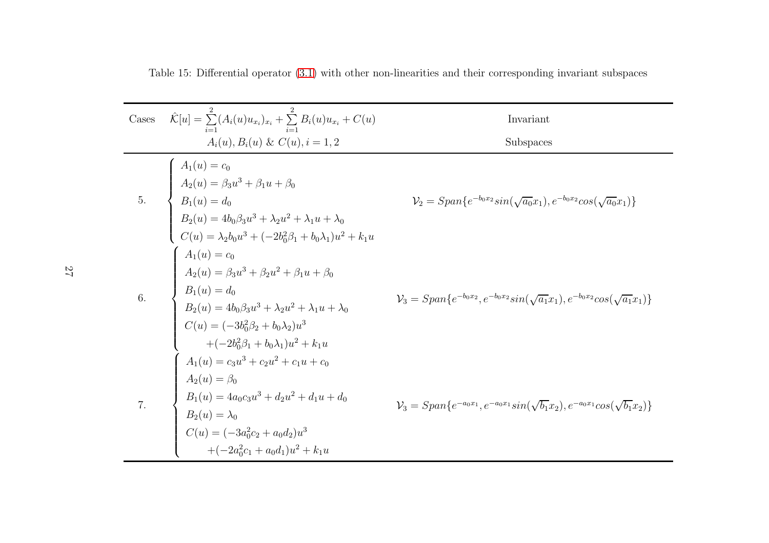Table 15: Differential operator (3.1) with other non-linearities and their corresponding invariant subspaces

| Cases | $\hat{\mathcal{K}}[u]=\sum\limits_{i=1}^{2}(A_i(u)u_{x_i})_{x_i}+\sum\limits_{i=1}^{2}B_i(u)u_{x_i}+C(u)$ <br> $A_i(u), B_i(u)$ & $C(u), i=1,2$ | Invariant Subspaces |
|---|---|---|
| 5. | $\begin{cases} A_1(u)=c_0 \\ A_2(u)=\beta_3u^3+\beta_1u+\beta_0 \\ B_1(u)=d_0 \\ B_2(u)=4b_0\beta_3u^3+\lambda_2u^2+\lambda_1u+\lambda_0 \\ C(u)=\lambda_2b_0u^3+(-2b_0^2\beta_1+b_0\lambda_1)u^2+k_1u \end{cases}$ | $\mathcal{V}_2=Span\{e^{-b_0x_2}sin(\sqrt{a_0}x_1), e^{-b_0x_2}cos(\sqrt{a_0}x_1)\}$ |
| 6. | $\begin{cases} A_1(u)=c_0 \\ A_2(u)=\beta_3u^3+\beta_2u^2+\beta_1u+\beta_0 \\ B_1(u)=d_0 \\ B_2(u)=4b_0\beta_3u^3+\lambda_2u^2+\lambda_1u+\lambda_0 \\ C(u)=(-3b_0^2\beta_2+b_0\lambda_2)u^3 \\ \quad\quad +(-2b_0^2\beta_1+b_0\lambda_1)u^2+k_1u \end{cases}$ | $\mathcal{V}_3=Span\{e^{-b_0x_2}, e^{-b_0x_2}sin(\sqrt{a_1}x_1), e^{-b_0x_2}cos(\sqrt{a_1}x_1)\}$ |
| 7. | $\begin{cases} A_1(u)=c_3u^3+c_2u^2+c_1u+c_0 \\ A_2(u)=\beta_0 \\ B_1(u)=4a_0c_3u^3+d_2u^2+d_1u+d_0 \\ B_2(u)=\lambda_0 \\ C(u)=(-3a_0^2c_2+a_0d_2)u^3 \\ \quad\quad +(-2a_0^2c_1+a_0d_1)u^2+k_1u \end{cases}$ | $\mathcal{V}_3=Span\{e^{-a_0x_1}, e^{-a_0x_1}sin(\sqrt{b_1}x_2), e^{-a_0x_1}cos(\sqrt{b_1}x_2)\}$ |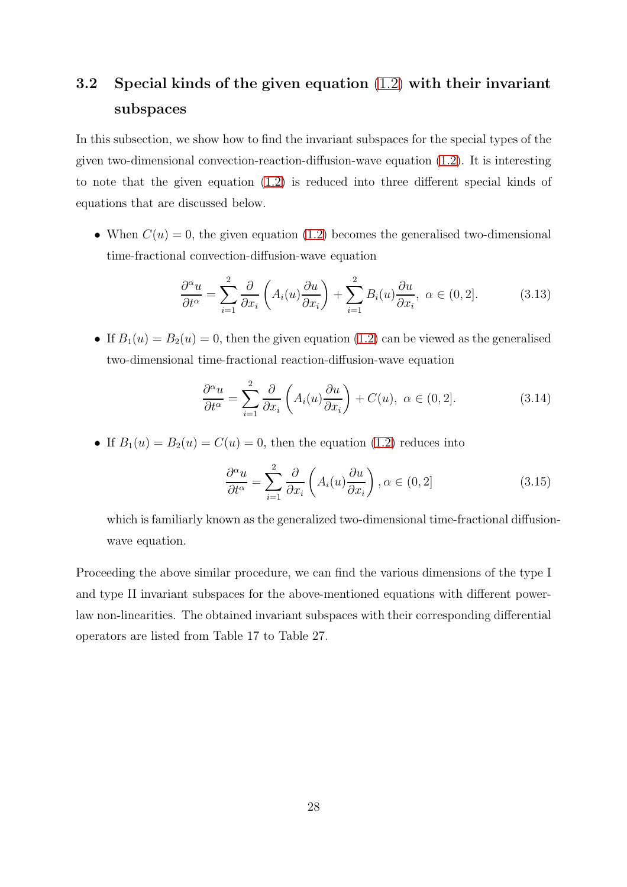### 3.2 Special kinds of the given equation (1.2) with their invariant subspaces

In this subsection, we show how to find the invariant subspaces for the special types of the given two-dimensional convection-reaction-diffusion-wave equation (1.2). It is interesting to note that the given equation (1.2) is reduced into three different special kinds of equations that are discussed below.

- When $C(u) = 0$, the given equation (1.2) becomes the generalised two-dimensional time-fractional convection-diffusion-wave equation

$$\frac{\partial^\alpha u}{\partial t^\alpha} = \sum_{i=1}^{2} \frac{\partial}{\partial x_i}\left(A_i(u)\frac{\partial u}{\partial x_i}\right) + \sum_{i=1}^{2} B_i(u)\frac{\partial u}{\partial x_i},\ \alpha \in (0, 2]. \tag{3.13}$$

- If $B_1(u) = B_2(u) = 0$, then the given equation (1.2) can be viewed as the generalised two-dimensional time-fractional reaction-diffusion-wave equation

$$\frac{\partial^\alpha u}{\partial t^\alpha} = \sum_{i=1}^{2} \frac{\partial}{\partial x_i}\left(A_i(u)\frac{\partial u}{\partial x_i}\right) + C(u),\ \alpha \in (0, 2]. \tag{3.14}$$

- If $B_1(u) = B_2(u) = C(u) = 0$, then the equation (1.2) reduces into

$$\frac{\partial^\alpha u}{\partial t^\alpha} = \sum_{i=1}^{2} \frac{\partial}{\partial x_i}\left(A_i(u)\frac{\partial u}{\partial x_i}\right), \alpha \in (0, 2] \tag{3.15}$$

  which is familiarly known as the generalized two-dimensional time-fractional diffusion-wave equation.

Proceeding the above similar procedure, we can find the various dimensions of the type I and type II invariant subspaces for the above-mentioned equations with different power-law non-linearities. The obtained invariant subspaces with their corresponding differential operators are listed from Table 17 to Table 27.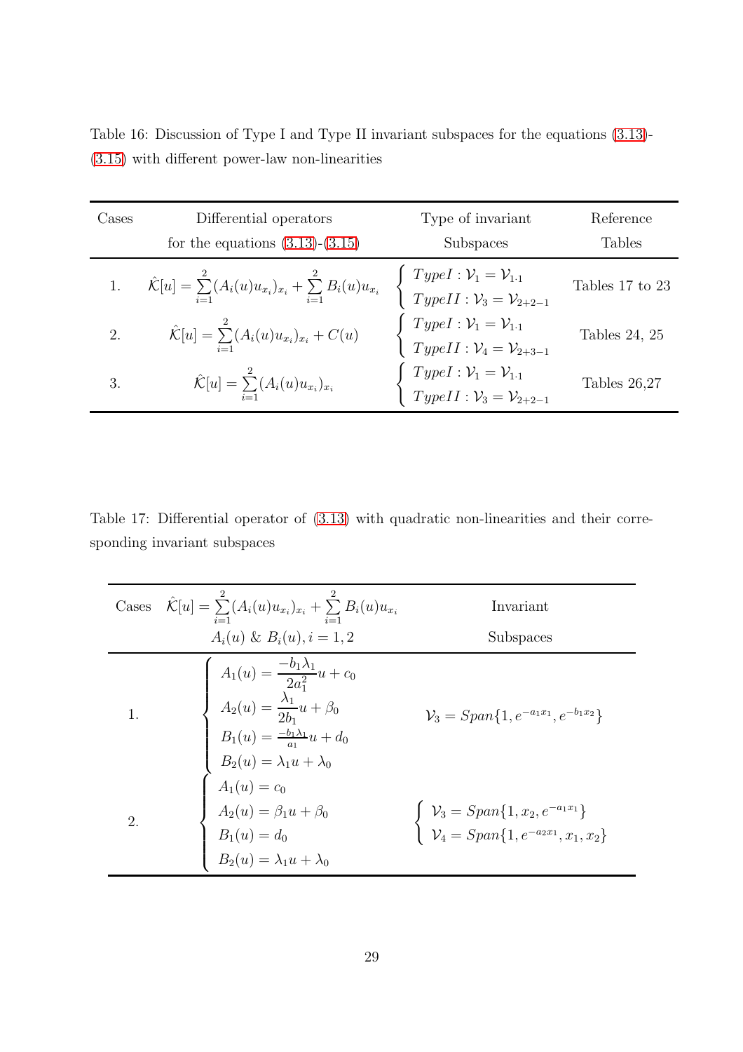Table 16: Discussion of Type I and Type II invariant subspaces for the equations (3.13)-(3.15) with different power-law non-linearities

| Cases | Differential operators for the equations (3.13)-(3.15) | Type of invariant Subspaces | Reference Tables |
|---|---|---|---|
| 1. | $\hat{\mathcal{K}}[u] = \sum\limits_{i=1}^{2}(A_i(u)u_{x_i})_{x_i} + \sum\limits_{i=1}^{2} B_i(u)u_{x_i}$ | $\begin{cases} TypeI : \mathcal{V}_1 = \mathcal{V}_{1\cdot 1} \\ TypeII : \mathcal{V}_3 = \mathcal{V}_{2+2-1} \end{cases}$ | Tables 17 to 23 |
| 2. | $\hat{\mathcal{K}}[u] = \sum\limits_{i=1}^{2}(A_i(u)u_{x_i})_{x_i} + C(u)$ | $\begin{cases} TypeI : \mathcal{V}_1 = \mathcal{V}_{1\cdot 1} \\ TypeII : \mathcal{V}_4 = \mathcal{V}_{2+3-1} \end{cases}$ | Tables 24, 25 |
| 3. | $\hat{\mathcal{K}}[u] = \sum\limits_{i=1}^{2}(A_i(u)u_{x_i})_{x_i}$ | $\begin{cases} TypeI : \mathcal{V}_1 = \mathcal{V}_{1\cdot 1} \\ TypeII : \mathcal{V}_3 = \mathcal{V}_{2+2-1} \end{cases}$ | Tables 26,27 |

Table 17: Differential operator of (3.13) with quadratic non-linearities and their corresponding invariant subspaces

| Cases | $\hat{\mathcal{K}}[u] = \sum\limits_{i=1}^{2}(A_i(u)u_{x_i})_{x_i} + \sum\limits_{i=1}^{2} B_i(u)u_{x_i}$ <br> $A_i(u)$ & $B_i(u), i = 1, 2$ | Invariant Subspaces |
|---|---|---|
| 1. | $\begin{cases} A_1(u) = \dfrac{-b_1\lambda_1}{2a_1^2}u + c_0 \\ A_2(u) = \dfrac{\lambda_1}{2b_1}u + \beta_0 \\ B_1(u) = \frac{-b_1\lambda_1}{a_1}u + d_0 \\ B_2(u) = \lambda_1 u + \lambda_0 \end{cases}$ | $\mathcal{V}_3 = Span\{1, e^{-a_1x_1}, e^{-b_1x_2}\}$ |
| 2. | $\begin{cases} A_1(u) = c_0 \\ A_2(u) = \beta_1 u + \beta_0 \\ B_1(u) = d_0 \\ B_2(u) = \lambda_1 u + \lambda_0 \end{cases}$ | $\begin{cases} \mathcal{V}_3 = Span\{1, x_2, e^{-a_1x_1}\} \\ \mathcal{V}_4 = Span\{1, e^{-a_2x_1}, x_1, x_2\} \end{cases}$ |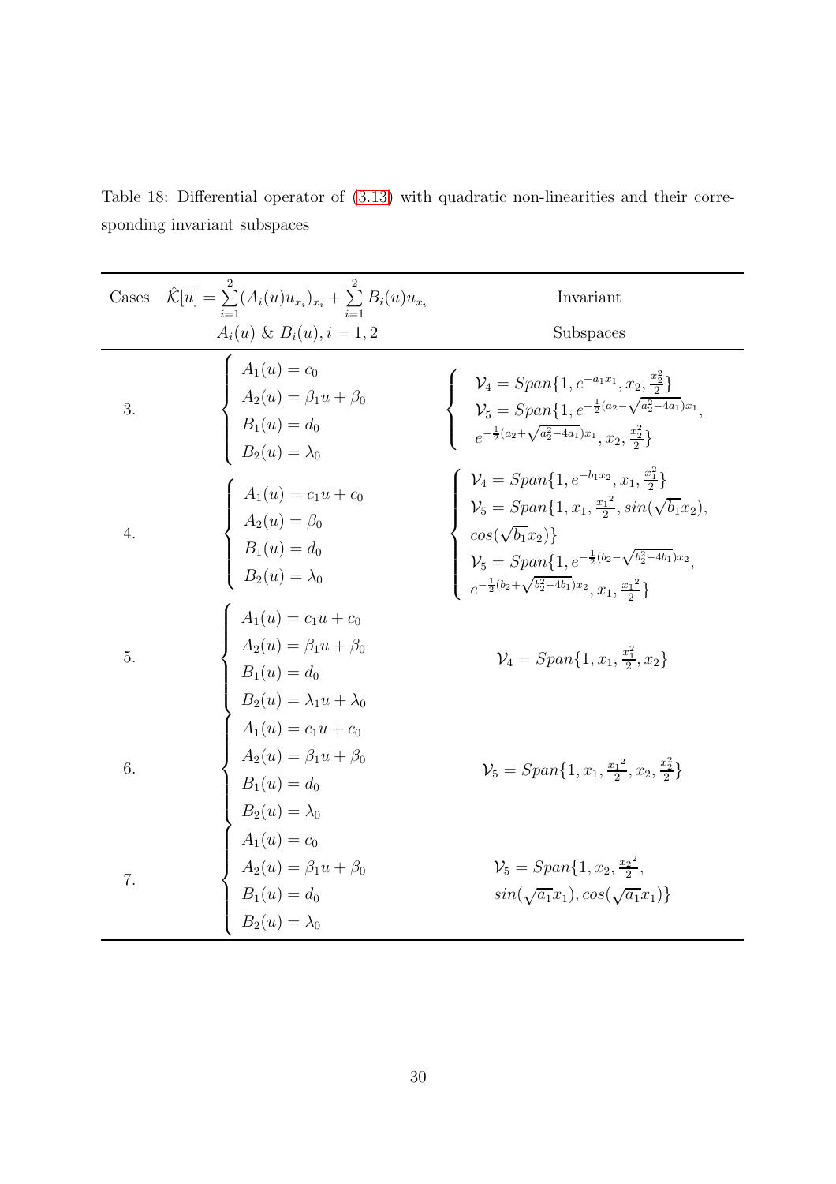Table 18: Differential operator of (3.13) with quadratic non-linearities and their corresponding invariant subspaces

| Cases | $\hat{\mathcal{K}}[u] = \sum_{i=1}^{2}(A_i(u)u_{x_i})_{x_i} + \sum_{i=1}^{2} B_i(u)u_{x_i}$ <br> $A_i(u)$ & $B_i(u), i = 1, 2$ | Invariant Subspaces |
|---|---|---|
| 3. | $\begin{cases} A_1(u) = c_0 \\ A_2(u) = \beta_1 u + \beta_0 \\ B_1(u) = d_0 \\ B_2(u) = \lambda_0 \end{cases}$ | $\begin{cases} \mathcal{V}_4 = Span\{1, e^{-a_1 x_1}, x_2, \frac{x_2^2}{2}\} \\ \mathcal{V}_5 = Span\{1, e^{-\frac{1}{2}(a_2 - \sqrt{a_2^2 - 4a_1})x_1}, \\ e^{-\frac{1}{2}(a_2 + \sqrt{a_2^2 - 4a_1})x_1}, x_2, \frac{x_2^2}{2}\} \end{cases}$ |
| 4. | $\begin{cases} A_1(u) = c_1 u + c_0 \\ A_2(u) = \beta_0 \\ B_1(u) = d_0 \\ B_2(u) = \lambda_0 \end{cases}$ | $\begin{cases} \mathcal{V}_4 = Span\{1, e^{-b_1 x_2}, x_1, \frac{x_1^2}{2}\} \\ \mathcal{V}_5 = Span\{1, x_1, \frac{{x_1}^2}{2}, sin(\sqrt{b_1}x_2), \\ cos(\sqrt{b_1}x_2)\} \\ \mathcal{V}_5 = Span\{1, e^{-\frac{1}{2}(b_2 - \sqrt{b_2^2 - 4b_1})x_2}, \\ e^{-\frac{1}{2}(b_2 + \sqrt{b_2^2 - 4b_1})x_2}, x_1, \frac{{x_1}^2}{2}\} \end{cases}$ |
| 5. | $\begin{cases} A_1(u) = c_1 u + c_0 \\ A_2(u) = \beta_1 u + \beta_0 \\ B_1(u) = d_0 \\ B_2(u) = \lambda_1 u + \lambda_0 \end{cases}$ | $\mathcal{V}_4 = Span\{1, x_1, \frac{x_1^2}{2}, x_2\}$ |
| 6. | $\begin{cases} A_1(u) = c_1 u + c_0 \\ A_2(u) = \beta_1 u + \beta_0 \\ B_1(u) = d_0 \\ B_2(u) = \lambda_0 \end{cases}$ | $\mathcal{V}_5 = Span\{1, x_1, \frac{{x_1}^2}{2}, x_2, \frac{x_2^2}{2}\}$ |
| 7. | $\begin{cases} A_1(u) = c_0 \\ A_2(u) = \beta_1 u + \beta_0 \\ B_1(u) = d_0 \\ B_2(u) = \lambda_0 \end{cases}$ | $\mathcal{V}_5 = Span\{1, x_2, \frac{{x_2}^2}{2}, \\ sin(\sqrt{a_1}x_1), cos(\sqrt{a_1}x_1)\}$ |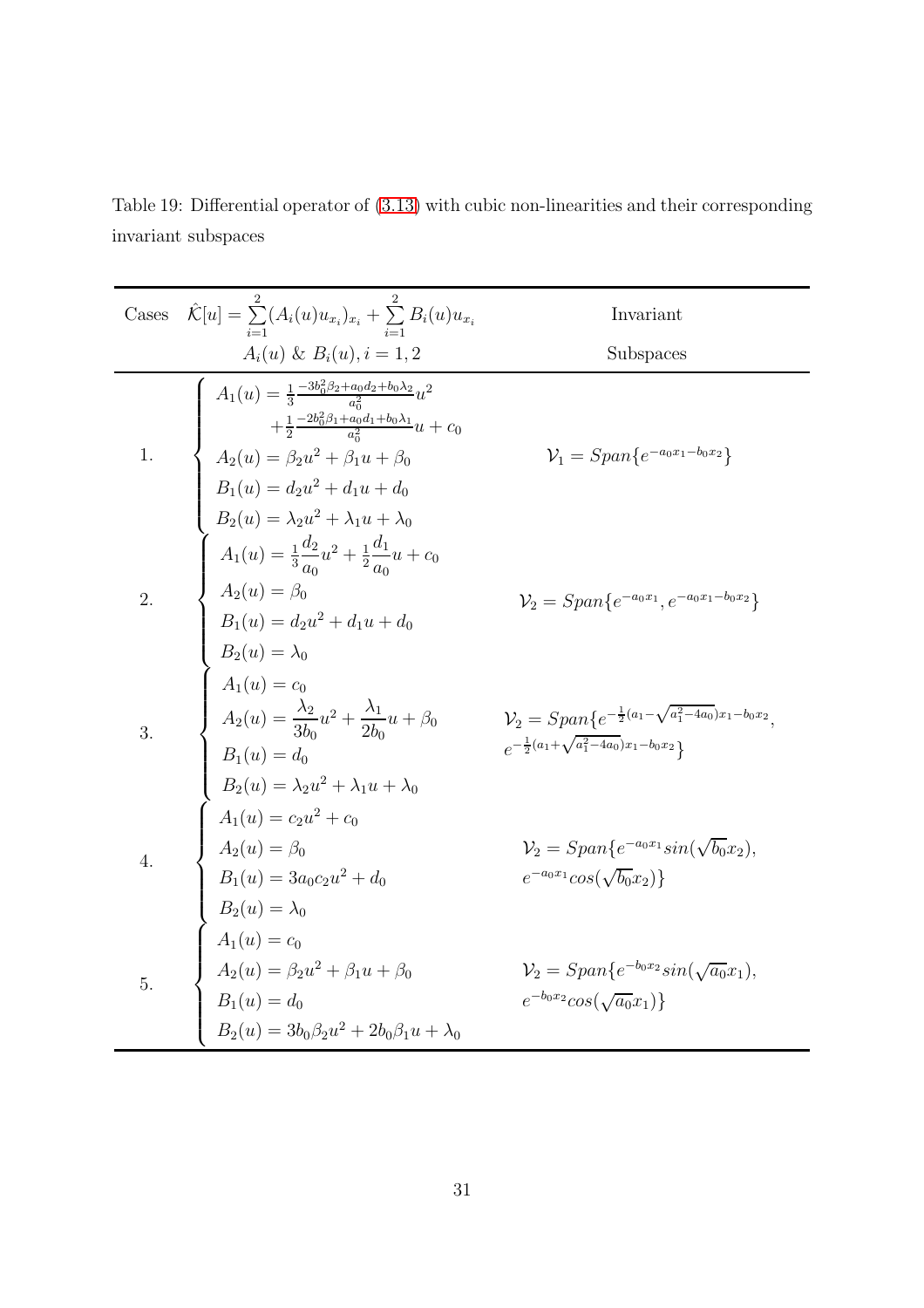Table 19: Differential operator of (3.13) with cubic non-linearities and their corresponding invariant subspaces

| Cases | $\hat{\mathcal{K}}[u]=\sum_{i=1}^{2}(A_i(u)u_{x_i})_{x_i}+\sum_{i=1}^{2}B_i(u)u_{x_i}$ <br> $A_i(u)$ & $B_i(u), i=1,2$ | Invariant Subspaces |
|---|---|---|
| 1. | $\begin{cases} A_1(u)=\frac{1}{3}\frac{-3b_0^2\beta_2+a_0d_2+b_0\lambda_2}{a_0^2}u^2 \\ \quad +\frac{1}{2}\frac{-2b_0^2\beta_1+a_0d_1+b_0\lambda_1}{a_0^2}u+c_0 \\ A_2(u)=\beta_2u^2+\beta_1u+\beta_0 \\ B_1(u)=d_2u^2+d_1u+d_0 \\ B_2(u)=\lambda_2u^2+\lambda_1u+\lambda_0 \end{cases}$ | $\mathcal{V}_1=Span\{e^{-a_0x_1-b_0x_2}\}$ |
| 2. | $\begin{cases} A_1(u)=\frac{1}{3}\frac{d_2}{a_0}u^2+\frac{1}{2}\frac{d_1}{a_0}u+c_0 \\ A_2(u)=\beta_0 \\ B_1(u)=d_2u^2+d_1u+d_0 \\ B_2(u)=\lambda_0 \end{cases}$ | $\mathcal{V}_2=Span\{e^{-a_0x_1},e^{-a_0x_1-b_0x_2}\}$ |
| 3. | $\begin{cases} A_1(u)=c_0 \\ A_2(u)=\frac{\lambda_2}{3b_0}u^2+\frac{\lambda_1}{2b_0}u+\beta_0 \\ B_1(u)=d_0 \\ B_2(u)=\lambda_2u^2+\lambda_1u+\lambda_0 \end{cases}$ | $\mathcal{V}_2=Span\{e^{-\frac{1}{2}(a_1-\sqrt{a_1^2-4a_0})x_1-b_0x_2},$ $e^{-\frac{1}{2}(a_1+\sqrt{a_1^2-4a_0})x_1-b_0x_2}\}$ |
| 4. | $\begin{cases} A_1(u)=c_2u^2+c_0 \\ A_2(u)=\beta_0 \\ B_1(u)=3a_0c_2u^2+d_0 \\ B_2(u)=\lambda_0 \end{cases}$ | $\mathcal{V}_2=Span\{e^{-a_0x_1}sin(\sqrt{b_0}x_2),$ $e^{-a_0x_1}cos(\sqrt{b_0}x_2)\}$ |
| 5. | $\begin{cases} A_1(u)=c_0 \\ A_2(u)=\beta_2u^2+\beta_1u+\beta_0 \\ B_1(u)=d_0 \\ B_2(u)=3b_0\beta_2u^2+2b_0\beta_1u+\lambda_0 \end{cases}$ | $\mathcal{V}_2=Span\{e^{-b_0x_2}sin(\sqrt{a_0}x_1),$ $e^{-b_0x_2}cos(\sqrt{a_0}x_1)\}$ |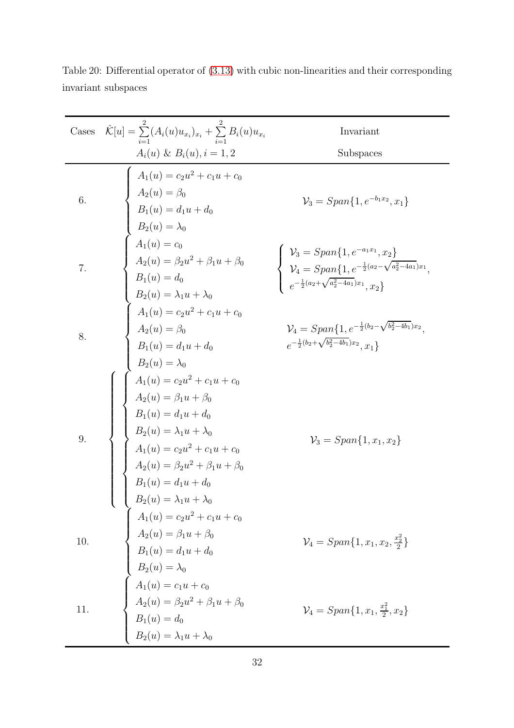Table 20: Differential operator of (3.13) with cubic non-linearities and their corresponding invariant subspaces

| Cases | $\hat{\mathcal{K}}[u] = \sum_{i=1}^{2}(A_i(u)u_{x_i})_{x_i} + \sum_{i=1}^{2} B_i(u)u_{x_i}$ <br> $A_i(u)$ & $B_i(u), i = 1, 2$ | Invariant Subspaces |
|---|---|---|
| 6. | $\begin{cases} A_1(u) = c_2u^2 + c_1u + c_0 \\ A_2(u) = \beta_0 \\ B_1(u) = d_1u + d_0 \\ B_2(u) = \lambda_0 \end{cases}$ | $\mathcal{V}_3 = Span\{1, e^{-b_1x_2}, x_1\}$ |
| 7. | $\begin{cases} A_1(u) = c_0 \\ A_2(u) = \beta_2u^2 + \beta_1u + \beta_0 \\ B_1(u) = d_0 \\ B_2(u) = \lambda_1u + \lambda_0 \end{cases}$ | $\begin{cases} \mathcal{V}_3 = Span\{1, e^{-a_1x_1}, x_2\} \\ \mathcal{V}_4 = Span\{1, e^{-\frac{1}{2}(a_2-\sqrt{a_2^2-4a_1})x_1}, \\ e^{-\frac{1}{2}(a_2+\sqrt{a_2^2-4a_1})x_1}, x_2\} \end{cases}$ |
| 8. | $\begin{cases} A_1(u) = c_2u^2 + c_1u + c_0 \\ A_2(u) = \beta_0 \\ B_1(u) = d_1u + d_0 \\ B_2(u) = \lambda_0 \end{cases}$ | $\mathcal{V}_4 = Span\{1, e^{-\frac{1}{2}(b_2-\sqrt{b_2^2-4b_1})x_2},$ <br> $e^{-\frac{1}{2}(b_2+\sqrt{b_2^2-4b_1})x_2}, x_1\}$ |
| 9. | $\begin{cases} \begin{cases} A_1(u) = c_2u^2 + c_1u + c_0 \\ A_2(u) = \beta_1u + \beta_0 \\ B_1(u) = d_1u + d_0 \\ B_2(u) = \lambda_1u + \lambda_0 \end{cases} \\ \begin{cases} A_1(u) = c_2u^2 + c_1u + c_0 \\ A_2(u) = \beta_2u^2 + \beta_1u + \beta_0 \\ B_1(u) = d_1u + d_0 \\ B_2(u) = \lambda_1u + \lambda_0 \end{cases} \end{cases}$ | $\mathcal{V}_3 = Span\{1, x_1, x_2\}$ |
| 10. | $\begin{cases} A_1(u) = c_2u^2 + c_1u + c_0 \\ A_2(u) = \beta_1u + \beta_0 \\ B_1(u) = d_1u + d_0 \\ B_2(u) = \lambda_0 \end{cases}$ | $\mathcal{V}_4 = Span\{1, x_1, x_2, \frac{x_2^2}{2}\}$ |
| 11. | $\begin{cases} A_1(u) = c_1u + c_0 \\ A_2(u) = \beta_2u^2 + \beta_1u + \beta_0 \\ B_1(u) = d_0 \\ B_2(u) = \lambda_1u + \lambda_0 \end{cases}$ | $\mathcal{V}_4 = Span\{1, x_1, \frac{x_1^2}{2}, x_2\}$ |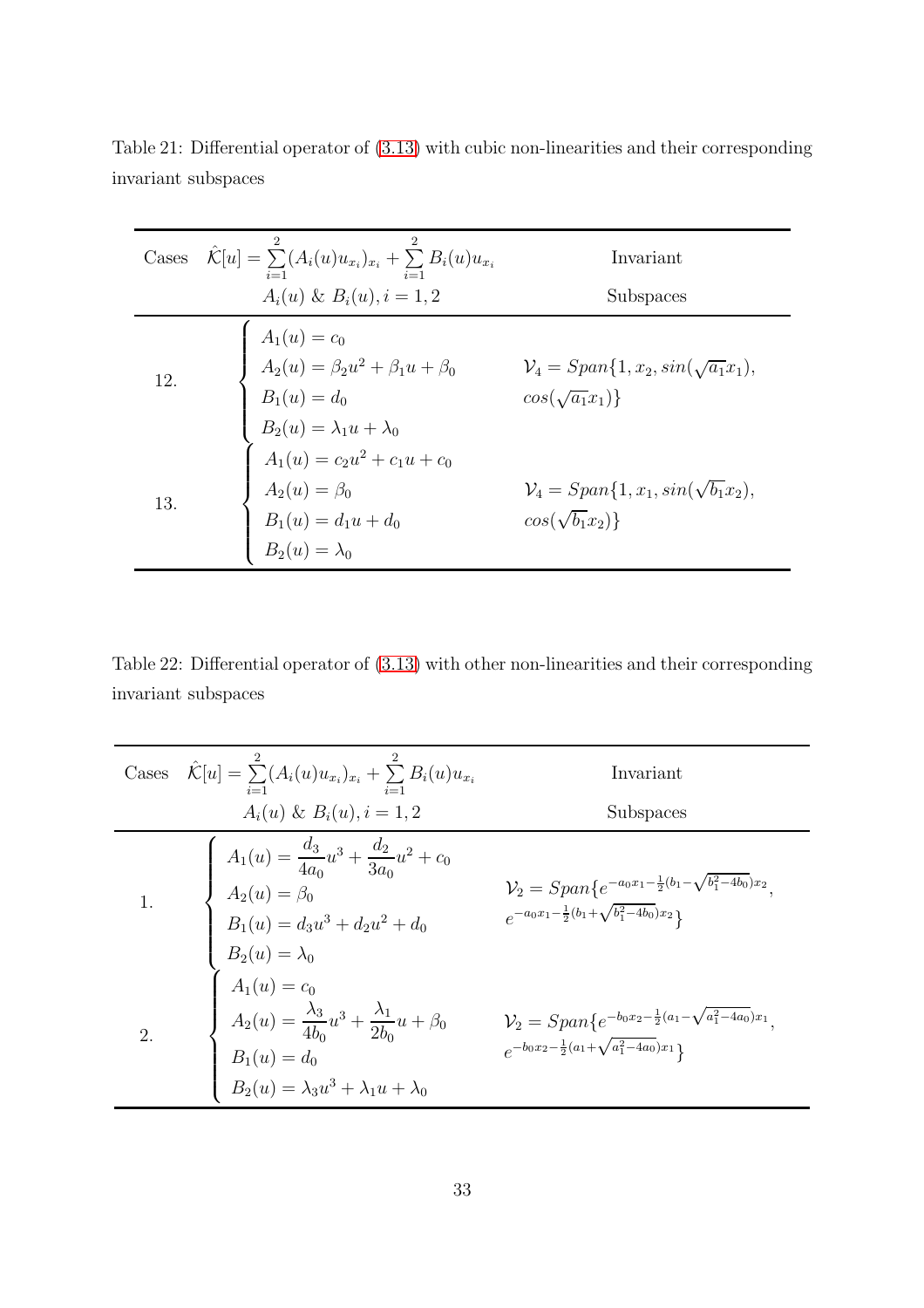Table 21: Differential operator of (3.13) with cubic non-linearities and their corresponding invariant subspaces

| Cases | $\hat{\mathcal{K}}[u]=\sum_{i=1}^{2}(A_i(u)u_{x_i})_{x_i}+\sum_{i=1}^{2}B_i(u)u_{x_i}$ <br> $A_i(u)$ & $B_i(u), i=1,2$ | Invariant Subspaces |
|---|---|---|
| 12. | $\begin{cases} A_1(u)=c_0 \\ A_2(u)=\beta_2u^2+\beta_1u+\beta_0 \\ B_1(u)=d_0 \\ B_2(u)=\lambda_1u+\lambda_0 \end{cases}$ | $\mathcal{V}_4=Span\{1,x_2,sin(\sqrt{a_1}x_1), cos(\sqrt{a_1}x_1)\}$ |
| 13. | $\begin{cases} A_1(u)=c_2u^2+c_1u+c_0 \\ A_2(u)=\beta_0 \\ B_1(u)=d_1u+d_0 \\ B_2(u)=\lambda_0 \end{cases}$ | $\mathcal{V}_4=Span\{1,x_1,sin(\sqrt{b_1}x_2), cos(\sqrt{b_1}x_2)\}$ |

Table 22: Differential operator of (3.13) with other non-linearities and their corresponding invariant subspaces

| Cases | $\hat{\mathcal{K}}[u]=\sum_{i=1}^{2}(A_i(u)u_{x_i})_{x_i}+\sum_{i=1}^{2}B_i(u)u_{x_i}$ <br> $A_i(u)$ & $B_i(u), i=1,2$ | Invariant Subspaces |
|---|---|---|
| 1. | $\begin{cases} A_1(u)=\dfrac{d_3}{4a_0}u^3+\dfrac{d_2}{3a_0}u^2+c_0 \\ A_2(u)=\beta_0 \\ B_1(u)=d_3u^3+d_2u^2+d_0 \\ B_2(u)=\lambda_0 \end{cases}$ | $\mathcal{V}_2=Span\{e^{-a_0x_1-\frac{1}{2}(b_1-\sqrt{b_1^2-4b_0})x_2}, e^{-a_0x_1-\frac{1}{2}(b_1+\sqrt{b_1^2-4b_0})x_2}\}$ |
| 2. | $\begin{cases} A_1(u)=c_0 \\ A_2(u)=\dfrac{\lambda_3}{4b_0}u^3+\dfrac{\lambda_1}{2b_0}u+\beta_0 \\ B_1(u)=d_0 \\ B_2(u)=\lambda_3u^3+\lambda_1u+\lambda_0 \end{cases}$ | $\mathcal{V}_2=Span\{e^{-b_0x_2-\frac{1}{2}(a_1-\sqrt{a_1^2-4a_0})x_1}, e^{-b_0x_2-\frac{1}{2}(a_1+\sqrt{a_1^2-4a_0})x_1}\}$ |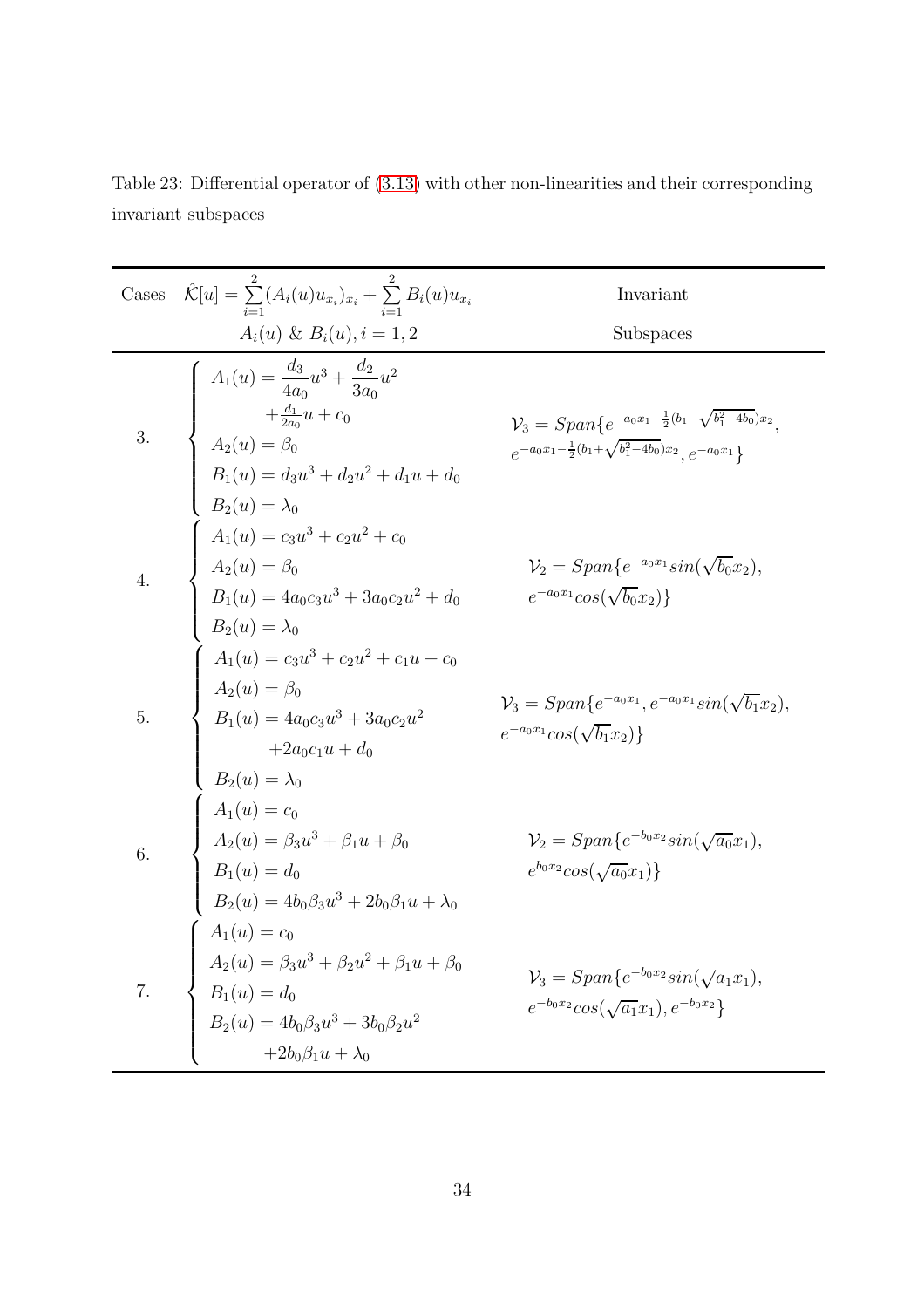Table 23: Differential operator of (3.13) with other non-linearities and their corresponding invariant subspaces

| Cases | $\hat{\mathcal{K}}[u] = \sum_{i=1}^{2}(A_i(u)u_{x_i})_{x_i} + \sum_{i=1}^{2} B_i(u)u_{x_i}$ <br> $A_i(u)$ & $B_i(u), i=1,2$ | Invariant Subspaces |
|---|---|---|
| 3. | $\begin{cases} A_1(u) = \dfrac{d_3}{4a_0}u^3 + \dfrac{d_2}{3a_0}u^2 + \frac{d_1}{2a_0}u + c_0 \\ A_2(u) = \beta_0 \\ B_1(u) = d_3u^3 + d_2u^2 + d_1u + d_0 \\ B_2(u) = \lambda_0 \end{cases}$ | $\mathcal{V}_3 = Span\{e^{-a_0x_1 - \frac{1}{2}(b_1 - \sqrt{b_1^2 - 4b_0})x_2}, e^{-a_0x_1 - \frac{1}{2}(b_1 + \sqrt{b_1^2 - 4b_0})x_2}, e^{-a_0x_1}\}$ |
| 4. | $\begin{cases} A_1(u) = c_3u^3 + c_2u^2 + c_0 \\ A_2(u) = \beta_0 \\ B_1(u) = 4a_0c_3u^3 + 3a_0c_2u^2 + d_0 \\ B_2(u) = \lambda_0 \end{cases}$ | $\mathcal{V}_2 = Span\{e^{-a_0x_1}sin(\sqrt{b_0}x_2), e^{-a_0x_1}cos(\sqrt{b_0}x_2)\}$ |
| 5. | $\begin{cases} A_1(u) = c_3u^3 + c_2u^2 + c_1u + c_0 \\ A_2(u) = \beta_0 \\ B_1(u) = 4a_0c_3u^3 + 3a_0c_2u^2 + 2a_0c_1u + d_0 \\ B_2(u) = \lambda_0 \end{cases}$ | $\mathcal{V}_3 = Span\{e^{-a_0x_1}, e^{-a_0x_1}sin(\sqrt{b_1}x_2), e^{-a_0x_1}cos(\sqrt{b_1}x_2)\}$ |
| 6. | $\begin{cases} A_1(u) = c_0 \\ A_2(u) = \beta_3u^3 + \beta_1u + \beta_0 \\ B_1(u) = d_0 \\ B_2(u) = 4b_0\beta_3u^3 + 2b_0\beta_1u + \lambda_0 \end{cases}$ | $\mathcal{V}_2 = Span\{e^{-b_0x_2}sin(\sqrt{a_0}x_1), e^{b_0x_2}cos(\sqrt{a_0}x_1)\}$ |
| 7. | $\begin{cases} A_1(u) = c_0 \\ A_2(u) = \beta_3u^3 + \beta_2u^2 + \beta_1u + \beta_0 \\ B_1(u) = d_0 \\ B_2(u) = 4b_0\beta_3u^3 + 3b_0\beta_2u^2 + 2b_0\beta_1u + \lambda_0 \end{cases}$ | $\mathcal{V}_3 = Span\{e^{-b_0x_2}sin(\sqrt{a_1}x_1), e^{-b_0x_2}cos(\sqrt{a_1}x_1), e^{-b_0x_2}\}$ |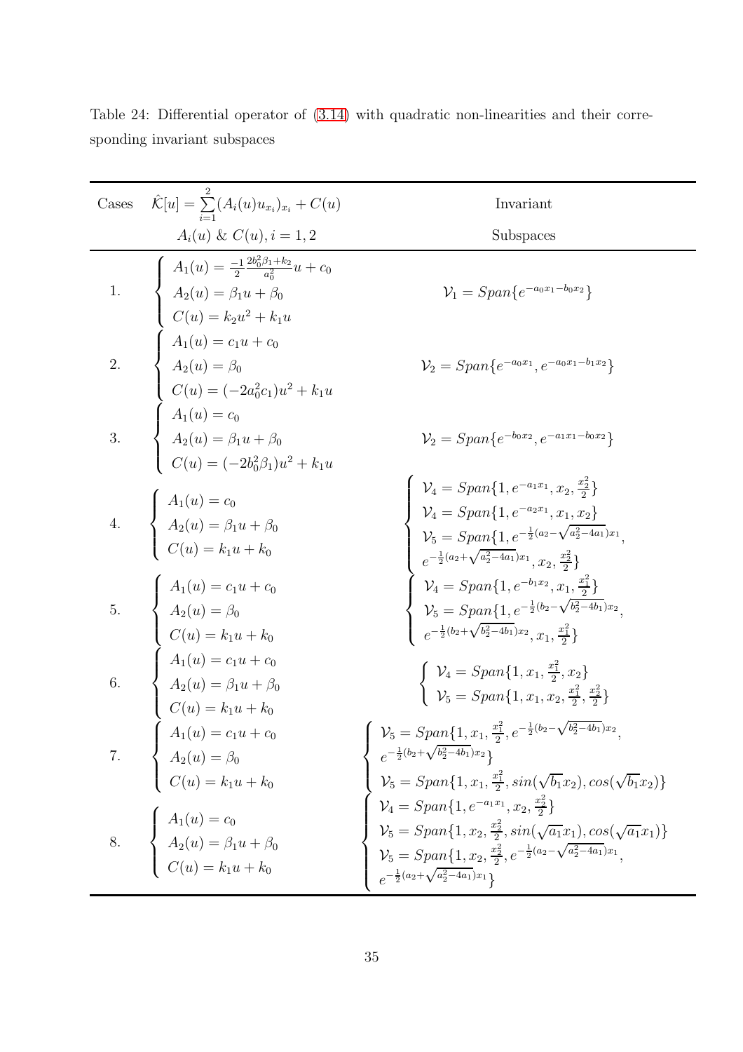Table 24: Differential operator of (3.14) with quadratic non-linearities and their corresponding invariant subspaces

| Cases | $\hat{\mathcal{K}}[u] = \sum_{i=1}^{2}(A_i(u)u_{x_i})_{x_i} + C(u)$ <br> $A_i(u)$ & $C(u), i = 1, 2$ | Invariant Subspaces |
|---|---|---|
| 1. | $A_1(u) = \frac{-1}{2}\frac{2b_0^2\beta_1+k_2}{a_0^2}u + c_0$ <br> $A_2(u) = \beta_1 u + \beta_0$ <br> $C(u) = k_2u^2 + k_1u$ | $\mathcal{V}_1 = Span\{e^{-a_0x_1-b_0x_2}\}$ |
| 2. | $A_1(u) = c_1u + c_0$ <br> $A_2(u) = \beta_0$ <br> $C(u) = (-2a_0^2c_1)u^2 + k_1u$ | $\mathcal{V}_2 = Span\{e^{-a_0x_1}, e^{-a_0x_1-b_1x_2}\}$ |
| 3. | $A_1(u) = c_0$ <br> $A_2(u) = \beta_1u + \beta_0$ <br> $C(u) = (-2b_0^2\beta_1)u^2 + k_1u$ | $\mathcal{V}_2 = Span\{e^{-b_0x_2}, e^{-a_1x_1-b_0x_2}\}$ |
| 4. | $A_1(u) = c_0$ <br> $A_2(u) = \beta_1u + \beta_0$ <br> $C(u) = k_1u + k_0$ | $\mathcal{V}_4 = Span\{1, e^{-a_1x_1}, x_2, \frac{x_2^2}{2}\}$ <br> $\mathcal{V}_4 = Span\{1, e^{-a_2x_1}, x_1, x_2\}$ <br> $\mathcal{V}_5 = Span\{1, e^{-\frac{1}{2}(a_2-\sqrt{a_2^2-4a_1})x_1}, e^{-\frac{1}{2}(a_2+\sqrt{a_2^2-4a_1})x_1}, x_2, \frac{x_2^2}{2}\}$ |
| 5. | $A_1(u) = c_1u + c_0$ <br> $A_2(u) = \beta_0$ <br> $C(u) = k_1u + k_0$ | $\mathcal{V}_4 = Span\{1, e^{-b_1x_2}, x_1, \frac{x_1^2}{2}\}$ <br> $\mathcal{V}_5 = Span\{1, e^{-\frac{1}{2}(b_2-\sqrt{b_2^2-4b_1})x_2}, e^{-\frac{1}{2}(b_2+\sqrt{b_2^2-4b_1})x_2}, x_1, \frac{x_1^2}{2}\}$ |
| 6. | $A_1(u) = c_1u + c_0$ <br> $A_2(u) = \beta_1u + \beta_0$ <br> $C(u) = k_1u + k_0$ | $\mathcal{V}_4 = Span\{1, x_1, \frac{x_1^2}{2}, x_2\}$ <br> $\mathcal{V}_5 = Span\{1, x_1, x_2, \frac{x_1^2}{2}, \frac{x_2^2}{2}\}$ |
| 7. | $A_1(u) = c_1u + c_0$ <br> $A_2(u) = \beta_0$ <br> $C(u) = k_1u + k_0$ | $\mathcal{V}_5 = Span\{1, x_1, \frac{x_1^2}{2}, e^{-\frac{1}{2}(b_2-\sqrt{b_2^2-4b_1})x_2}, e^{-\frac{1}{2}(b_2+\sqrt{b_2^2-4b_1})x_2}\}$ <br> $\mathcal{V}_5 = Span\{1, x_1, \frac{x_1^2}{2}, sin(\sqrt{b_1}x_2), cos(\sqrt{b_1}x_2)\}$ |
| 8. | $A_1(u) = c_0$ <br> $A_2(u) = \beta_1u + \beta_0$ <br> $C(u) = k_1u + k_0$ | $\mathcal{V}_4 = Span\{1, e^{-a_1x_1}, x_2, \frac{x_2^2}{2}\}$ <br> $\mathcal{V}_5 = Span\{1, x_2, \frac{x_2^2}{2}, sin(\sqrt{a_1}x_1), cos(\sqrt{a_1}x_1)\}$ <br> $\mathcal{V}_5 = Span\{1, x_2, \frac{x_2^2}{2}, e^{-\frac{1}{2}(a_2-\sqrt{a_2^2-4a_1})x_1}, e^{-\frac{1}{2}(a_2+\sqrt{a_2^2-4a_1})x_1}\}$ |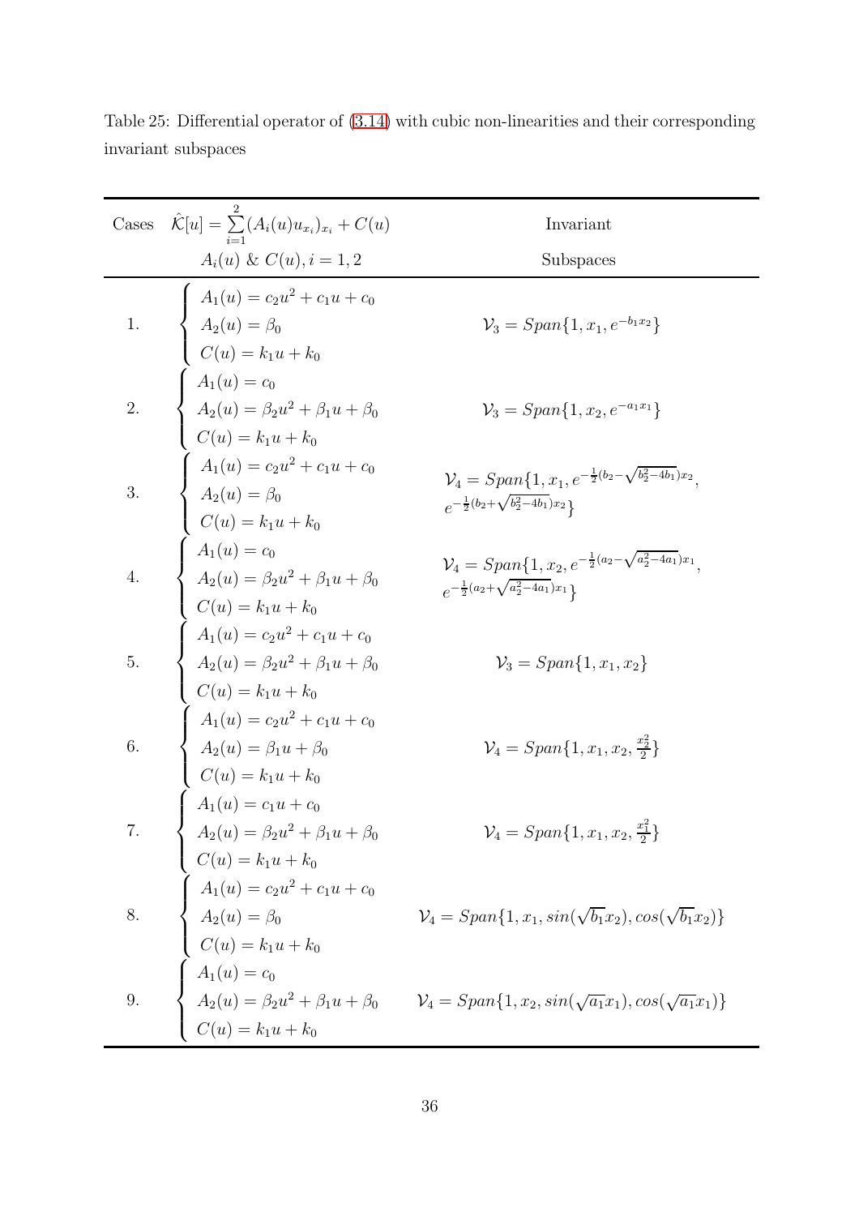Table 25: Differential operator of (3.14) with cubic non-linearities and their corresponding invariant subspaces

| Cases | $\hat{\mathcal{K}}[u] = \sum_{i=1}^{2} (A_i(u)u_{x_i})_{x_i} + C(u)$ <br> $A_i(u)$ & $C(u), i = 1, 2$ | Invariant Subspaces |
|---|---|---|
| 1. | $\begin{cases} A_1(u) = c_2u^2 + c_1u + c_0 \\ A_2(u) = \beta_0 \\ C(u) = k_1u + k_0 \end{cases}$ | $\mathcal{V}_3 = Span\{1, x_1, e^{-b_1x_2}\}$ |
| 2. | $\begin{cases} A_1(u) = c_0 \\ A_2(u) = \beta_2u^2 + \beta_1u + \beta_0 \\ C(u) = k_1u + k_0 \end{cases}$ | $\mathcal{V}_3 = Span\{1, x_2, e^{-a_1x_1}\}$ |
| 3. | $\begin{cases} A_1(u) = c_2u^2 + c_1u + c_0 \\ A_2(u) = \beta_0 \\ C(u) = k_1u + k_0 \end{cases}$ | $\mathcal{V}_4 = Span\{1, x_1, e^{-\frac{1}{2}(b_2-\sqrt{b_2^2-4b_1})x_2}, e^{-\frac{1}{2}(b_2+\sqrt{b_2^2-4b_1})x_2}\}$ |
| 4. | $\begin{cases} A_1(u) = c_0 \\ A_2(u) = \beta_2u^2 + \beta_1u + \beta_0 \\ C(u) = k_1u + k_0 \end{cases}$ | $\mathcal{V}_4 = Span\{1, x_2, e^{-\frac{1}{2}(a_2-\sqrt{a_2^2-4a_1})x_1}, e^{-\frac{1}{2}(a_2+\sqrt{a_2^2-4a_1})x_1}\}$ |
| 5. | $\begin{cases} A_1(u) = c_2u^2 + c_1u + c_0 \\ A_2(u) = \beta_2u^2 + \beta_1u + \beta_0 \\ C(u) = k_1u + k_0 \end{cases}$ | $\mathcal{V}_3 = Span\{1, x_1, x_2\}$ |
| 6. | $\begin{cases} A_1(u) = c_2u^2 + c_1u + c_0 \\ A_2(u) = \beta_1u + \beta_0 \\ C(u) = k_1u + k_0 \end{cases}$ | $\mathcal{V}_4 = Span\{1, x_1, x_2, \frac{x_2^2}{2}\}$ |
| 7. | $\begin{cases} A_1(u) = c_1u + c_0 \\ A_2(u) = \beta_2u^2 + \beta_1u + \beta_0 \\ C(u) = k_1u + k_0 \end{cases}$ | $\mathcal{V}_4 = Span\{1, x_1, x_2, \frac{x_1^2}{2}\}$ |
| 8. | $\begin{cases} A_1(u) = c_2u^2 + c_1u + c_0 \\ A_2(u) = \beta_0 \\ C(u) = k_1u + k_0 \end{cases}$ | $\mathcal{V}_4 = Span\{1, x_1, sin(\sqrt{b_1}x_2), cos(\sqrt{b_1}x_2)\}$ |
| 9. | $\begin{cases} A_1(u) = c_0 \\ A_2(u) = \beta_2u^2 + \beta_1u + \beta_0 \\ C(u) = k_1u + k_0 \end{cases}$ | $\mathcal{V}_4 = Span\{1, x_2, sin(\sqrt{a_1}x_1), cos(\sqrt{a_1}x_1)\}$ |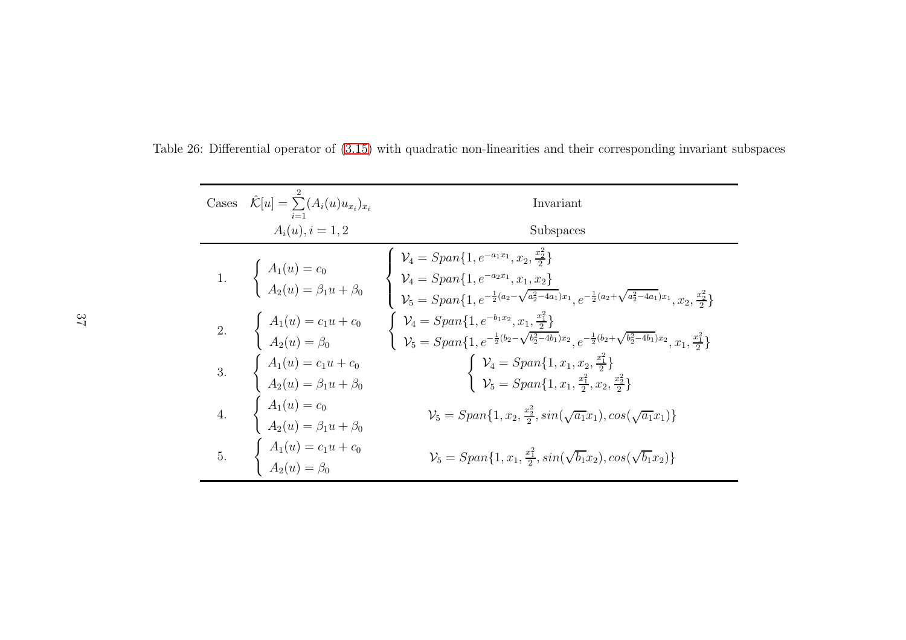Table 26: Differential operator of (3.15) with quadratic non-linearities and their corresponding invariant subspaces

| Cases | $\hat{\mathcal{K}}[u]=\sum\limits_{i=1}^{2}(A_i(u)u_{x_i})_{x_i}$ $A_i(u), i=1,2$ | Invariant Subspaces |
|---|---|---|
| 1. | $\begin{cases} A_1(u)=c_0 \\ A_2(u)=\beta_1 u+\beta_0 \end{cases}$ | $\begin{cases} \mathcal{V}_4=Span\{1, e^{-a_1x_1}, x_2, \frac{x_2^2}{2}\} \\ \mathcal{V}_4=Span\{1, e^{-a_2x_1}, x_1, x_2\} \\ \mathcal{V}_5=Span\{1, e^{-\frac{1}{2}(a_2-\sqrt{a_2^2-4a_1})x_1}, e^{-\frac{1}{2}(a_2+\sqrt{a_2^2-4a_1})x_1}, x_2, \frac{x_2^2}{2}\} \end{cases}$ |
| 2. | $\begin{cases} A_1(u)=c_1u+c_0 \\ A_2(u)=\beta_0 \end{cases}$ | $\begin{cases} \mathcal{V}_4=Span\{1, e^{-b_1x_2}, x_1, \frac{x_1^2}{2}\} \\ \mathcal{V}_5=Span\{1, e^{-\frac{1}{2}(b_2-\sqrt{b_2^2-4b_1})x_2}, e^{-\frac{1}{2}(b_2+\sqrt{b_2^2-4b_1})x_2}, x_1, \frac{x_1^2}{2}\} \end{cases}$ |
| 3. | $\begin{cases} A_1(u)=c_1u+c_0 \\ A_2(u)=\beta_1 u+\beta_0 \end{cases}$ | $\begin{cases} \mathcal{V}_4=Span\{1, x_1, x_2, \frac{x_1^2}{2}\} \\ \mathcal{V}_5=Span\{1, x_1, \frac{x_1^2}{2}, x_2, \frac{x_2^2}{2}\} \end{cases}$ |
| 4. | $\begin{cases} A_1(u)=c_0 \\ A_2(u)=\beta_1 u+\beta_0 \end{cases}$ | $\mathcal{V}_5=Span\{1, x_2, \frac{x_2^2}{2}, sin(\sqrt{a_1}x_1), cos(\sqrt{a_1}x_1)\}$ |
| 5. | $\begin{cases} A_1(u)=c_1u+c_0 \\ A_2(u)=\beta_0 \end{cases}$ | $\mathcal{V}_5=Span\{1, x_1, \frac{x_1^2}{2}, sin(\sqrt{b_1}x_2), cos(\sqrt{b_1}x_2)\}$ |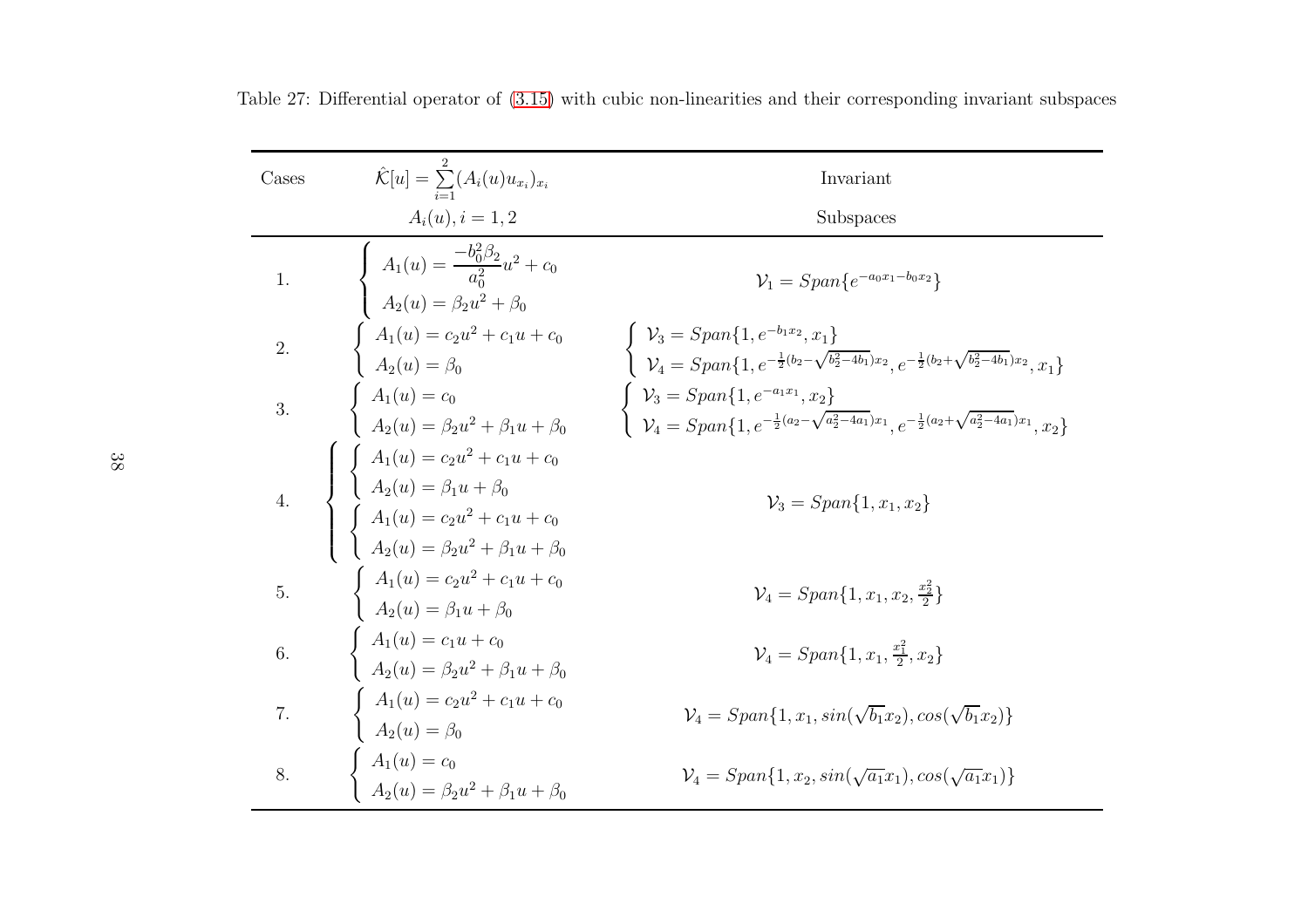Table 27: Differential operator of (3.15) with cubic non-linearities and their corresponding invariant subspaces

| Cases | $\hat{\mathcal{K}}[u] = \sum_{i=1}^{2}(A_i(u)u_{x_i})_{x_i}$ <br> $A_i(u), i=1,2$ | Invariant Subspaces |
|---|---|---|
| 1. | $\begin{cases} A_1(u) = \dfrac{-b_0^2\beta_2}{a_0^2}u^2 + c_0 \\ A_2(u) = \beta_2 u^2 + \beta_0 \end{cases}$ | $\mathcal{V}_1 = Span\{e^{-a_0x_1-b_0x_2}\}$ |
| 2. | $\begin{cases} A_1(u) = c_2u^2 + c_1u + c_0 \\ A_2(u) = \beta_0 \end{cases}$ | $\begin{cases} \mathcal{V}_3 = Span\{1, e^{-b_1x_2}, x_1\} \\ \mathcal{V}_4 = Span\{1, e^{-\frac{1}{2}(b_2-\sqrt{b_2^2-4b_1})x_2}, e^{-\frac{1}{2}(b_2+\sqrt{b_2^2-4b_1})x_2}, x_1\} \end{cases}$ |
| 3. | $\begin{cases} A_1(u) = c_0 \\ A_2(u) = \beta_2u^2 + \beta_1u + \beta_0 \end{cases}$ | $\begin{cases} \mathcal{V}_3 = Span\{1, e^{-a_1x_1}, x_2\} \\ \mathcal{V}_4 = Span\{1, e^{-\frac{1}{2}(a_2-\sqrt{a_2^2-4a_1})x_1}, e^{-\frac{1}{2}(a_2+\sqrt{a_2^2-4a_1})x_1}, x_2\} \end{cases}$ |
| 4. | $\begin{cases} \begin{cases} A_1(u) = c_2u^2 + c_1u + c_0 \\ A_2(u) = \beta_1u + \beta_0 \end{cases} \\ \begin{cases} A_1(u) = c_2u^2 + c_1u + c_0 \\ A_2(u) = \beta_2u^2 + \beta_1u + \beta_0 \end{cases} \end{cases}$ | $\mathcal{V}_3 = Span\{1, x_1, x_2\}$ |
| 5. | $\begin{cases} A_1(u) = c_2u^2 + c_1u + c_0 \\ A_2(u) = \beta_1u + \beta_0 \end{cases}$ | $\mathcal{V}_4 = Span\{1, x_1, x_2, \frac{x_2^2}{2}\}$ |
| 6. | $\begin{cases} A_1(u) = c_1u + c_0 \\ A_2(u) = \beta_2u^2 + \beta_1u + \beta_0 \end{cases}$ | $\mathcal{V}_4 = Span\{1, x_1, \frac{x_1^2}{2}, x_2\}$ |
| 7. | $\begin{cases} A_1(u) = c_2u^2 + c_1u + c_0 \\ A_2(u) = \beta_0 \end{cases}$ | $\mathcal{V}_4 = Span\{1, x_1, sin(\sqrt{b_1}x_2), cos(\sqrt{b_1}x_2)\}$ |
| 8. | $\begin{cases} A_1(u) = c_0 \\ A_2(u) = \beta_2u^2 + \beta_1u + \beta_0 \end{cases}$ | $\mathcal{V}_4 = Span\{1, x_2, sin(\sqrt{a_1}x_1), cos(\sqrt{a_1}x_1)\}$ |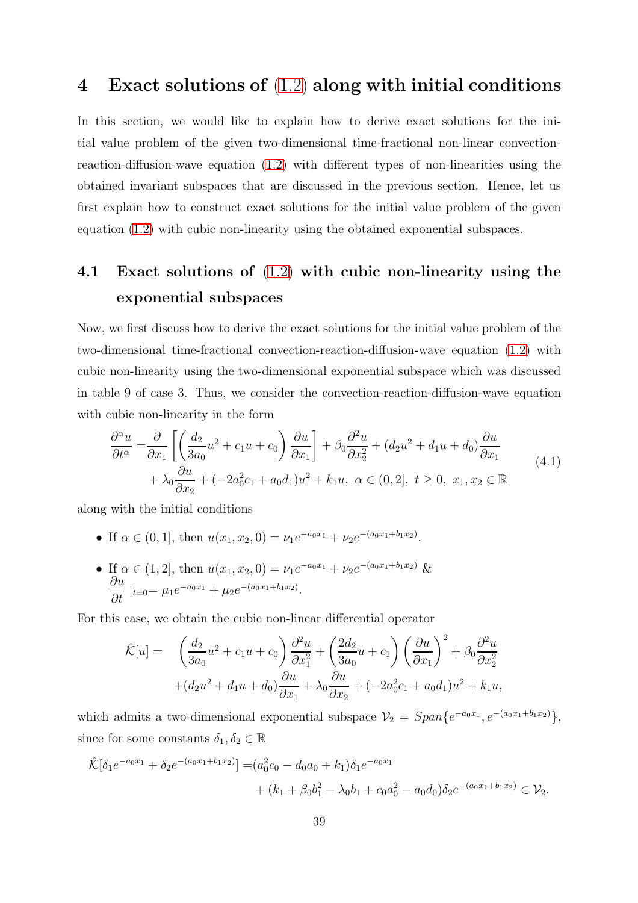# 4 Exact solutions of (1.2) along with initial conditions

In this section, we would like to explain how to derive exact solutions for the initial value problem of the given two-dimensional time-fractional non-linear convection-reaction-diffusion-wave equation (1.2) with different types of non-linearities using the obtained invariant subspaces that are discussed in the previous section. Hence, let us first explain how to construct exact solutions for the initial value problem of the given equation (1.2) with cubic non-linearity using the obtained exponential subspaces.

## 4.1 Exact solutions of (1.2) with cubic non-linearity using the exponential subspaces

Now, we first discuss how to derive the exact solutions for the initial value problem of the two-dimensional time-fractional convection-reaction-diffusion-wave equation (1.2) with cubic non-linearity using the two-dimensional exponential subspace which was discussed in table 9 of case 3. Thus, we consider the convection-reaction-diffusion-wave equation with cubic non-linearity in the form

$$
\begin{aligned}
\frac{\partial^\alpha u}{\partial t^\alpha} =& \frac{\partial}{\partial x_1}\left[\left(\frac{d_2}{3a_0}u^2 + c_1 u + c_0\right)\frac{\partial u}{\partial x_1}\right] + \beta_0 \frac{\partial^2 u}{\partial x_2^2} + (d_2 u^2 + d_1 u + d_0)\frac{\partial u}{\partial x_1} \\
&+ \lambda_0 \frac{\partial u}{\partial x_2} + (-2a_0^2 c_1 + a_0 d_1)u^2 + k_1 u,\ \alpha \in (0,2],\ t \geq 0,\ x_1, x_2 \in \mathbb{R}
\end{aligned} \tag{4.1}
$$

along with the initial conditions

- If $\alpha \in (0,1]$, then $u(x_1, x_2, 0) = \nu_1 e^{-a_0 x_1} + \nu_2 e^{-(a_0 x_1 + b_1 x_2)}$.
- If $\alpha \in (1,2]$, then $u(x_1, x_2, 0) = \nu_1 e^{-a_0 x_1} + \nu_2 e^{-(a_0 x_1 + b_1 x_2)}$ & $\dfrac{\partial u}{\partial t}\,|_{t=0} = \mu_1 e^{-a_0 x_1} + \mu_2 e^{-(a_0 x_1 + b_1 x_2)}$.

For this case, we obtain the cubic non-linear differential operator

$$
\begin{aligned}
\hat{\mathcal{K}}[u] =\ & \left(\frac{d_2}{3a_0}u^2 + c_1 u + c_0\right)\frac{\partial^2 u}{\partial x_1^2} + \left(\frac{2d_2}{3a_0}u + c_1\right)\left(\frac{\partial u}{\partial x_1}\right)^2 + \beta_0 \frac{\partial^2 u}{\partial x_2^2} \\
&+ (d_2 u^2 + d_1 u + d_0)\frac{\partial u}{\partial x_1} + \lambda_0 \frac{\partial u}{\partial x_2} + (-2a_0^2 c_1 + a_0 d_1)u^2 + k_1 u,
\end{aligned}
$$

which admits a two-dimensional exponential subspace $\mathcal{V}_2 = Span\{e^{-a_0 x_1}, e^{-(a_0 x_1 + b_1 x_2)}\}$, since for some constants $\delta_1, \delta_2 \in \mathbb{R}$

$$
\begin{aligned}
\hat{\mathcal{K}}[\delta_1 e^{-a_0 x_1} + \delta_2 e^{-(a_0 x_1 + b_1 x_2)}] =& (a_0^2 c_0 - d_0 a_0 + k_1)\delta_1 e^{-a_0 x_1} \\
&+ (k_1 + \beta_0 b_1^2 - \lambda_0 b_1 + c_0 a_0^2 - a_0 d_0)\delta_2 e^{-(a_0 x_1 + b_1 x_2)} \in \mathcal{V}_2.
\end{aligned}
$$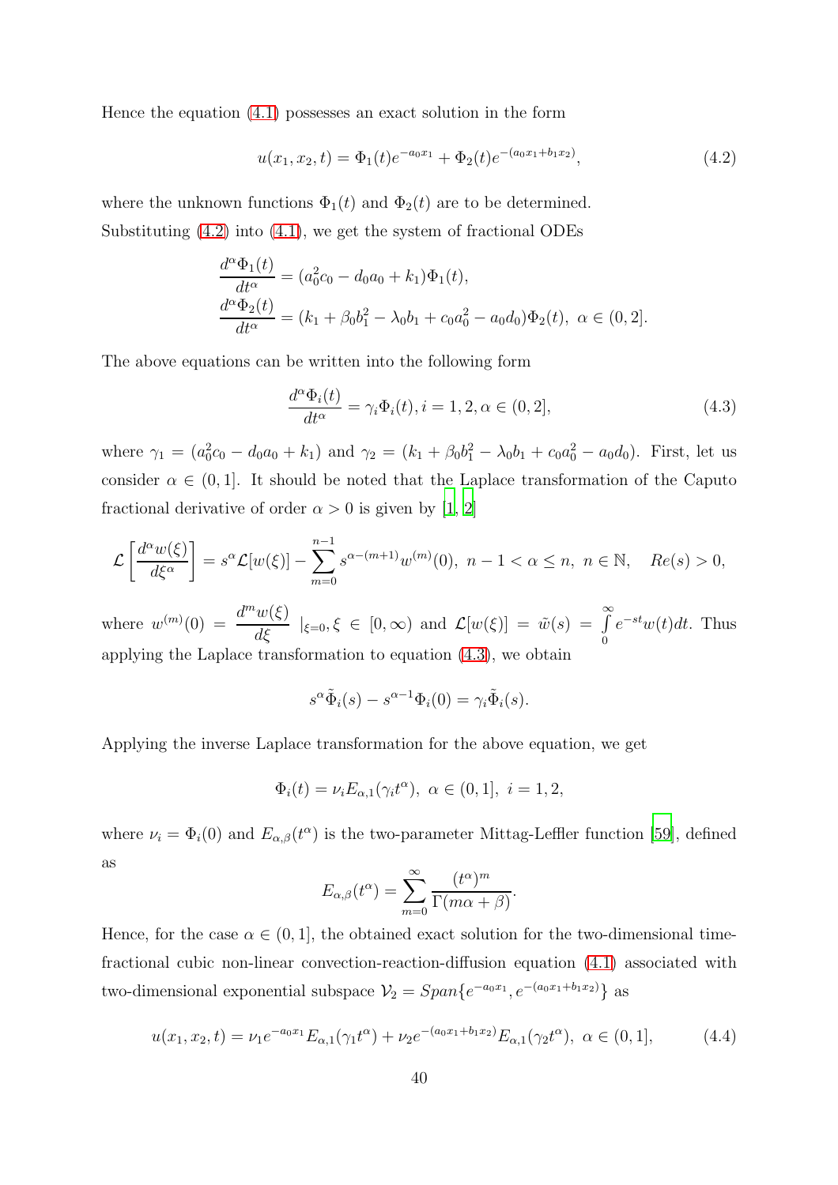Hence the equation (4.1) possesses an exact solution in the form

$$u(x_1, x_2, t) = \Phi_1(t)e^{-a_0x_1} + \Phi_2(t)e^{-(a_0x_1+b_1x_2)}, \tag{4.2}$$

where the unknown functions $\Phi_1(t)$ and $\Phi_2(t)$ are to be determined.

Substituting (4.2) into (4.1), we get the system of fractional ODEs

$$\begin{aligned}
\frac{d^\alpha \Phi_1(t)}{dt^\alpha} &= (a_0^2c_0 - d_0a_0 + k_1)\Phi_1(t), \\
\frac{d^\alpha \Phi_2(t)}{dt^\alpha} &= (k_1 + \beta_0 b_1^2 - \lambda_0 b_1 + c_0a_0^2 - a_0d_0)\Phi_2(t), \ \alpha \in (0, 2].
\end{aligned}$$

The above equations can be written into the following form

$$\frac{d^\alpha \Phi_i(t)}{dt^\alpha} = \gamma_i \Phi_i(t), i = 1, 2, \alpha \in (0, 2], \tag{4.3}$$

where $\gamma_1 = (a_0^2c_0 - d_0a_0 + k_1)$ and $\gamma_2 = (k_1 + \beta_0b_1^2 - \lambda_0b_1 + c_0a_0^2 - a_0d_0)$. First, let us consider $\alpha \in (0, 1]$. It should be noted that the Laplace transformation of the Caputo fractional derivative of order $\alpha > 0$ is given by [1, 2]

$$\mathcal{L}\left[\frac{d^\alpha w(\xi)}{d\xi^\alpha}\right] = s^\alpha \mathcal{L}[w(\xi)] - \sum_{m=0}^{n-1} s^{\alpha-(m+1)}w^{(m)}(0), \ n-1 < \alpha \leq n, \ n \in \mathbb{N}, \quad Re(s) > 0,$$

where $w^{(m)}(0) = \dfrac{d^m w(\xi)}{d\xi} \ |_{\xi=0}, \xi \in [0, \infty)$ and $\mathcal{L}[w(\xi)] = \tilde{w}(s) = \int\limits_0^\infty e^{-st}w(t)dt$. Thus applying the Laplace transformation to equation (4.3), we obtain

$$s^\alpha \tilde{\Phi}_i(s) - s^{\alpha-1}\Phi_i(0) = \gamma_i \tilde{\Phi}_i(s).$$

Applying the inverse Laplace transformation for the above equation, we get

$$\Phi_i(t) = \nu_i E_{\alpha,1}(\gamma_i t^\alpha), \ \alpha \in (0, 1], \ i = 1, 2,$$

where $\nu_i = \Phi_i(0)$ and $E_{\alpha,\beta}(t^\alpha)$ is the two-parameter Mittag-Leffler function [59], defined as

$$E_{\alpha,\beta}(t^\alpha) = \sum_{m=0}^{\infty} \frac{(t^\alpha)^m}{\Gamma(m\alpha + \beta)}.$$

Hence, for the case $\alpha \in (0, 1]$, the obtained exact solution for the two-dimensional time-fractional cubic non-linear convection-reaction-diffusion equation (4.1) associated with two-dimensional exponential subspace $\mathcal{V}_2 = Span\{e^{-a_0x_1}, e^{-(a_0x_1+b_1x_2)}\}$ as

$$u(x_1, x_2, t) = \nu_1 e^{-a_0x_1}E_{\alpha,1}(\gamma_1 t^\alpha) + \nu_2 e^{-(a_0x_1+b_1x_2)}E_{\alpha,1}(\gamma_2 t^\alpha), \ \alpha \in (0, 1], \tag{4.4}$$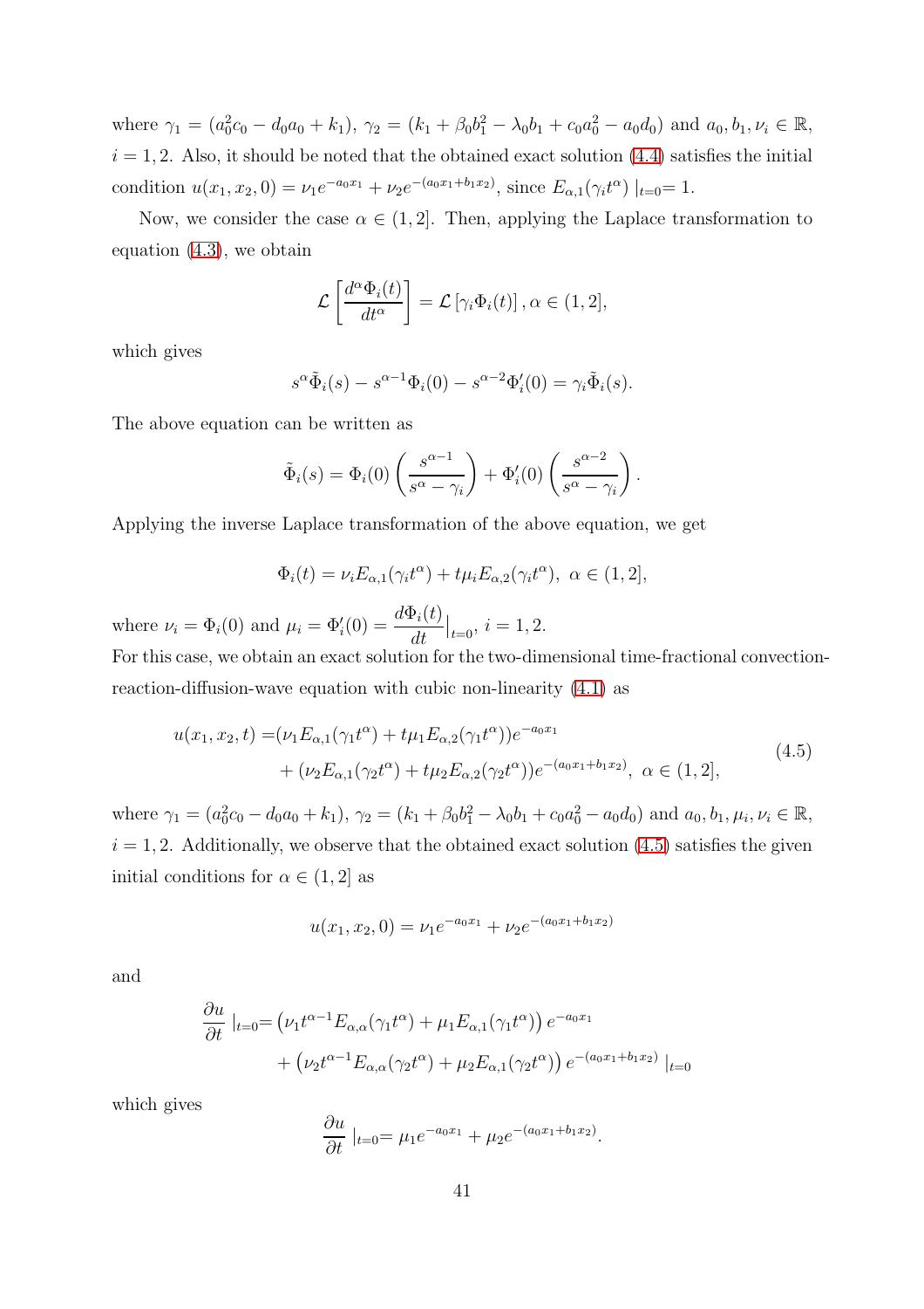where $\gamma_1 = (a_0^2 c_0 - d_0 a_0 + k_1)$, $\gamma_2 = (k_1 + \beta_0 b_1^2 - \lambda_0 b_1 + c_0 a_0^2 - a_0 d_0)$ and $a_0, b_1, \nu_i \in \mathbb{R}$, $i = 1, 2$. Also, it should be noted that the obtained exact solution (4.4) satisfies the initial condition $u(x_1, x_2, 0) = \nu_1 e^{-a_0 x_1} + \nu_2 e^{-(a_0 x_1 + b_1 x_2)}$, since $E_{\alpha,1}(\gamma_i t^\alpha) \mid_{t=0}= 1$.

Now, we consider the case $\alpha \in (1, 2]$. Then, applying the Laplace transformation to equation (4.3), we obtain

$$\mathcal{L}\left[\frac{d^\alpha \Phi_i(t)}{dt^\alpha}\right] = \mathcal{L}\left[\gamma_i \Phi_i(t)\right], \alpha \in (1, 2],$$

which gives

$$s^\alpha \tilde{\Phi}_i(s) - s^{\alpha-1}\Phi_i(0) - s^{\alpha-2}\Phi_i'(0) = \gamma_i \tilde{\Phi}_i(s).$$

The above equation can be written as

$$\tilde{\Phi}_i(s) = \Phi_i(0)\left(\frac{s^{\alpha-1}}{s^\alpha - \gamma_i}\right) + \Phi_i'(0)\left(\frac{s^{\alpha-2}}{s^\alpha - \gamma_i}\right).$$

Applying the inverse Laplace transformation of the above equation, we get

$$\Phi_i(t) = \nu_i E_{\alpha,1}(\gamma_i t^\alpha) + t\mu_i E_{\alpha,2}(\gamma_i t^\alpha),\ \alpha \in (1, 2],$$

where $\nu_i = \Phi_i(0)$ and $\mu_i = \Phi_i'(0) = \dfrac{d\Phi_i(t)}{dt}\Big|_{t=0}$, $i = 1, 2$.
For this case, we obtain an exact solution for the two-dimensional time-fractional convection-reaction-diffusion-wave equation with cubic non-linearity (4.1) as

$$\begin{aligned} u(x_1, x_2, t) =& (\nu_1 E_{\alpha,1}(\gamma_1 t^\alpha) + t\mu_1 E_{\alpha,2}(\gamma_1 t^\alpha))e^{-a_0 x_1} \\ &+ (\nu_2 E_{\alpha,1}(\gamma_2 t^\alpha) + t\mu_2 E_{\alpha,2}(\gamma_2 t^\alpha))e^{-(a_0 x_1 + b_1 x_2)},\ \alpha \in (1, 2], \end{aligned} \tag{4.5}$$

where $\gamma_1 = (a_0^2 c_0 - d_0 a_0 + k_1)$, $\gamma_2 = (k_1 + \beta_0 b_1^2 - \lambda_0 b_1 + c_0 a_0^2 - a_0 d_0)$ and $a_0, b_1, \mu_i, \nu_i \in \mathbb{R}$, $i = 1, 2$. Additionally, we observe that the obtained exact solution (4.5) satisfies the given initial conditions for $\alpha \in (1, 2]$ as

$$u(x_1, x_2, 0) = \nu_1 e^{-a_0 x_1} + \nu_2 e^{-(a_0 x_1 + b_1 x_2)}$$

and

$$\begin{aligned} \frac{\partial u}{\partial t}\mid_{t=0}=& \left(\nu_1 t^{\alpha-1} E_{\alpha,\alpha}(\gamma_1 t^\alpha) + \mu_1 E_{\alpha,1}(\gamma_1 t^\alpha)\right) e^{-a_0 x_1} \\ &+ \left(\nu_2 t^{\alpha-1} E_{\alpha,\alpha}(\gamma_2 t^\alpha) + \mu_2 E_{\alpha,1}(\gamma_2 t^\alpha)\right) e^{-(a_0 x_1 + b_1 x_2)} \mid_{t=0} \end{aligned}$$

which gives

$$\frac{\partial u}{\partial t}\mid_{t=0}= \mu_1 e^{-a_0 x_1} + \mu_2 e^{-(a_0 x_1 + b_1 x_2)}.$$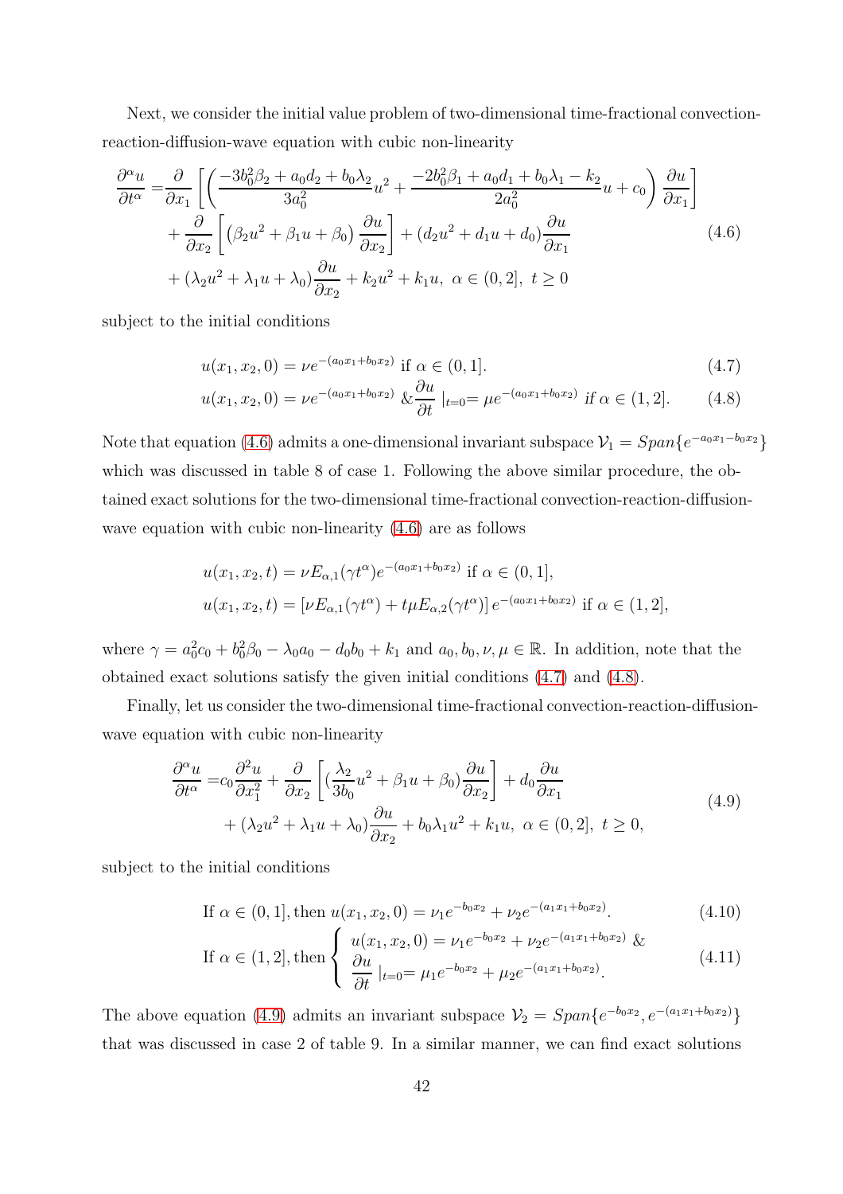Next, we consider the initial value problem of two-dimensional time-fractional convection-reaction-diffusion-wave equation with cubic non-linearity

$$
\begin{aligned}
\frac{\partial^\alpha u}{\partial t^\alpha} =& \frac{\partial}{\partial x_1}\left[\left(\frac{-3b_0^2\beta_2 + a_0 d_2 + b_0\lambda_2}{3a_0^2}u^2 + \frac{-2b_0^2\beta_1 + a_0 d_1 + b_0\lambda_1 - k_2}{2a_0^2}u + c_0\right)\frac{\partial u}{\partial x_1}\right] \\
&+ \frac{\partial}{\partial x_2}\left[\left(\beta_2 u^2 + \beta_1 u + \beta_0\right)\frac{\partial u}{\partial x_2}\right] + (d_2 u^2 + d_1 u + d_0)\frac{\partial u}{\partial x_1} \\
&+ (\lambda_2 u^2 + \lambda_1 u + \lambda_0)\frac{\partial u}{\partial x_2} + k_2 u^2 + k_1 u,\ \alpha \in (0, 2],\ t \geq 0
\end{aligned}
\tag{4.6}
$$

subject to the initial conditions

$$
u(x_1, x_2, 0) = \nu e^{-(a_0 x_1 + b_0 x_2)} \text{ if } \alpha \in (0, 1]. \tag{4.7}
$$

$$
u(x_1, x_2, 0) = \nu e^{-(a_0 x_1 + b_0 x_2)} \ \& \frac{\partial u}{\partial t}\Big|_{t=0} = \mu e^{-(a_0 x_1 + b_0 x_2)} \text{ if } \alpha \in (1, 2]. \tag{4.8}
$$

Note that equation (4.6) admits a one-dimensional invariant subspace $\mathcal{V}_1 = Span\{e^{-a_0 x_1 - b_0 x_2}\}$ which was discussed in table 8 of case 1. Following the above similar procedure, the obtained exact solutions for the two-dimensional time-fractional convection-reaction-diffusion-wave equation with cubic non-linearity (4.6) are as follows

$$
u(x_1, x_2, t) = \nu E_{\alpha,1}(\gamma t^\alpha) e^{-(a_0 x_1 + b_0 x_2)} \text{ if } \alpha \in (0, 1],
$$

$$
u(x_1, x_2, t) = \left[\nu E_{\alpha,1}(\gamma t^\alpha) + t\mu E_{\alpha,2}(\gamma t^\alpha)\right] e^{-(a_0 x_1 + b_0 x_2)} \text{ if } \alpha \in (1, 2],
$$

where $\gamma = a_0^2 c_0 + b_0^2 \beta_0 - \lambda_0 a_0 - d_0 b_0 + k_1$ and $a_0, b_0, \nu, \mu \in \mathbb{R}$. In addition, note that the obtained exact solutions satisfy the given initial conditions (4.7) and (4.8).

Finally, let us consider the two-dimensional time-fractional convection-reaction-diffusion-wave equation with cubic non-linearity

$$
\begin{aligned}
\frac{\partial^\alpha u}{\partial t^\alpha} =& c_0 \frac{\partial^2 u}{\partial x_1^2} + \frac{\partial}{\partial x_2}\left[\left(\frac{\lambda_2}{3b_0}u^2 + \beta_1 u + \beta_0\right)\frac{\partial u}{\partial x_2}\right] + d_0 \frac{\partial u}{\partial x_1} \\
&+ (\lambda_2 u^2 + \lambda_1 u + \lambda_0)\frac{\partial u}{\partial x_2} + b_0 \lambda_1 u^2 + k_1 u,\ \alpha \in (0, 2],\ t \geq 0,
\end{aligned}
\tag{4.9}
$$

subject to the initial conditions

$$
\text{If } \alpha \in (0, 1], \text{then } u(x_1, x_2, 0) = \nu_1 e^{-b_0 x_2} + \nu_2 e^{-(a_1 x_1 + b_0 x_2)}. \tag{4.10}
$$

$$
\text{If } \alpha \in (1, 2], \text{then } \left\{
\begin{array}{l}
u(x_1, x_2, 0) = \nu_1 e^{-b_0 x_2} + \nu_2 e^{-(a_1 x_1 + b_0 x_2)} \ \& \\
\dfrac{\partial u}{\partial t}\Big|_{t=0} = \mu_1 e^{-b_0 x_2} + \mu_2 e^{-(a_1 x_1 + b_0 x_2)}.
\end{array}
\right. \tag{4.11}
$$

The above equation (4.9) admits an invariant subspace $\mathcal{V}_2 = Span\{e^{-b_0 x_2}, e^{-(a_1 x_1 + b_0 x_2)}\}$ that was discussed in case 2 of table 9. In a similar manner, we can find exact solutions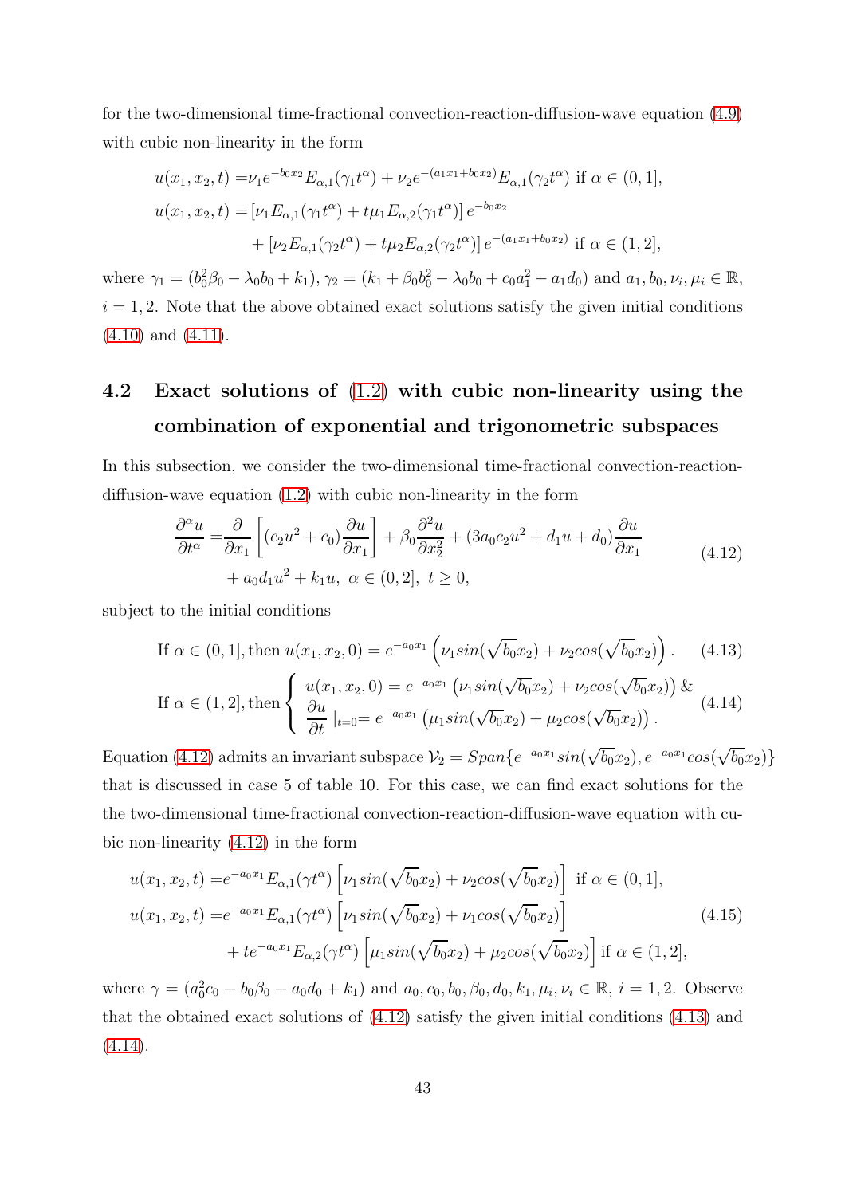for the two-dimensional time-fractional convection-reaction-diffusion-wave equation (4.9) with cubic non-linearity in the form

$$
\begin{aligned}
u(x_1,x_2,t) =&\nu_1 e^{-b_0x_2}E_{\alpha,1}(\gamma_1 t^\alpha)+\nu_2 e^{-(a_1x_1+b_0x_2)}E_{\alpha,1}(\gamma_2 t^\alpha) \text{ if } \alpha\in(0,1],\\
u(x_1,x_2,t) =&\left[\nu_1 E_{\alpha,1}(\gamma_1 t^\alpha)+t\mu_1 E_{\alpha,2}(\gamma_1 t^\alpha)\right]e^{-b_0x_2}\\
&+\left[\nu_2 E_{\alpha,1}(\gamma_2 t^\alpha)+t\mu_2 E_{\alpha,2}(\gamma_2 t^\alpha)\right]e^{-(a_1x_1+b_0x_2)} \text{ if } \alpha\in(1,2],
\end{aligned}
$$

where $\gamma_1=(b_0^2\beta_0-\lambda_0 b_0+k_1), \gamma_2=(k_1+\beta_0 b_0^2-\lambda_0 b_0+c_0a_1^2-a_1d_0)$ and $a_1,b_0,\nu_i,\mu_i\in\mathbb{R}$, $i=1,2$. Note that the above obtained exact solutions satisfy the given initial conditions (4.10) and (4.11).

## 4.2 Exact solutions of (1.2) with cubic non-linearity using the combination of exponential and trigonometric subspaces

In this subsection, we consider the two-dimensional time-fractional convection-reaction-diffusion-wave equation (1.2) with cubic non-linearity in the form

$$
\begin{aligned}
\frac{\partial^\alpha u}{\partial t^\alpha} =&\frac{\partial}{\partial x_1}\left[(c_2u^2+c_0)\frac{\partial u}{\partial x_1}\right]+\beta_0\frac{\partial^2 u}{\partial x_2^2}+(3a_0c_2u^2+d_1u+d_0)\frac{\partial u}{\partial x_1}\\
&+a_0d_1u^2+k_1u,\ \alpha\in(0,2],\ t\geq 0,
\end{aligned}
\tag{4.12}
$$

subject to the initial conditions

$$
\text{If } \alpha\in(0,1], \text{then } u(x_1,x_2,0)=e^{-a_0x_1}\left(\nu_1 sin(\sqrt{b_0}x_2)+\nu_2 cos(\sqrt{b_0}x_2)\right). \tag{4.13}
$$

$$
\text{If } \alpha\in(1,2], \text{then} \left\{\begin{array}{l} u(x_1,x_2,0)=e^{-a_0x_1}\left(\nu_1 sin(\sqrt{b_0}x_2)+\nu_2 cos(\sqrt{b_0}x_2)\right) \,\&\\ \dfrac{\partial u}{\partial t}\mid_{t=0}=e^{-a_0x_1}\left(\mu_1 sin(\sqrt{b_0}x_2)+\mu_2 cos(\sqrt{b_0}x_2)\right).\end{array}\right. \tag{4.14}
$$

Equation (4.12) admits an invariant subspace $\mathcal{V}_2=Span\{e^{-a_0x_1}sin(\sqrt{b_0}x_2),e^{-a_0x_1}cos(\sqrt{b_0}x_2)\}$ that is discussed in case 5 of table 10. For this case, we can find exact solutions for the the two-dimensional time-fractional convection-reaction-diffusion-wave equation with cubic non-linearity (4.12) in the form

$$
\begin{aligned}
u(x_1,x_2,t) =&e^{-a_0x_1}E_{\alpha,1}(\gamma t^\alpha)\left[\nu_1 sin(\sqrt{b_0}x_2)+\nu_2 cos(\sqrt{b_0}x_2)\right] \text{ if } \alpha\in(0,1],\\
u(x_1,x_2,t) =&e^{-a_0x_1}E_{\alpha,1}(\gamma t^\alpha)\left[\nu_1 sin(\sqrt{b_0}x_2)+\nu_1 cos(\sqrt{b_0}x_2)\right]\\
&+te^{-a_0x_1}E_{\alpha,2}(\gamma t^\alpha)\left[\mu_1 sin(\sqrt{b_0}x_2)+\mu_2 cos(\sqrt{b_0}x_2)\right] \text{if } \alpha\in(1,2],
\end{aligned}
\tag{4.15}
$$

where $\gamma=(a_0^2c_0-b_0\beta_0-a_0d_0+k_1)$ and $a_0,c_0,b_0,\beta_0,d_0,k_1,\mu_i,\nu_i\in\mathbb{R}$, $i=1,2$. Observe that the obtained exact solutions of (4.12) satisfy the given initial conditions (4.13) and (4.14).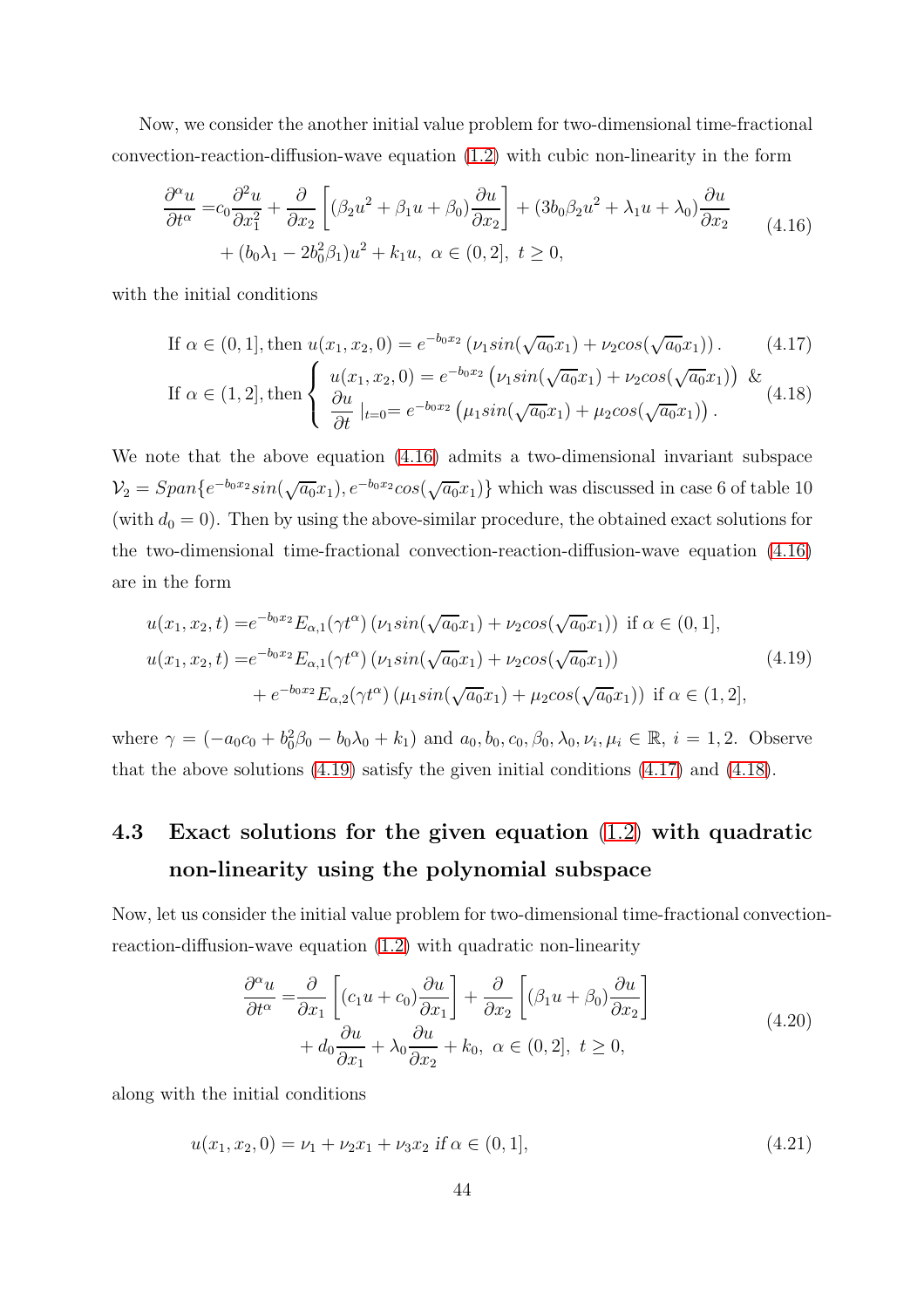Now, we consider the another initial value problem for two-dimensional time-fractional convection-reaction-diffusion-wave equation (1.2) with cubic non-linearity in the form

$$\begin{aligned}\frac{\partial^\alpha u}{\partial t^\alpha} =& c_0\frac{\partial^2 u}{\partial x_1^2} + \frac{\partial}{\partial x_2}\left[(\beta_2 u^2 + \beta_1 u + \beta_0)\frac{\partial u}{\partial x_2}\right] + (3b_0\beta_2 u^2 + \lambda_1 u + \lambda_0)\frac{\partial u}{\partial x_2} \\ &+ (b_0\lambda_1 - 2b_0^2\beta_1)u^2 + k_1 u,\ \alpha \in (0,2],\ t \geq 0,\end{aligned} \tag{4.16}$$

with the initial conditions

$$\text{If } \alpha \in (0,1], \text{then } u(x_1,x_2,0) = e^{-b_0 x_2}\left(\nu_1 sin(\sqrt{a_0}x_1) + \nu_2 cos(\sqrt{a_0}x_1)\right). \tag{4.17}$$

$$\text{If } \alpha \in (1,2], \text{then } \begin{cases} u(x_1,x_2,0) = e^{-b_0 x_2}\left(\nu_1 sin(\sqrt{a_0}x_1) + \nu_2 cos(\sqrt{a_0}x_1)\right) \ \& \\ \dfrac{\partial u}{\partial t}\mid_{t=0} = e^{-b_0 x_2}\left(\mu_1 sin(\sqrt{a_0}x_1) + \mu_2 cos(\sqrt{a_0}x_1)\right). \end{cases} \tag{4.18}$$

We note that the above equation (4.16) admits a two-dimensional invariant subspace $\mathcal{V}_2 = Span\{e^{-b_0 x_2} sin(\sqrt{a_0}x_1), e^{-b_0 x_2} cos(\sqrt{a_0}x_1)\}$ which was discussed in case 6 of table 10 (with $d_0 = 0$). Then by using the above-similar procedure, the obtained exact solutions for the two-dimensional time-fractional convection-reaction-diffusion-wave equation (4.16) are in the form

$$\begin{aligned} u(x_1,x_2,t) =& e^{-b_0 x_2} E_{\alpha,1}(\gamma t^\alpha)\left(\nu_1 sin(\sqrt{a_0}x_1) + \nu_2 cos(\sqrt{a_0}x_1)\right) \text{ if } \alpha \in (0,1], \\ u(x_1,x_2,t) =& e^{-b_0 x_2} E_{\alpha,1}(\gamma t^\alpha)\left(\nu_1 sin(\sqrt{a_0}x_1) + \nu_2 cos(\sqrt{a_0}x_1)\right) \\ &+ e^{-b_0 x_2} E_{\alpha,2}(\gamma t^\alpha)\left(\mu_1 sin(\sqrt{a_0}x_1) + \mu_2 cos(\sqrt{a_0}x_1)\right) \text{ if } \alpha \in (1,2], \end{aligned} \tag{4.19}$$

where $\gamma = (-a_0c_0 + b_0^2\beta_0 - b_0\lambda_0 + k_1)$ and $a_0, b_0, c_0, \beta_0, \lambda_0, \nu_i, \mu_i \in \mathbb{R},\ i = 1,2.$ Observe that the above solutions (4.19) satisfy the given initial conditions (4.17) and (4.18).

## 4.3 Exact solutions for the given equation (1.2) with quadratic non-linearity using the polynomial subspace

Now, let us consider the initial value problem for two-dimensional time-fractional convection-reaction-diffusion-wave equation (1.2) with quadratic non-linearity

$$\begin{aligned}\frac{\partial^\alpha u}{\partial t^\alpha} =& \frac{\partial}{\partial x_1}\left[(c_1 u + c_0)\frac{\partial u}{\partial x_1}\right] + \frac{\partial}{\partial x_2}\left[(\beta_1 u + \beta_0)\frac{\partial u}{\partial x_2}\right] \\ &+ d_0\frac{\partial u}{\partial x_1} + \lambda_0\frac{\partial u}{\partial x_2} + k_0,\ \alpha \in (0,2],\ t \geq 0,\end{aligned} \tag{4.20}$$

along with the initial conditions

$$u(x_1,x_2,0) = \nu_1 + \nu_2 x_1 + \nu_3 x_2 \ if\, \alpha \in (0,1], \tag{4.21}$$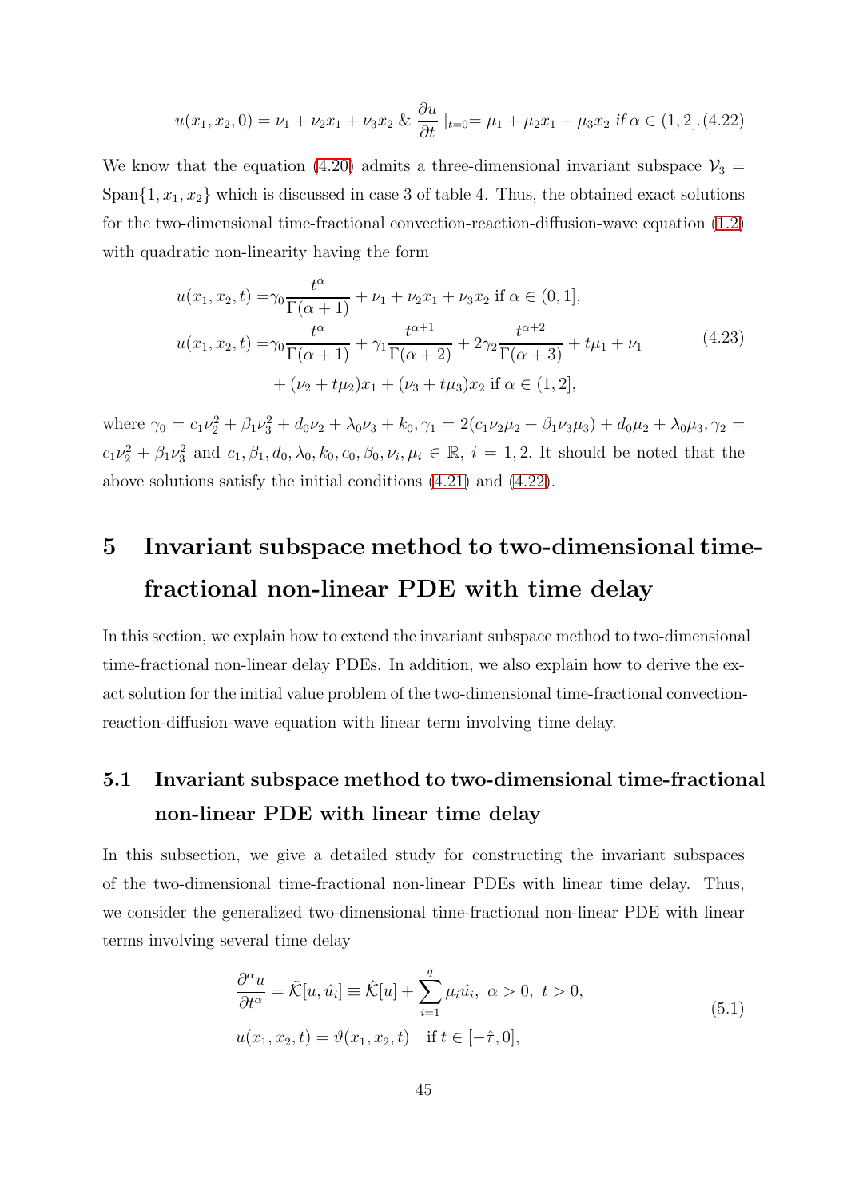$$u(x_1, x_2, 0) = \nu_1 + \nu_2 x_1 + \nu_3 x_2 \;\&\; \frac{\partial u}{\partial t}\mid_{t=0} = \mu_1 + \mu_2 x_1 + \mu_3 x_2 \text{ if } \alpha \in (1, 2]. \quad (4.22)$$

We know that the equation (4.20) admits a three-dimensional invariant subspace $\mathcal{V}_3 = \text{Span}\{1, x_1, x_2\}$ which is discussed in case 3 of table 4. Thus, the obtained exact solutions for the two-dimensional time-fractional convection-reaction-diffusion-wave equation (1.2) with quadratic non-linearity having the form

$$
\begin{aligned}
u(x_1, x_2, t) =& \gamma_0 \frac{t^{\alpha}}{\Gamma(\alpha+1)} + \nu_1 + \nu_2 x_1 + \nu_3 x_2 \text{ if } \alpha \in (0, 1], \\
u(x_1, x_2, t) =& \gamma_0 \frac{t^{\alpha}}{\Gamma(\alpha+1)} + \gamma_1 \frac{t^{\alpha+1}}{\Gamma(\alpha+2)} + 2\gamma_2 \frac{t^{\alpha+2}}{\Gamma(\alpha+3)} + t\mu_1 + \nu_1 \\
& + (\nu_2 + t\mu_2) x_1 + (\nu_3 + t\mu_3) x_2 \text{ if } \alpha \in (1, 2],
\end{aligned}
\tag{4.23}
$$

where $\gamma_0 = c_1\nu_2^2 + \beta_1\nu_3^2 + d_0\nu_2 + \lambda_0\nu_3 + k_0, \gamma_1 = 2(c_1\nu_2\mu_2 + \beta_1\nu_3\mu_3) + d_0\mu_2 + \lambda_0\mu_3, \gamma_2 = c_1\nu_2^2 + \beta_1\nu_3^2$ and $c_1, \beta_1, d_0, \lambda_0, k_0, c_0, \beta_0, \nu_i, \mu_i \in \mathbb{R},\ i = 1, 2$. It should be noted that the above solutions satisfy the initial conditions (4.21) and (4.22).

# 5 Invariant subspace method to two-dimensional time-fractional non-linear PDE with time delay

In this section, we explain how to extend the invariant subspace method to two-dimensional time-fractional non-linear delay PDEs. In addition, we also explain how to derive the exact solution for the initial value problem of the two-dimensional time-fractional convection-reaction-diffusion-wave equation with linear term involving time delay.

## 5.1 Invariant subspace method to two-dimensional time-fractional non-linear PDE with linear time delay

In this subsection, we give a detailed study for constructing the invariant subspaces of the two-dimensional time-fractional non-linear PDEs with linear time delay. Thus, we consider the generalized two-dimensional time-fractional non-linear PDE with linear terms involving several time delay

$$
\begin{aligned}
&\frac{\partial^{\alpha} u}{\partial t^{\alpha}} = \tilde{\mathcal{K}}[u, \hat{u}_i] \equiv \hat{\mathcal{K}}[u] + \sum_{i=1}^{q} \mu_i \hat{u}_i,\ \alpha > 0,\ t > 0, \\
&u(x_1, x_2, t) = \vartheta(x_1, x_2, t) \quad \text{if } t \in [-\hat{\tau}, 0],
\end{aligned}
\tag{5.1}
$$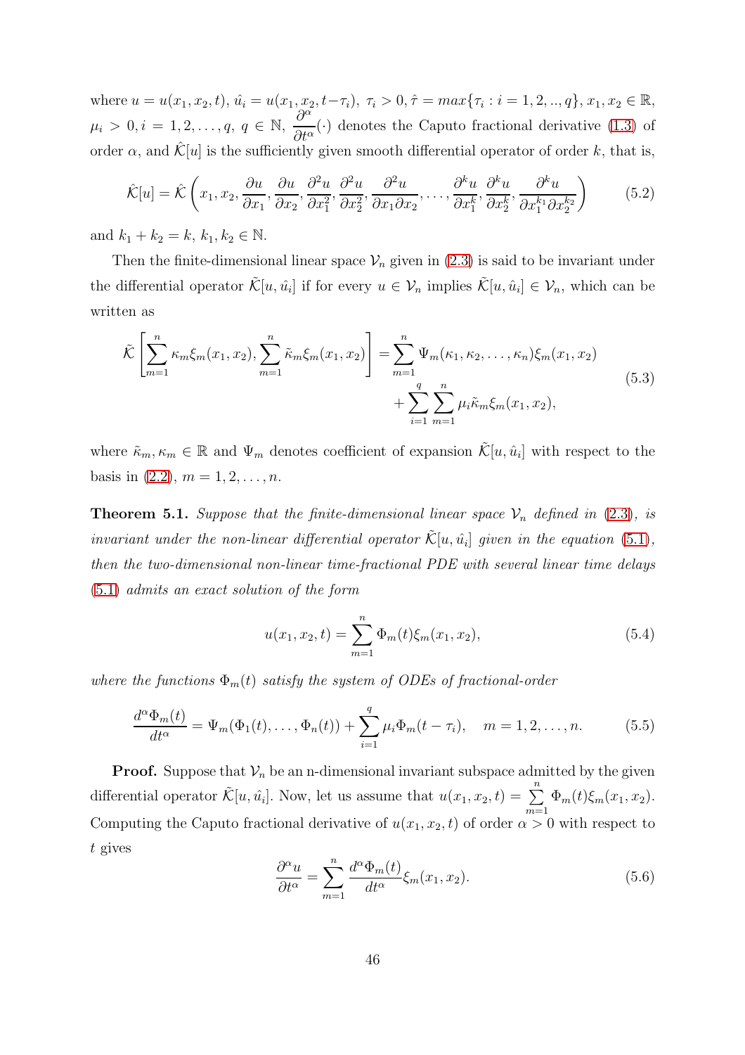where $u = u(x_1, x_2, t)$, $\hat{u}_i = u(x_1, x_2, t-\tau_i)$, $\tau_i > 0, \hat{\tau} = max\{\tau_i : i = 1, 2, .., q\}$, $x_1, x_2 \in \mathbb{R}$, $\mu_i > 0, i = 1, 2, \ldots, q$, $q \in \mathbb{N}$, $\frac{\partial^\alpha}{\partial t^\alpha}(\cdot)$ denotes the Caputo fractional derivative (1.3) of order $\alpha$, and $\hat{\mathcal{K}}[u]$ is the sufficiently given smooth differential operator of order $k$, that is,

$$\hat{\mathcal{K}}[u] = \hat{\mathcal{K}}\left(x_1, x_2, \frac{\partial u}{\partial x_1}, \frac{\partial u}{\partial x_2}, \frac{\partial^2 u}{\partial x_1^2}, \frac{\partial^2 u}{\partial x_2^2}, \frac{\partial^2 u}{\partial x_1 \partial x_2}, \ldots, \frac{\partial^k u}{\partial x_1^k}, \frac{\partial^k u}{\partial x_2^k}, \frac{\partial^k u}{\partial x_1^{k_1} \partial x_2^{k_2}}\right) \tag{5.2}$$

and $k_1 + k_2 = k$, $k_1, k_2 \in \mathbb{N}$.

Then the finite-dimensional linear space $\mathcal{V}_n$ given in (2.3) is said to be invariant under the differential operator $\tilde{\mathcal{K}}[u, \hat{u}_i]$ if for every $u \in \mathcal{V}_n$ implies $\tilde{\mathcal{K}}[u, \hat{u}_i] \in \mathcal{V}_n$, which can be written as

$$\begin{aligned}\tilde{\mathcal{K}}\left[\sum_{m=1}^{n} \kappa_m \xi_m(x_1, x_2), \sum_{m=1}^{n} \tilde{\kappa}_m \xi_m(x_1, x_2)\right] = &\sum_{m=1}^{n} \Psi_m(\kappa_1, \kappa_2, \ldots, \kappa_n) \xi_m(x_1, x_2) \\ &+ \sum_{i=1}^{q} \sum_{m=1}^{n} \mu_i \tilde{\kappa}_m \xi_m(x_1, x_2),\end{aligned} \tag{5.3}$$

where $\tilde{\kappa}_m, \kappa_m \in \mathbb{R}$ and $\Psi_m$ denotes coefficient of expansion $\tilde{\mathcal{K}}[u, \hat{u}_i]$ with respect to the basis in (2.2), $m = 1, 2, \ldots, n$.

**Theorem 5.1.** *Suppose that the finite-dimensional linear space $\mathcal{V}_n$ defined in (2.3), is invariant under the non-linear differential operator $\tilde{\mathcal{K}}[u, \hat{u}_i]$ given in the equation (5.1), then the two-dimensional non-linear time-fractional PDE with several linear time delays (5.1) admits an exact solution of the form*

$$u(x_1, x_2, t) = \sum_{m=1}^{n} \Phi_m(t) \xi_m(x_1, x_2), \tag{5.4}$$

*where the functions $\Phi_m(t)$ satisfy the system of ODEs of fractional-order*

$$\frac{d^\alpha \Phi_m(t)}{dt^\alpha} = \Psi_m(\Phi_1(t), \ldots, \Phi_n(t)) + \sum_{i=1}^{q} \mu_i \Phi_m(t - \tau_i), \quad m = 1, 2, \ldots, n. \tag{5.5}$$

**Proof.** Suppose that $\mathcal{V}_n$ be an n-dimensional invariant subspace admitted by the given differential operator $\tilde{\mathcal{K}}[u, \hat{u}_i]$. Now, let us assume that $u(x_1, x_2, t) = \sum\limits_{m=1}^{n} \Phi_m(t) \xi_m(x_1, x_2)$. Computing the Caputo fractional derivative of $u(x_1, x_2, t)$ of order $\alpha > 0$ with respect to $t$ gives

$$\frac{\partial^\alpha u}{\partial t^\alpha} = \sum_{m=1}^{n} \frac{d^\alpha \Phi_m(t)}{dt^\alpha} \xi_m(x_1, x_2). \tag{5.6}$$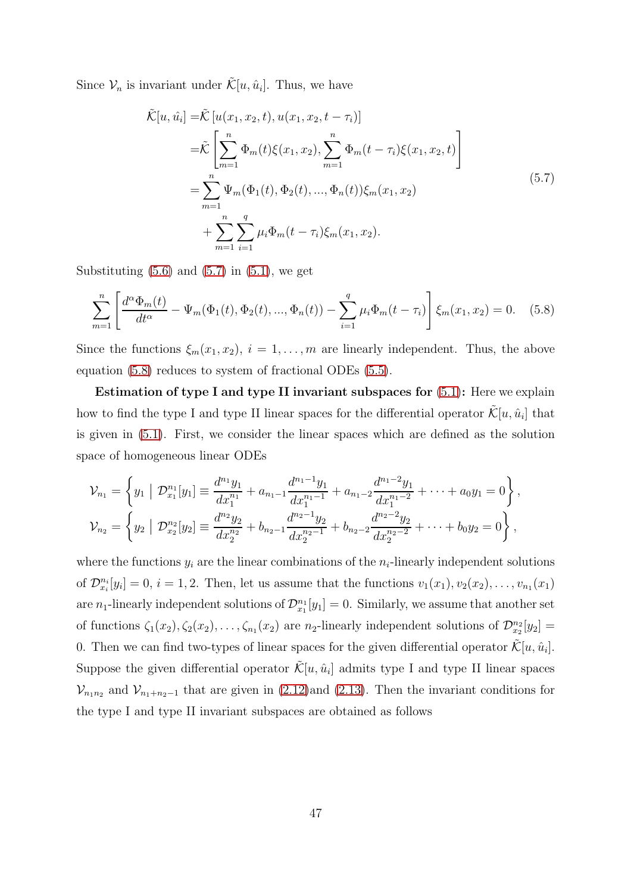Since $\mathcal{V}_n$ is invariant under $\tilde{\mathcal{K}}[u, \hat{u}_i]$. Thus, we have

$$
\begin{aligned}
\tilde{\mathcal{K}}[u, \hat{u_i}] =& \tilde{\mathcal{K}}\left[u(x_1, x_2, t), u(x_1, x_2, t-\tau_i)\right] \\
=& \tilde{\mathcal{K}}\left[\sum_{m=1}^{n} \Phi_m(t)\xi(x_1, x_2), \sum_{m=1}^{n} \Phi_m(t-\tau_i)\xi(x_1, x_2, t)\right] \\
=& \sum_{m=1}^{n} \Psi_m(\Phi_1(t), \Phi_2(t), ..., \Phi_n(t))\xi_m(x_1, x_2) \\
&+ \sum_{m=1}^{n}\sum_{i=1}^{q} \mu_i \Phi_m(t-\tau_i)\xi_m(x_1, x_2).
\end{aligned}
\tag{5.7}
$$

Substituting (5.6) and (5.7) in (5.1), we get

$$
\sum_{m=1}^{n}\left[\frac{d^{\alpha}\Phi_m(t)}{dt^{\alpha}} - \Psi_m(\Phi_1(t), \Phi_2(t), ..., \Phi_n(t)) - \sum_{i=1}^{q}\mu_i\Phi_m(t-\tau_i)\right]\xi_m(x_1, x_2) = 0. \tag{5.8}
$$

Since the functions $\xi_m(x_1, x_2)$, $i = 1, \ldots, m$ are linearly independent. Thus, the above equation (5.8) reduces to system of fractional ODEs (5.5).

**Estimation of type I and type II invariant subspaces for (5.1):** Here we explain how to find the type I and type II linear spaces for the differential operator $\tilde{\mathcal{K}}[u, \hat{u}_i]$ that is given in (5.1). First, we consider the linear spaces which are defined as the solution space of homogeneous linear ODEs

$$
\mathcal{V}_{n_1} = \left\{ y_1 \;\middle|\; \mathcal{D}^{n_1}_{x_1}[y_1] \equiv \frac{d^{n_1}y_1}{dx_1^{n_1}} + a_{n_1-1}\frac{d^{n_1-1}y_1}{dx_1^{n_1-1}} + a_{n_1-2}\frac{d^{n_1-2}y_1}{dx_1^{n_1-2}} + \cdots + a_0 y_1 = 0 \right\},
$$

$$
\mathcal{V}_{n_2} = \left\{ y_2 \;\middle|\; \mathcal{D}^{n_2}_{x_2}[y_2] \equiv \frac{d^{n_2}y_2}{dx_2^{n_2}} + b_{n_2-1}\frac{d^{n_2-1}y_2}{dx_2^{n_2-1}} + b_{n_2-2}\frac{d^{n_2-2}y_2}{dx_2^{n_2-2}} + \cdots + b_0 y_2 = 0 \right\},
$$

where the functions $y_i$ are the linear combinations of the $n_i$-linearly independent solutions of $\mathcal{D}^{n_i}_{x_i}[y_i] = 0$, $i = 1, 2$. Then, let us assume that the functions $v_1(x_1), v_2(x_2), \ldots, v_{n_1}(x_1)$ are $n_1$-linearly independent solutions of $\mathcal{D}^{n_1}_{x_1}[y_1] = 0$. Similarly, we assume that another set of functions $\zeta_1(x_2), \zeta_2(x_2), \ldots, \zeta_{n_1}(x_2)$ are $n_2$-linearly independent solutions of $\mathcal{D}^{n_2}_{x_2}[y_2] = 0$. Then we can find two-types of linear spaces for the given differential operator $\tilde{\mathcal{K}}[u, \hat{u}_i]$. Suppose the given differential operator $\tilde{\mathcal{K}}[u, \hat{u}_i]$ admits type I and type II linear spaces $\mathcal{V}_{n_1n_2}$ and $\mathcal{V}_{n_1+n_2-1}$ that are given in (2.12)and (2.13). Then the invariant conditions for the type I and type II invariant subspaces are obtained as follows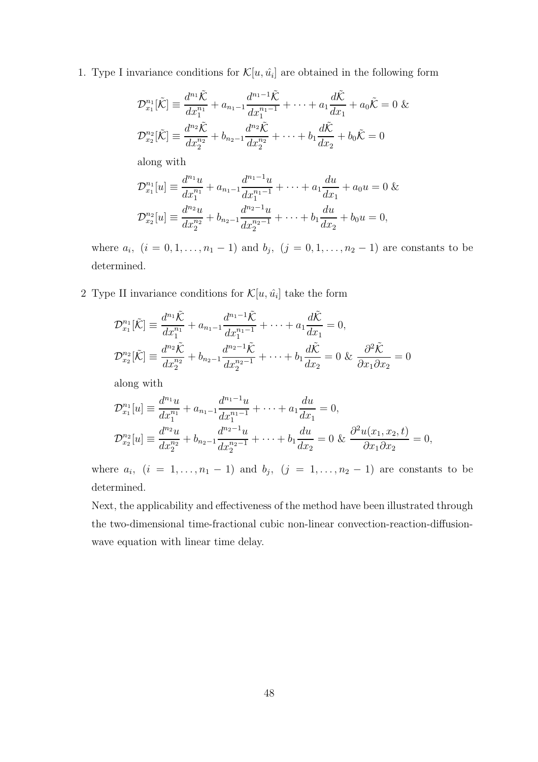1. Type I invariance conditions for $\mathcal{K}[u, \hat{u}_i]$ are obtained in the following form

$$\mathcal{D}_{x_1}^{n_1}[\tilde{\mathcal{K}}] \equiv \frac{d^{n_1}\tilde{\mathcal{K}}}{dx_1^{n_1}} + a_{n_1-1}\frac{d^{n_1-1}\tilde{\mathcal{K}}}{dx_1^{n_1-1}} + \cdots + a_1\frac{d\tilde{\mathcal{K}}}{dx_1} + a_0\tilde{\mathcal{K}} = 0 \ \&$$
$$\mathcal{D}_{x_2}^{n_2}[\tilde{\mathcal{K}}] \equiv \frac{d^{n_2}\tilde{\mathcal{K}}}{dx_2^{n_2}} + b_{n_2-1}\frac{d^{n_2}\tilde{\mathcal{K}}}{dx_2^{n_2}} + \cdots + b_1\frac{d\tilde{\mathcal{K}}}{dx_2} + b_0\tilde{\mathcal{K}} = 0$$

along with

$$\mathcal{D}_{x_1}^{n_1}[u] \equiv \frac{d^{n_1}u}{dx_1^{n_1}} + a_{n_1-1}\frac{d^{n_1-1}u}{dx_1^{n_1-1}} + \cdots + a_1\frac{du}{dx_1} + a_0 u = 0 \ \&$$
$$\mathcal{D}_{x_2}^{n_2}[u] \equiv \frac{d^{n_2}u}{dx_2^{n_2}} + b_{n_2-1}\frac{d^{n_2-1}u}{dx_2^{n_2-1}} + \cdots + b_1\frac{du}{dx_2} + b_0 u = 0,$$

where $a_i, \ (i = 0, 1, \ldots, n_1 - 1)$ and $b_j, \ (j = 0, 1, \ldots, n_2 - 1)$ are constants to be determined.

2 Type II invariance conditions for $\mathcal{K}[u, \hat{u}_i]$ take the form

$$\mathcal{D}_{x_1}^{n_1}[\tilde{\mathcal{K}}] \equiv \frac{d^{n_1}\tilde{\mathcal{K}}}{dx_1^{n_1}} + a_{n_1-1}\frac{d^{n_1-1}\tilde{\mathcal{K}}}{dx_1^{n_1-1}} + \cdots + a_1\frac{d\tilde{\mathcal{K}}}{dx_1} = 0,$$
$$\mathcal{D}_{x_2}^{n_2}[\tilde{\mathcal{K}}] \equiv \frac{d^{n_2}\tilde{\mathcal{K}}}{dx_2^{n_2}} + b_{n_2-1}\frac{d^{n_2-1}\tilde{\mathcal{K}}}{dx_2^{n_2-1}} + \cdots + b_1\frac{d\tilde{\mathcal{K}}}{dx_2} = 0 \ \& \ \frac{\partial^2\tilde{\mathcal{K}}}{\partial x_1 \partial x_2} = 0$$

along with

$$\mathcal{D}_{x_1}^{n_1}[u] \equiv \frac{d^{n_1}u}{dx_1^{n_1}} + a_{n_1-1}\frac{d^{n_1-1}u}{dx_1^{n_1-1}} + \cdots + a_1\frac{du}{dx_1} = 0,$$
$$\mathcal{D}_{x_2}^{n_2}[u] \equiv \frac{d^{n_2}u}{dx_2^{n_2}} + b_{n_2-1}\frac{d^{n_2-1}u}{dx_2^{n_2-1}} + \cdots + b_1\frac{du}{dx_2} = 0 \ \& \ \frac{\partial^2 u(x_1, x_2, t)}{\partial x_1 \partial x_2} = 0,$$

where $a_i, \ (i = 1, \ldots, n_1 - 1)$ and $b_j, \ (j = 1, \ldots, n_2 - 1)$ are constants to be determined.

Next, the applicability and effectiveness of the method have been illustrated through the two-dimensional time-fractional cubic non-linear convection-reaction-diffusion-wave equation with linear time delay.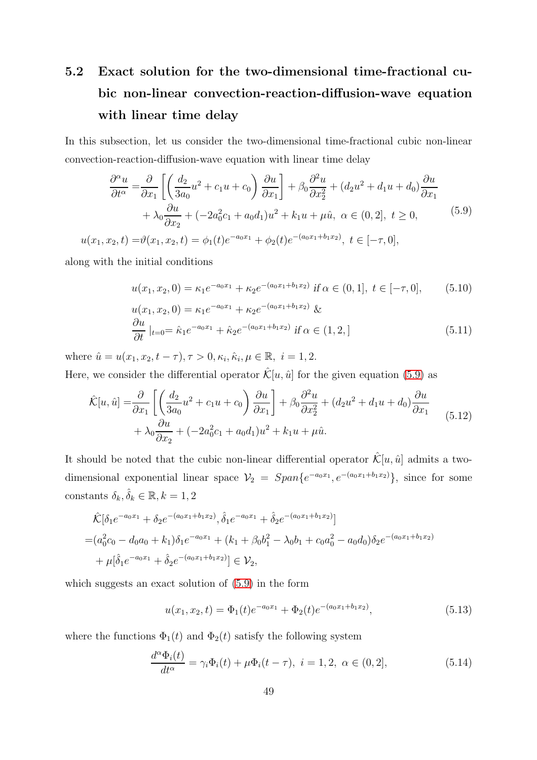## 5.2 Exact solution for the two-dimensional time-fractional cubic non-linear convection-reaction-diffusion-wave equation with linear time delay

In this subsection, let us consider the two-dimensional time-fractional cubic non-linear convection-reaction-diffusion-wave equation with linear time delay

$$
\begin{aligned}
\frac{\partial^\alpha u}{\partial t^\alpha} =& \frac{\partial}{\partial x_1}\left[\left(\frac{d_2}{3a_0}u^2 + c_1 u + c_0\right)\frac{\partial u}{\partial x_1}\right] + \beta_0 \frac{\partial^2 u}{\partial x_2^2} + (d_2 u^2 + d_1 u + d_0)\frac{\partial u}{\partial x_1} \\
&+ \lambda_0 \frac{\partial u}{\partial x_2} + (-2a_0^2 c_1 + a_0 d_1)u^2 + k_1 u + \mu \hat{u},\ \alpha \in (0,2],\ t \geq 0, \\
u(x_1,x_2,t) =& \vartheta(x_1,x_2,t) = \phi_1(t)e^{-a_0 x_1} + \phi_2(t)e^{-(a_0 x_1 + b_1 x_2)},\ t \in [-\tau, 0],
\end{aligned}
\tag{5.9}
$$

along with the initial conditions

$$
u(x_1,x_2,0) = \kappa_1 e^{-a_0 x_1} + \kappa_2 e^{-(a_0 x_1 + b_1 x_2)} \text{ if } \alpha \in (0,1],\ t \in [-\tau, 0], \tag{5.10}
$$

$$
\begin{aligned}
&u(x_1,x_2,0) = \kappa_1 e^{-a_0 x_1} + \kappa_2 e^{-(a_0 x_1 + b_1 x_2)} \ \& \\
&\frac{\partial u}{\partial t}\Big|_{t=0} = \hat{\kappa}_1 e^{-a_0 x_1} + \hat{\kappa}_2 e^{-(a_0 x_1 + b_1 x_2)} \text{ if } \alpha \in (1,2,]
\end{aligned}
\tag{5.11}
$$

where $\hat{u} = u(x_1,x_2,t-\tau), \tau > 0, \kappa_i, \hat{\kappa}_i, \mu \in \mathbb{R},\ i = 1,2.$

Here, we consider the differential operator $\hat{\mathcal{K}}[u,\hat{u}]$ for the given equation (5.9) as

$$
\begin{aligned}
\hat{\mathcal{K}}[u,\hat{u}] =& \frac{\partial}{\partial x_1}\left[\left(\frac{d_2}{3a_0}u^2 + c_1 u + c_0\right)\frac{\partial u}{\partial x_1}\right] + \beta_0 \frac{\partial^2 u}{\partial x_2^2} + (d_2 u^2 + d_1 u + d_0)\frac{\partial u}{\partial x_1} \\
&+ \lambda_0 \frac{\partial u}{\partial x_2} + (-2a_0^2 c_1 + a_0 d_1)u^2 + k_1 u + \mu \hat{u}.
\end{aligned}
\tag{5.12}
$$

It should be noted that the cubic non-linear differential operator $\hat{\mathcal{K}}[u,\hat{u}]$ admits a two-dimensional exponential linear space $\mathcal{V}_2 = Span\{e^{-a_0 x_1}, e^{-(a_0 x_1 + b_1 x_2)}\}$, since for some constants $\delta_k, \hat{\delta}_k \in \mathbb{R}, k = 1,2$

$$
\begin{aligned}
&\hat{\mathcal{K}}[\delta_1 e^{-a_0 x_1} + \delta_2 e^{-(a_0 x_1 + b_1 x_2)}, \hat{\delta}_1 e^{-a_0 x_1} + \hat{\delta}_2 e^{-(a_0 x_1 + b_1 x_2)}] \\
=& (a_0^2 c_0 - d_0 a_0 + k_1)\delta_1 e^{-a_0 x_1} + (k_1 + \beta_0 b_1^2 - \lambda_0 b_1 + c_0 a_0^2 - a_0 d_0)\delta_2 e^{-(a_0 x_1 + b_1 x_2)} \\
&+ \mu[\hat{\delta}_1 e^{-a_0 x_1} + \hat{\delta}_2 e^{-(a_0 x_1 + b_1 x_2)}] \in \mathcal{V}_2,
\end{aligned}
$$

which suggests an exact solution of (5.9) in the form

$$
u(x_1,x_2,t) = \Phi_1(t)e^{-a_0 x_1} + \Phi_2(t)e^{-(a_0 x_1 + b_1 x_2)}, \tag{5.13}
$$

where the functions $\Phi_1(t)$ and $\Phi_2(t)$ satisfy the following system

$$
\frac{d^\alpha \Phi_i(t)}{dt^\alpha} = \gamma_i \Phi_i(t) + \mu \Phi_i(t-\tau),\ i = 1,2,\ \alpha \in (0,2], \tag{5.14}
$$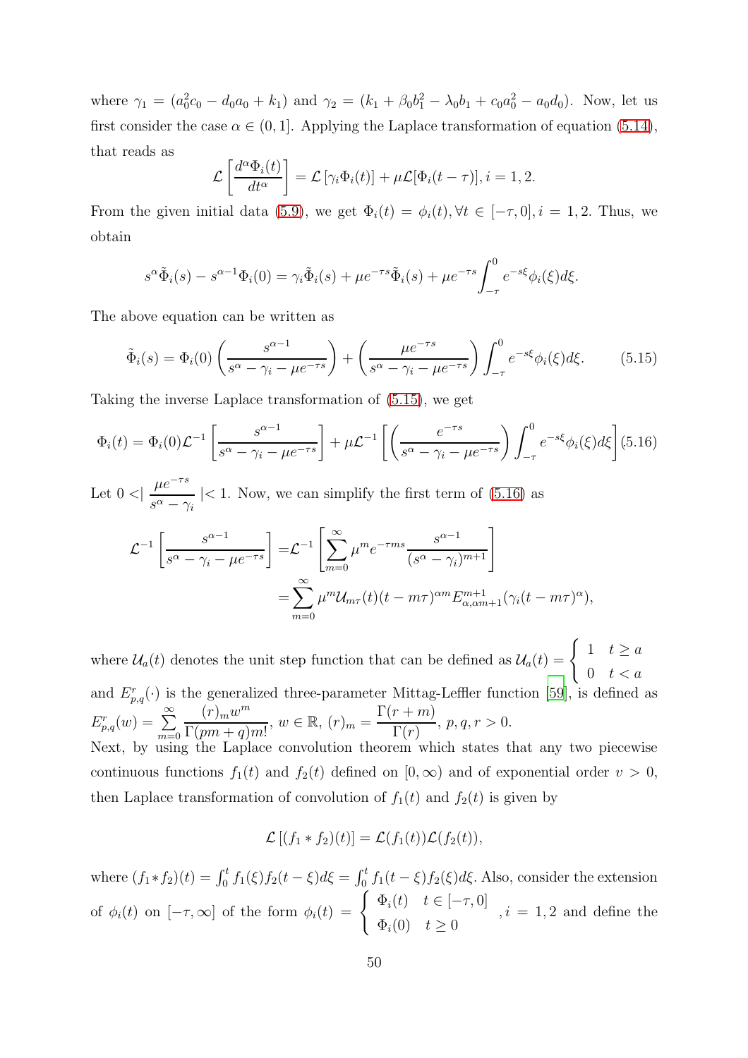where $\gamma_1 = (a_0^2 c_0 - d_0 a_0 + k_1)$ and $\gamma_2 = (k_1 + \beta_0 b_1^2 - \lambda_0 b_1 + c_0 a_0^2 - a_0 d_0)$. Now, let us first consider the case $\alpha \in (0,1]$. Applying the Laplace transformation of equation (5.14), that reads as

$$\mathcal{L}\left[\frac{d^\alpha \Phi_i(t)}{dt^\alpha}\right] = \mathcal{L}\left[\gamma_i \Phi_i(t)\right] + \mu \mathcal{L}[\Phi_i(t-\tau)], i = 1, 2.$$

From the given initial data (5.9), we get $\Phi_i(t) = \phi_i(t), \forall t \in [-\tau, 0], i = 1, 2$. Thus, we obtain

$$s^\alpha \tilde{\Phi}_i(s) - s^{\alpha-1}\Phi_i(0) = \gamma_i \tilde{\Phi}_i(s) + \mu e^{-\tau s}\tilde{\Phi}_i(s) + \mu e^{-\tau s}\int_{-\tau}^{0} e^{-s\xi}\phi_i(\xi) d\xi.$$

The above equation can be written as

$$\tilde{\Phi}_i(s) = \Phi_i(0)\left(\frac{s^{\alpha-1}}{s^\alpha - \gamma_i - \mu e^{-\tau s}}\right) + \left(\frac{\mu e^{-\tau s}}{s^\alpha - \gamma_i - \mu e^{-\tau s}}\right)\int_{-\tau}^{0} e^{-s\xi}\phi_i(\xi) d\xi. \tag{5.15}$$

Taking the inverse Laplace transformation of (5.15), we get

$$\Phi_i(t) = \Phi_i(0)\mathcal{L}^{-1}\left[\frac{s^{\alpha-1}}{s^\alpha - \gamma_i - \mu e^{-\tau s}}\right] + \mu \mathcal{L}^{-1}\left[\left(\frac{e^{-\tau s}}{s^\alpha - \gamma_i - \mu e^{-\tau s}}\right)\int_{-\tau}^{0} e^{-s\xi}\phi_i(\xi) d\xi\right] \tag{5.16}$$

Let $0 < \left| \dfrac{\mu e^{-\tau s}}{s^\alpha - \gamma_i} \right| < 1$. Now, we can simplify the first term of (5.16) as

$$\begin{aligned}
\mathcal{L}^{-1}\left[\frac{s^{\alpha-1}}{s^\alpha - \gamma_i - \mu e^{-\tau s}}\right] &= \mathcal{L}^{-1}\left[\sum_{m=0}^{\infty} \mu^m e^{-\tau m s}\frac{s^{\alpha-1}}{(s^\alpha - \gamma_i)^{m+1}}\right] \\
&= \sum_{m=0}^{\infty} \mu^m \mathcal{U}_{m\tau}(t)(t-m\tau)^{\alpha m} E_{\alpha,\alpha m+1}^{m+1}(\gamma_i (t-m\tau)^\alpha),
\end{aligned}$$

where $\mathcal{U}_a(t)$ denotes the unit step function that can be defined as $\mathcal{U}_a(t) = \begin{cases} 1 & t \geq a \\ 0 & t < a \end{cases}$ and $E_{p,q}^r(\cdot)$ is the generalized three-parameter Mittag-Leffler function [59], is defined as $E_{p,q}^r(w) = \sum\limits_{m=0}^{\infty} \dfrac{(r)_m w^m}{\Gamma(pm+q)m!}$, $w \in \mathbb{R}$, $(r)_m = \dfrac{\Gamma(r+m)}{\Gamma(r)}$, $p, q, r > 0$.

Next, by using the Laplace convolution theorem which states that any two piecewise continuous functions $f_1(t)$ and $f_2(t)$ defined on $[0, \infty)$ and of exponential order $v > 0$, then Laplace transformation of convolution of $f_1(t)$ and $f_2(t)$ is given by

$$\mathcal{L}\left[(f_1 * f_2)(t)\right] = \mathcal{L}(f_1(t))\mathcal{L}(f_2(t)),$$

where $(f_1 * f_2)(t) = \int_0^t f_1(\xi) f_2(t-\xi) d\xi = \int_0^t f_1(t-\xi) f_2(\xi) d\xi$. Also, consider the extension of $\phi_i(t)$ on $[-\tau, \infty]$ of the form $\phi_i(t) = \begin{cases} \Phi_i(t) & t \in [-\tau, 0] \\ \Phi_i(0) & t \geq 0 \end{cases}$, $i = 1, 2$ and define the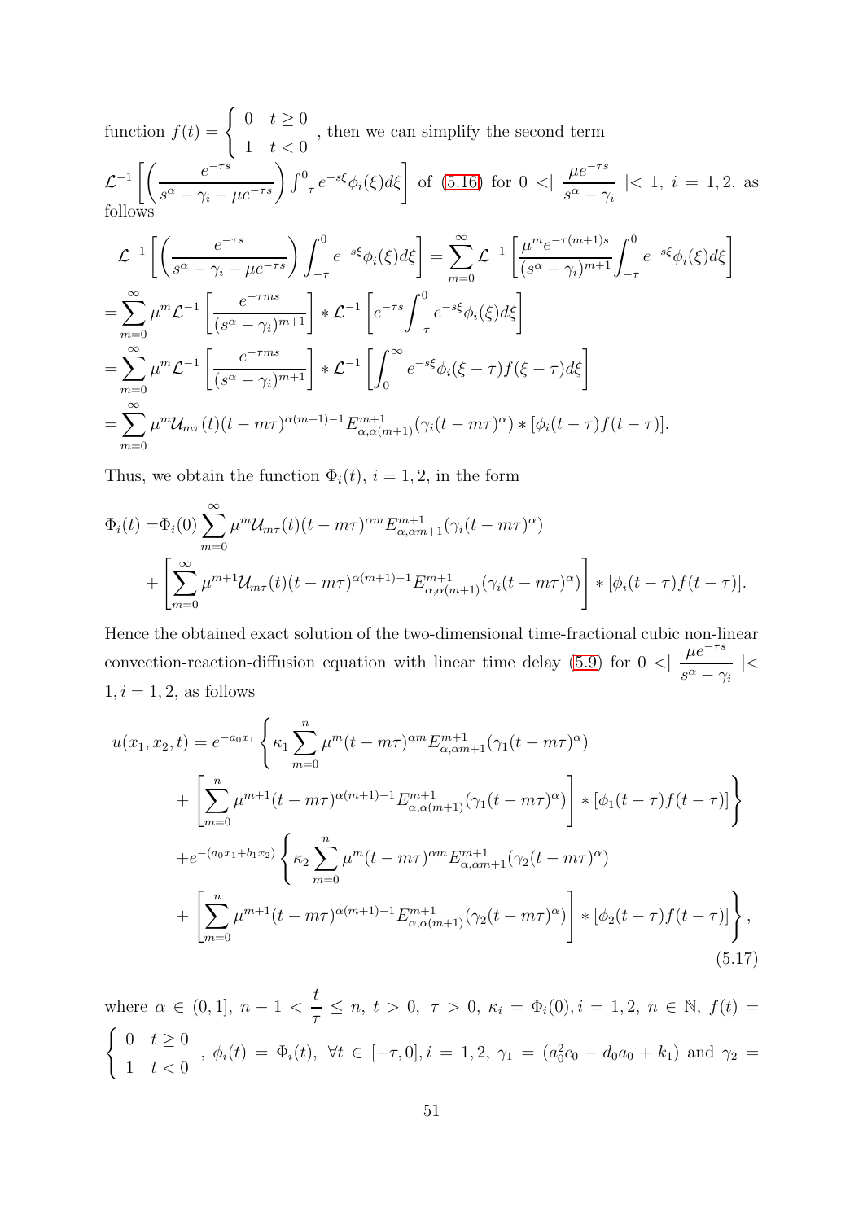function $f(t) = \begin{cases} 0 & t \geq 0 \\ 1 & t < 0 \end{cases}$, then we can simplify the second term $\mathcal{L}^{-1}\left[\left(\dfrac{e^{-\tau s}}{s^\alpha - \gamma_i - \mu e^{-\tau s}}\right)\int_{-\tau}^{0} e^{-s\xi}\phi_i(\xi)d\xi\right]$ of (5.16) for $0 < \mid \dfrac{\mu e^{-\tau s}}{s^\alpha - \gamma_i} \mid < 1$, $i = 1, 2$, as follows

$$
\begin{aligned}
&\mathcal{L}^{-1}\left[\left(\frac{e^{-\tau s}}{s^\alpha - \gamma_i - \mu e^{-\tau s}}\right)\int_{-\tau}^{0} e^{-s\xi}\phi_i(\xi)d\xi\right] = \sum_{m=0}^{\infty}\mathcal{L}^{-1}\left[\frac{\mu^m e^{-\tau(m+1)s}}{(s^\alpha - \gamma_i)^{m+1}}\int_{-\tau}^{0} e^{-s\xi}\phi_i(\xi)d\xi\right] \\
&= \sum_{m=0}^{\infty}\mu^m \mathcal{L}^{-1}\left[\frac{e^{-\tau m s}}{(s^\alpha - \gamma_i)^{m+1}}\right] * \mathcal{L}^{-1}\left[e^{-\tau s}\int_{-\tau}^{0} e^{-s\xi}\phi_i(\xi)d\xi\right] \\
&= \sum_{m=0}^{\infty}\mu^m \mathcal{L}^{-1}\left[\frac{e^{-\tau m s}}{(s^\alpha - \gamma_i)^{m+1}}\right] * \mathcal{L}^{-1}\left[\int_{0}^{\infty} e^{-s\xi}\phi_i(\xi - \tau)f(\xi - \tau)d\xi\right] \\
&= \sum_{m=0}^{\infty}\mu^m \mathcal{U}_{m\tau}(t)(t - m\tau)^{\alpha(m+1)-1}E_{\alpha,\alpha(m+1)}^{m+1}(\gamma_i(t - m\tau)^\alpha) * [\phi_i(t - \tau)f(t - \tau)].
\end{aligned}
$$

Thus, we obtain the function $\Phi_i(t)$, $i = 1, 2$, in the form

$$
\begin{aligned}
\Phi_i(t) =& \Phi_i(0)\sum_{m=0}^{\infty}\mu^m \mathcal{U}_{m\tau}(t)(t - m\tau)^{\alpha m}E_{\alpha,\alpha m+1}^{m+1}(\gamma_i(t - m\tau)^\alpha) \\
&+ \left[\sum_{m=0}^{\infty}\mu^{m+1}\mathcal{U}_{m\tau}(t)(t - m\tau)^{\alpha(m+1)-1}E_{\alpha,\alpha(m+1)}^{m+1}(\gamma_i(t - m\tau)^\alpha)\right] * [\phi_i(t - \tau)f(t - \tau)].
\end{aligned}
$$

Hence the obtained exact solution of the two-dimensional time-fractional cubic non-linear convection-reaction-diffusion equation with linear time delay (5.9) for $0 < \mid \dfrac{\mu e^{-\tau s}}{s^\alpha - \gamma_i} \mid < 1, i = 1, 2$, as follows

$$
\begin{aligned}
u(x_1, x_2, t) =& e^{-a_0 x_1}\left\{\kappa_1 \sum_{m=0}^{n}\mu^m (t - m\tau)^{\alpha m}E_{\alpha,\alpha m+1}^{m+1}(\gamma_1(t - m\tau)^\alpha)\right. \\
&\left. + \left[\sum_{m=0}^{n}\mu^{m+1}(t - m\tau)^{\alpha(m+1)-1}E_{\alpha,\alpha(m+1)}^{m+1}(\gamma_1(t - m\tau)^\alpha)\right] * [\phi_1(t - \tau)f(t - \tau)]\right\} \\
&+ e^{-(a_0 x_1 + b_1 x_2)}\left\{\kappa_2 \sum_{m=0}^{n}\mu^m (t - m\tau)^{\alpha m}E_{\alpha,\alpha m+1}^{m+1}(\gamma_2(t - m\tau)^\alpha)\right. \\
&\left. + \left[\sum_{m=0}^{n}\mu^{m+1}(t - m\tau)^{\alpha(m+1)-1}E_{\alpha,\alpha(m+1)}^{m+1}(\gamma_2(t - m\tau)^\alpha)\right] * [\phi_2(t - \tau)f(t - \tau)]\right\},
\end{aligned}
\tag{5.17}
$$

where $\alpha \in (0, 1]$, $n - 1 < \dfrac{t}{\tau} \leq n$, $t > 0$, $\tau > 0$, $\kappa_i = \Phi_i(0), i = 1, 2$, $n \in \mathbb{N}$, $f(t) = \begin{cases} 0 & t \geq 0 \\ 1 & t < 0 \end{cases}$, $\phi_i(t) = \Phi_i(t)$, $\forall t \in [-\tau, 0], i = 1, 2$, $\gamma_1 = (a_0^2 c_0 - d_0 a_0 + k_1)$ and $\gamma_2 =$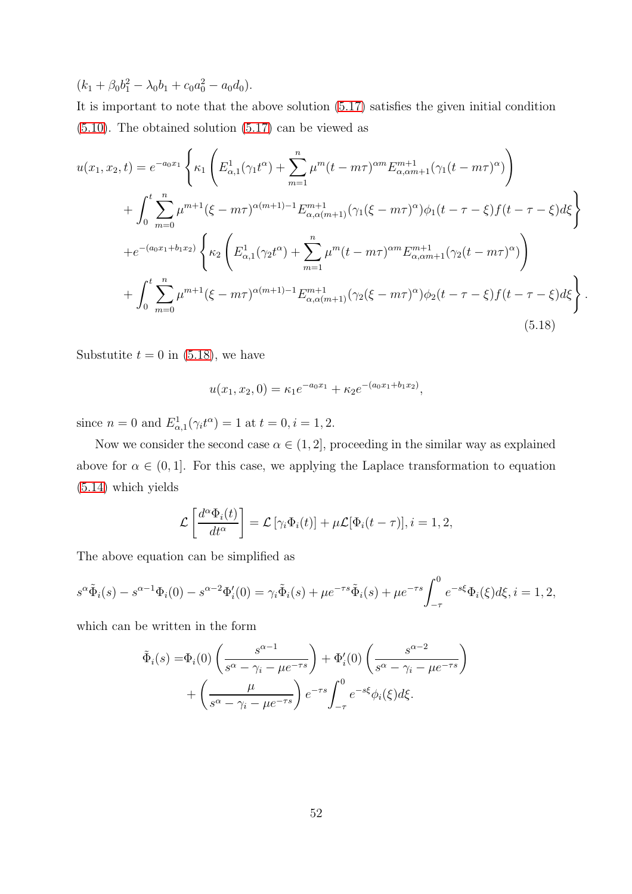$(k_1 + \beta_0 b_1^2 - \lambda_0 b_1 + c_0 a_0^2 - a_0 d_0)$.

It is important to note that the above solution (5.17) satisfies the given initial condition (5.10). The obtained solution (5.17) can be viewed as

$$
\begin{aligned}
u(x_1, x_2, t) = e^{-a_0 x_1} \Bigg\{ & \kappa_1 \left( E^1_{\alpha,1}(\gamma_1 t^\alpha) + \sum_{m=1}^{n} \mu^m (t - m\tau)^{\alpha m} E^{m+1}_{\alpha,\alpha m+1}(\gamma_1 (t - m\tau)^\alpha) \right) \\
& + \int_0^t \sum_{m=0}^{n} \mu^{m+1} (\xi - m\tau)^{\alpha(m+1)-1} E^{m+1}_{\alpha,\alpha(m+1)}(\gamma_1(\xi - m\tau)^\alpha) \phi_1(t - \tau - \xi) f(t - \tau - \xi) d\xi \Bigg\} \\
+ e^{-(a_0 x_1 + b_1 x_2)} \Bigg\{ & \kappa_2 \left( E^1_{\alpha,1}(\gamma_2 t^\alpha) + \sum_{m=1}^{n} \mu^m (t - m\tau)^{\alpha m} E^{m+1}_{\alpha,\alpha m+1}(\gamma_2 (t - m\tau)^\alpha) \right) \\
& + \int_0^t \sum_{m=0}^{n} \mu^{m+1} (\xi - m\tau)^{\alpha(m+1)-1} E^{m+1}_{\alpha,\alpha(m+1)}(\gamma_2(\xi - m\tau)^\alpha) \phi_2(t - \tau - \xi) f(t - \tau - \xi) d\xi \Bigg\}.
\end{aligned}
\tag{5.18}
$$

Substutite $t = 0$ in (5.18), we have

$$
u(x_1, x_2, 0) = \kappa_1 e^{-a_0 x_1} + \kappa_2 e^{-(a_0 x_1 + b_1 x_2)},
$$

since $n = 0$ and $E^1_{\alpha,1}(\gamma_i t^\alpha) = 1$ at $t = 0, i = 1, 2$.

Now we consider the second case $\alpha \in (1, 2]$, proceeding in the similar way as explained above for $\alpha \in (0, 1]$. For this case, we applying the Laplace transformation to equation (5.14) which yields

$$
\mathcal{L}\left[\frac{d^\alpha \Phi_i(t)}{dt^\alpha}\right] = \mathcal{L}\left[\gamma_i \Phi_i(t)\right] + \mu \mathcal{L}[\Phi_i(t - \tau)], i = 1, 2,
$$

The above equation can be simplified as

$$
s^\alpha \tilde{\Phi}_i(s) - s^{\alpha-1}\Phi_i(0) - s^{\alpha-2}\Phi_i'(0) = \gamma_i \tilde{\Phi}_i(s) + \mu e^{-\tau s}\tilde{\Phi}_i(s) + \mu e^{-\tau s}\int_{-\tau}^{0} e^{-s\xi}\Phi_i(\xi) d\xi, i = 1, 2,
$$

which can be written in the form

$$
\begin{aligned}
\tilde{\Phi}_i(s) = & \Phi_i(0)\left(\frac{s^{\alpha-1}}{s^\alpha - \gamma_i - \mu e^{-\tau s}}\right) + \Phi_i'(0)\left(\frac{s^{\alpha-2}}{s^\alpha - \gamma_i - \mu e^{-\tau s}}\right) \\
& + \left(\frac{\mu}{s^\alpha - \gamma_i - \mu e^{-\tau s}}\right) e^{-\tau s}\int_{-\tau}^{0} e^{-s\xi}\phi_i(\xi) d\xi.
\end{aligned}
$$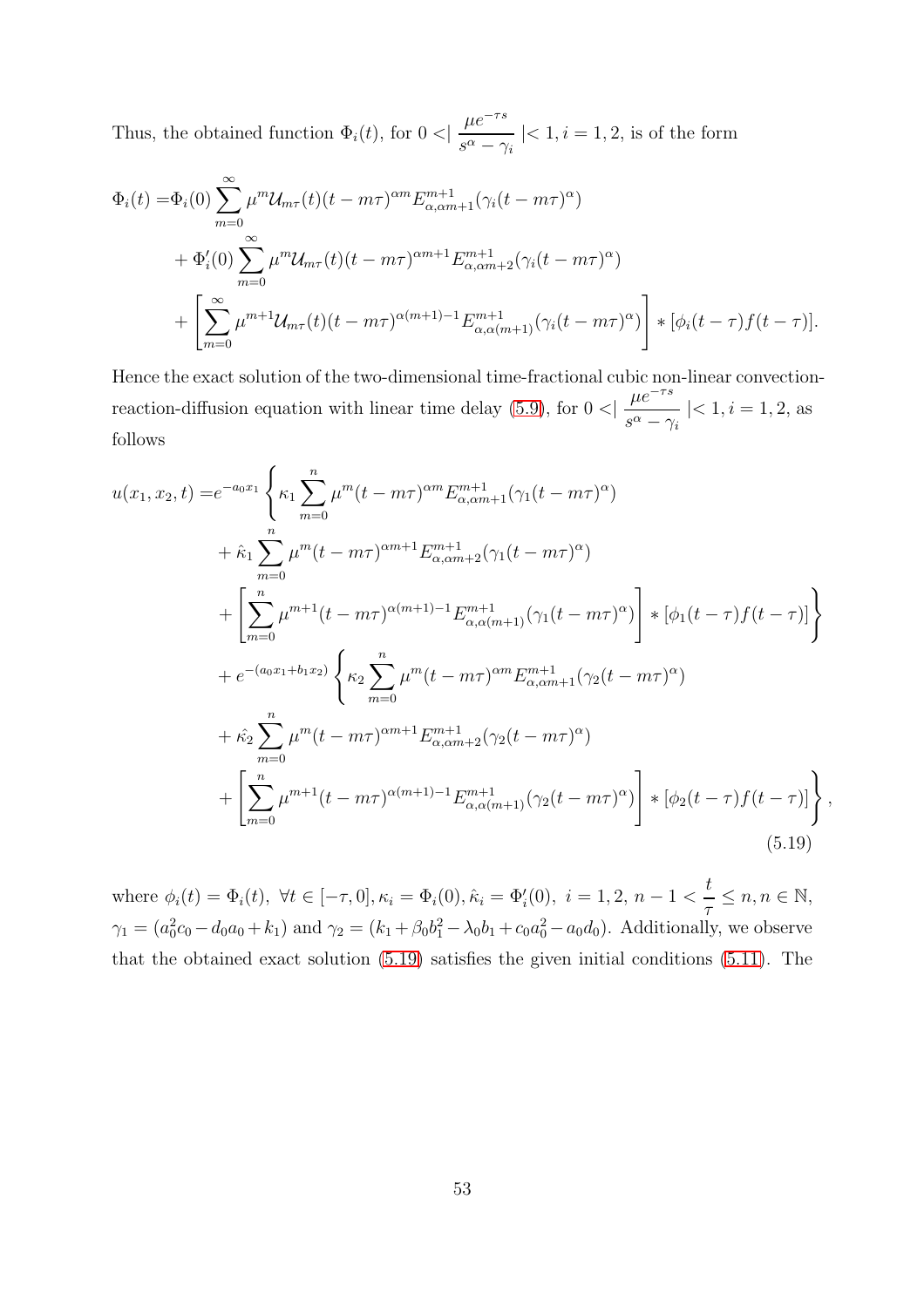Thus, the obtained function $\Phi_i(t)$, for $0 <\mid \dfrac{\mu e^{-\tau s}}{s^\alpha - \gamma_i} \mid< 1, i = 1, 2$, is of the form

$$
\begin{aligned}
\Phi_i(t) =& \Phi_i(0) \sum_{m=0}^{\infty} \mu^m \mathcal{U}_{m\tau}(t)(t - m\tau)^{\alpha m} E_{\alpha,\alpha m+1}^{m+1}(\gamma_i (t - m\tau)^\alpha) \\
&+ \Phi_i'(0) \sum_{m=0}^{\infty} \mu^m \mathcal{U}_{m\tau}(t)(t - m\tau)^{\alpha m+1} E_{\alpha,\alpha m+2}^{m+1}(\gamma_i (t - m\tau)^\alpha) \\
&+ \left[ \sum_{m=0}^{\infty} \mu^{m+1} \mathcal{U}_{m\tau}(t)(t - m\tau)^{\alpha(m+1)-1} E_{\alpha,\alpha(m+1)}^{m+1}(\gamma_i (t - m\tau)^\alpha) \right] * [\phi_i(t - \tau) f(t - \tau)].
\end{aligned}
$$

Hence the exact solution of the two-dimensional time-fractional cubic non-linear convection-reaction-diffusion equation with linear time delay (5.9), for $0 <\mid \dfrac{\mu e^{-\tau s}}{s^\alpha - \gamma_i} \mid< 1, i = 1, 2$, as follows

$$
\begin{aligned}
u(x_1, x_2, t) =& e^{-a_0 x_1} \Bigg\{ \kappa_1 \sum_{m=0}^{n} \mu^m (t - m\tau)^{\alpha m} E_{\alpha,\alpha m+1}^{m+1}(\gamma_1 (t - m\tau)^\alpha) \\
&+ \hat{\kappa}_1 \sum_{m=0}^{n} \mu^m (t - m\tau)^{\alpha m+1} E_{\alpha,\alpha m+2}^{m+1}(\gamma_1 (t - m\tau)^\alpha) \\
&+ \left[ \sum_{m=0}^{n} \mu^{m+1} (t - m\tau)^{\alpha(m+1)-1} E_{\alpha,\alpha(m+1)}^{m+1}(\gamma_1 (t - m\tau)^\alpha) \right] * [\phi_1(t - \tau) f(t - \tau)] \Bigg\} \\
&+ e^{-(a_0 x_1 + b_1 x_2)} \Bigg\{ \kappa_2 \sum_{m=0}^{n} \mu^m (t - m\tau)^{\alpha m} E_{\alpha,\alpha m+1}^{m+1}(\gamma_2 (t - m\tau)^\alpha) \\
&+ \hat{\kappa_2} \sum_{m=0}^{n} \mu^m (t - m\tau)^{\alpha m+1} E_{\alpha,\alpha m+2}^{m+1}(\gamma_2 (t - m\tau)^\alpha) \\
&+ \left[ \sum_{m=0}^{n} \mu^{m+1} (t - m\tau)^{\alpha(m+1)-1} E_{\alpha,\alpha(m+1)}^{m+1}(\gamma_2 (t - m\tau)^\alpha) \right] * [\phi_2(t - \tau) f(t - \tau)] \Bigg\},
\end{aligned}
\tag{5.19}
$$

where $\phi_i(t) = \Phi_i(t),\ \forall t \in [-\tau, 0], \kappa_i = \Phi_i(0), \hat{\kappa}_i = \Phi_i'(0),\ i = 1, 2,\ n - 1 < \dfrac{t}{\tau} \leq n, n \in \mathbb{N}$, $\gamma_1 = (a_0^2 c_0 - d_0 a_0 + k_1)$ and $\gamma_2 = (k_1 + \beta_0 b_1^2 - \lambda_0 b_1 + c_0 a_0^2 - a_0 d_0)$. Additionally, we observe that the obtained exact solution (5.19) satisfies the given initial conditions (5.11). The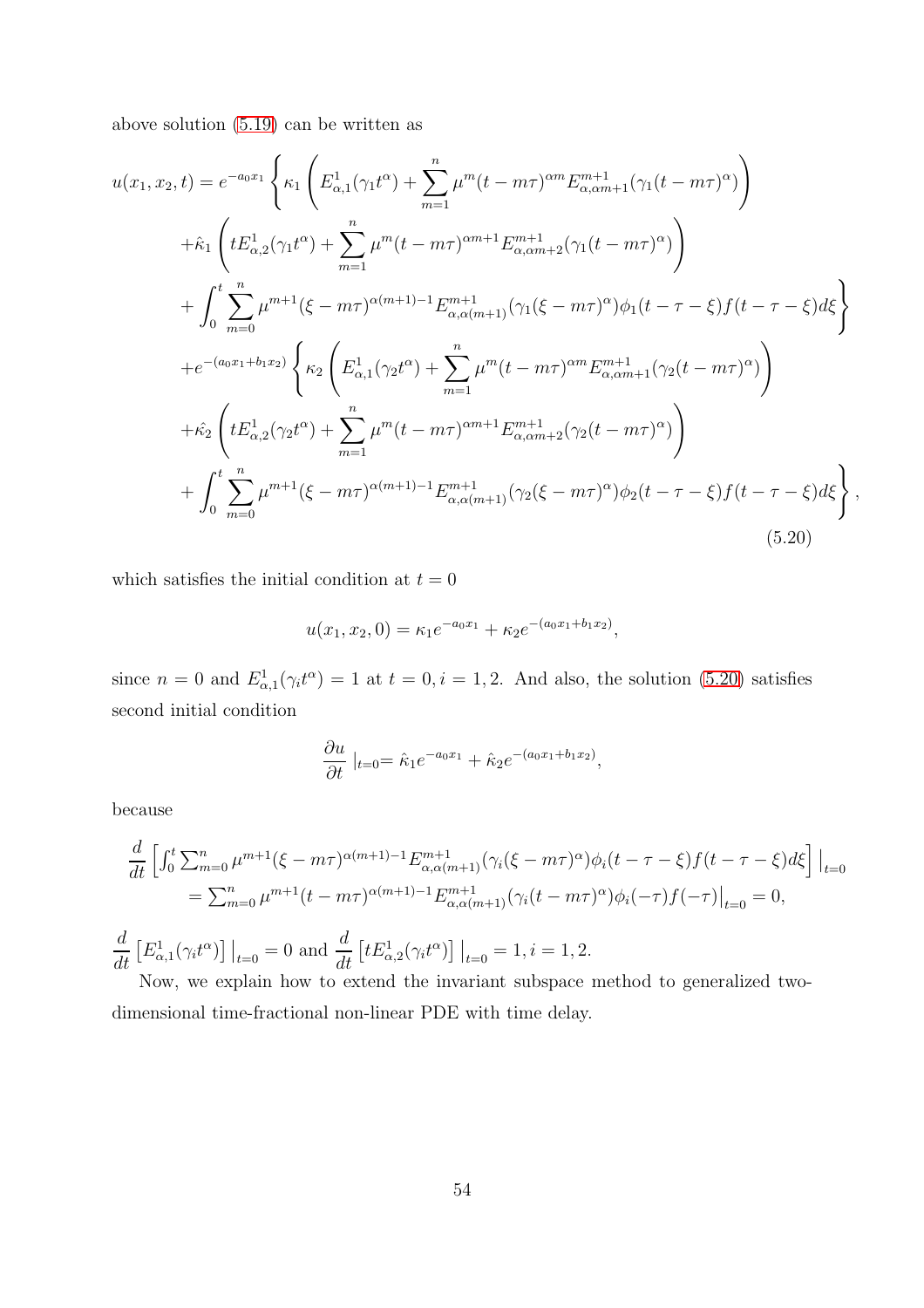above solution (5.19) can be written as

$$
\begin{aligned}
u(x_1,x_2,t) = e^{-a_0 x_1}\Bigg\{ &\kappa_1\left(E^1_{\alpha,1}(\gamma_1 t^\alpha) + \sum_{m=1}^{n}\mu^m (t-m\tau)^{\alpha m} E^{m+1}_{\alpha,\alpha m+1}(\gamma_1 (t-m\tau)^\alpha)\right) \\
&+\hat{\kappa}_1\left(tE^1_{\alpha,2}(\gamma_1 t^\alpha) + \sum_{m=1}^{n}\mu^m (t-m\tau)^{\alpha m+1} E^{m+1}_{\alpha,\alpha m+2}(\gamma_1 (t-m\tau)^\alpha)\right) \\
&+\int_0^t \sum_{m=0}^{n} \mu^{m+1}(\xi-m\tau)^{\alpha(m+1)-1} E^{m+1}_{\alpha,\alpha(m+1)}(\gamma_1(\xi-m\tau)^\alpha)\phi_1(t-\tau-\xi)f(t-\tau-\xi)d\xi \Bigg\} \\
+e^{-(a_0x_1+b_1x_2)}\Bigg\{ &\kappa_2\left(E^1_{\alpha,1}(\gamma_2 t^\alpha) + \sum_{m=1}^{n}\mu^m (t-m\tau)^{\alpha m} E^{m+1}_{\alpha,\alpha m+1}(\gamma_2 (t-m\tau)^\alpha)\right) \\
&+\hat{\kappa_2}\left(tE^1_{\alpha,2}(\gamma_2 t^\alpha) + \sum_{m=1}^{n}\mu^m (t-m\tau)^{\alpha m+1} E^{m+1}_{\alpha,\alpha m+2}(\gamma_2 (t-m\tau)^\alpha)\right) \\
&+\int_0^t \sum_{m=0}^{n} \mu^{m+1}(\xi-m\tau)^{\alpha(m+1)-1} E^{m+1}_{\alpha,\alpha(m+1)}(\gamma_2(\xi-m\tau)^\alpha)\phi_2(t-\tau-\xi)f(t-\tau-\xi)d\xi \Bigg\},
\end{aligned}
\tag{5.20}
$$

which satisfies the initial condition at $t=0$

$$
u(x_1,x_2,0) = \kappa_1 e^{-a_0x_1} + \kappa_2 e^{-(a_0x_1+b_1x_2)},
$$

since $n=0$ and $E^1_{\alpha,1}(\gamma_i t^\alpha)=1$ at $t=0, i=1,2$. And also, the solution (5.20) satisfies second initial condition

$$
\frac{\partial u}{\partial t}\mid_{t=0} = \hat{\kappa}_1 e^{-a_0x_1} + \hat{\kappa}_2 e^{-(a_0x_1+b_1x_2)},
$$

because

$$
\begin{aligned}
\frac{d}{dt}&\left[\int_0^t \sum_{m=0}^{n} \mu^{m+1}(\xi-m\tau)^{\alpha(m+1)-1} E^{m+1}_{\alpha,\alpha(m+1)}(\gamma_i(\xi-m\tau)^\alpha)\phi_i(t-\tau-\xi)f(t-\tau-\xi)d\xi\right]\Big|_{t=0} \\
&= \sum_{m=0}^{n} \mu^{m+1}(t-m\tau)^{\alpha(m+1)-1} E^{m+1}_{\alpha,\alpha(m+1)}(\gamma_i(t-m\tau)^\alpha)\phi_i(-\tau)f(-\tau)\Big|_{t=0} = 0,
\end{aligned}
$$

$\frac{d}{dt}\left[E^1_{\alpha,1}(\gamma_i t^\alpha)\right]\big|_{t=0} = 0$ and $\frac{d}{dt}\left[tE^1_{\alpha,2}(\gamma_i t^\alpha)\right]\big|_{t=0} = 1, i=1,2.$

Now, we explain how to extend the invariant subspace method to generalized two-dimensional time-fractional non-linear PDE with time delay.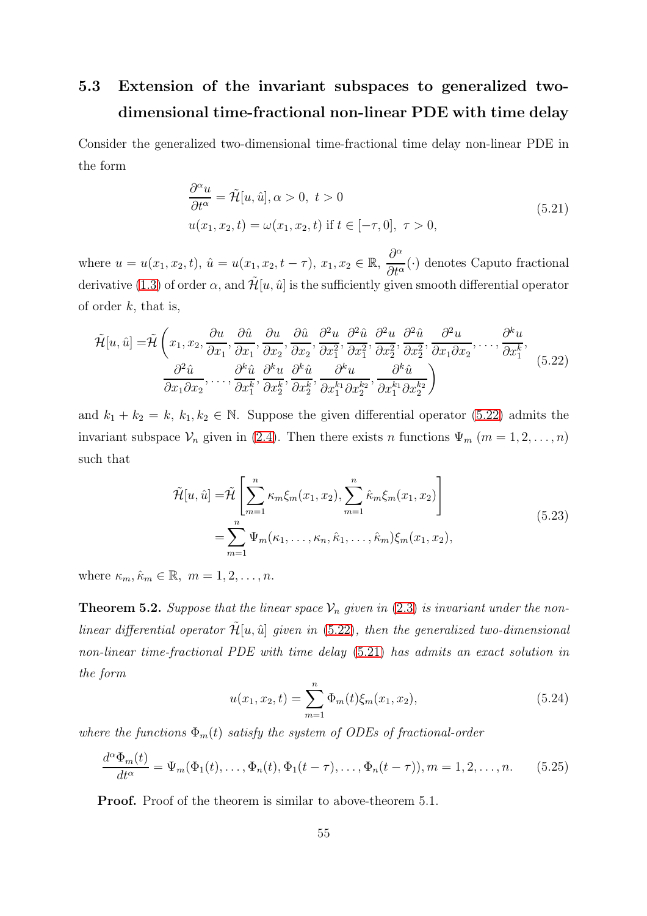## 5.3 Extension of the invariant subspaces to generalized two-dimensional time-fractional non-linear PDE with time delay

Consider the generalized two-dimensional time-fractional time delay non-linear PDE in the form

$$
\begin{aligned}
&\frac{\partial^\alpha u}{\partial t^\alpha} = \tilde{\mathcal{H}}[u, \hat{u}], \alpha > 0,\ t > 0 \\
&u(x_1, x_2, t) = \omega(x_1, x_2, t) \text{ if } t \in [-\tau, 0],\ \tau > 0,
\end{aligned}
\tag{5.21}
$$

where $u = u(x_1, x_2, t)$, $\hat{u} = u(x_1, x_2, t - \tau)$, $x_1, x_2 \in \mathbb{R}$, $\dfrac{\partial^\alpha}{\partial t^\alpha}(\cdot)$ denotes Caputo fractional derivative (1.3) of order $\alpha$, and $\tilde{\mathcal{H}}[u, \hat{u}]$ is the sufficiently given smooth differential operator of order $k$, that is,

$$
\begin{aligned}
\tilde{\mathcal{H}}[u, \hat{u}] =& \tilde{\mathcal{H}}\Bigg(x_1, x_2, \frac{\partial u}{\partial x_1}, \frac{\partial \hat{u}}{\partial x_1}, \frac{\partial u}{\partial x_2}, \frac{\partial \hat{u}}{\partial x_2}, \frac{\partial^2 u}{\partial x_1^2}, \frac{\partial^2 \hat{u}}{\partial x_1^2}, \frac{\partial^2 u}{\partial x_2^2}, \frac{\partial^2 \hat{u}}{\partial x_2^2}, \frac{\partial^2 u}{\partial x_1 \partial x_2}, \dots, \frac{\partial^k u}{\partial x_1^k}, \\
& \frac{\partial^2 \hat{u}}{\partial x_1 \partial x_2}, \dots, \frac{\partial^k \hat{u}}{\partial x_1^k}, \frac{\partial^k u}{\partial x_2^k}, \frac{\partial^k \hat{u}}{\partial x_2^k}, \frac{\partial^k u}{\partial x_1^{k_1} \partial x_2^{k_2}}, \frac{\partial^k \hat{u}}{\partial x_1^{k_1} \partial x_2^{k_2}}\Bigg)
\end{aligned}
\tag{5.22}
$$

and $k_1 + k_2 = k$, $k_1, k_2 \in \mathbb{N}$. Suppose the given differential operator (5.22) admits the invariant subspace $\mathcal{V}_n$ given in (2.4). Then there exists $n$ functions $\Psi_m$ $(m = 1, 2, \dots, n)$ such that

$$
\begin{aligned}
\tilde{\mathcal{H}}[u, \hat{u}] =& \tilde{\mathcal{H}}\left[\sum_{m=1}^{n} \kappa_m \xi_m(x_1, x_2), \sum_{m=1}^{n} \hat{\kappa}_m \xi_m(x_1, x_2)\right] \\
=& \sum_{m=1}^{n} \Psi_m(\kappa_1, \dots, \kappa_n, \hat{\kappa}_1, \dots, \hat{\kappa}_m) \xi_m(x_1, x_2),
\end{aligned}
\tag{5.23}
$$

where $\kappa_m, \hat{\kappa}_m \in \mathbb{R}$, $m = 1, 2, \dots, n$.

**Theorem 5.2.** *Suppose that the linear space $\mathcal{V}_n$ given in (2.3) is invariant under the non-linear differential operator $\tilde{\mathcal{H}}[u, \hat{u}]$ given in (5.22), then the generalized two-dimensional non-linear time-fractional PDE with time delay (5.21) has admits an exact solution in the form*

$$
u(x_1, x_2, t) = \sum_{m=1}^{n} \Phi_m(t) \xi_m(x_1, x_2),
\tag{5.24}
$$

*where the functions $\Phi_m(t)$ satisfy the system of ODEs of fractional-order*

$$
\frac{d^\alpha \Phi_m(t)}{dt^\alpha} = \Psi_m(\Phi_1(t), \dots, \Phi_n(t), \Phi_1(t - \tau), \dots, \Phi_n(t - \tau)), m = 1, 2, \dots, n.
\tag{5.25}
$$

**Proof.** Proof of the theorem is similar to above-theorem 5.1.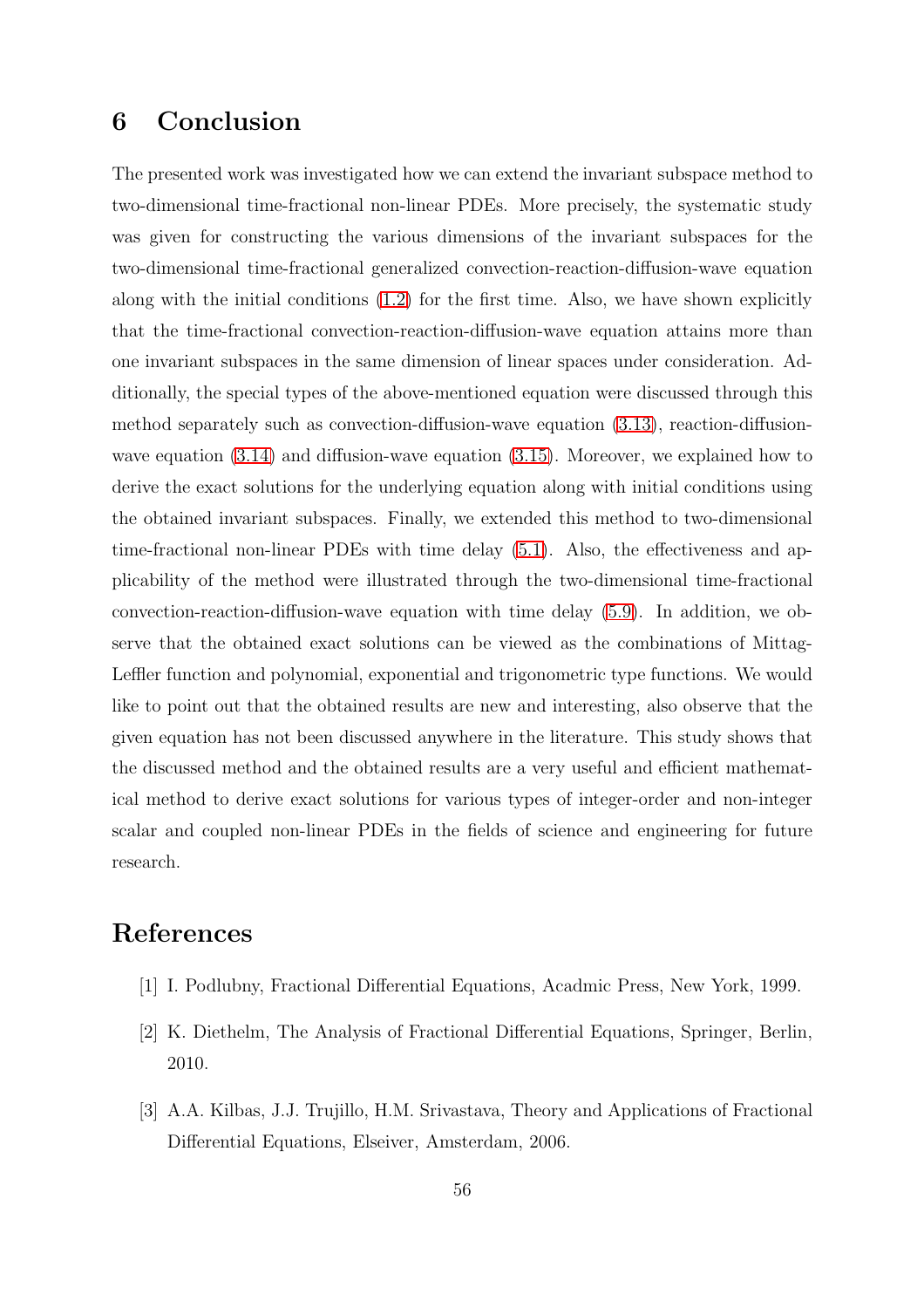## 6 Conclusion

The presented work was investigated how we can extend the invariant subspace method to two-dimensional time-fractional non-linear PDEs. More precisely, the systematic study was given for constructing the various dimensions of the invariant subspaces for the two-dimensional time-fractional generalized convection-reaction-diffusion-wave equation along with the initial conditions (1.2) for the first time. Also, we have shown explicitly that the time-fractional convection-reaction-diffusion-wave equation attains more than one invariant subspaces in the same dimension of linear spaces under consideration. Additionally, the special types of the above-mentioned equation were discussed through this method separately such as convection-diffusion-wave equation (3.13), reaction-diffusion-wave equation (3.14) and diffusion-wave equation (3.15). Moreover, we explained how to derive the exact solutions for the underlying equation along with initial conditions using the obtained invariant subspaces. Finally, we extended this method to two-dimensional time-fractional non-linear PDEs with time delay (5.1). Also, the effectiveness and applicability of the method were illustrated through the two-dimensional time-fractional convection-reaction-diffusion-wave equation with time delay (5.9). In addition, we observe that the obtained exact solutions can be viewed as the combinations of Mittag-Leffler function and polynomial, exponential and trigonometric type functions. We would like to point out that the obtained results are new and interesting, also observe that the given equation has not been discussed anywhere in the literature. This study shows that the discussed method and the obtained results are a very useful and efficient mathematical method to derive exact solutions for various types of integer-order and non-integer scalar and coupled non-linear PDEs in the fields of science and engineering for future research.

## References

[1] I. Podlubny, Fractional Differential Equations, Acadmic Press, New York, 1999.

[2] K. Diethelm, The Analysis of Fractional Differential Equations, Springer, Berlin, 2010.

[3] A.A. Kilbas, J.J. Trujillo, H.M. Srivastava, Theory and Applications of Fractional Differential Equations, Elseiver, Amsterdam, 2006.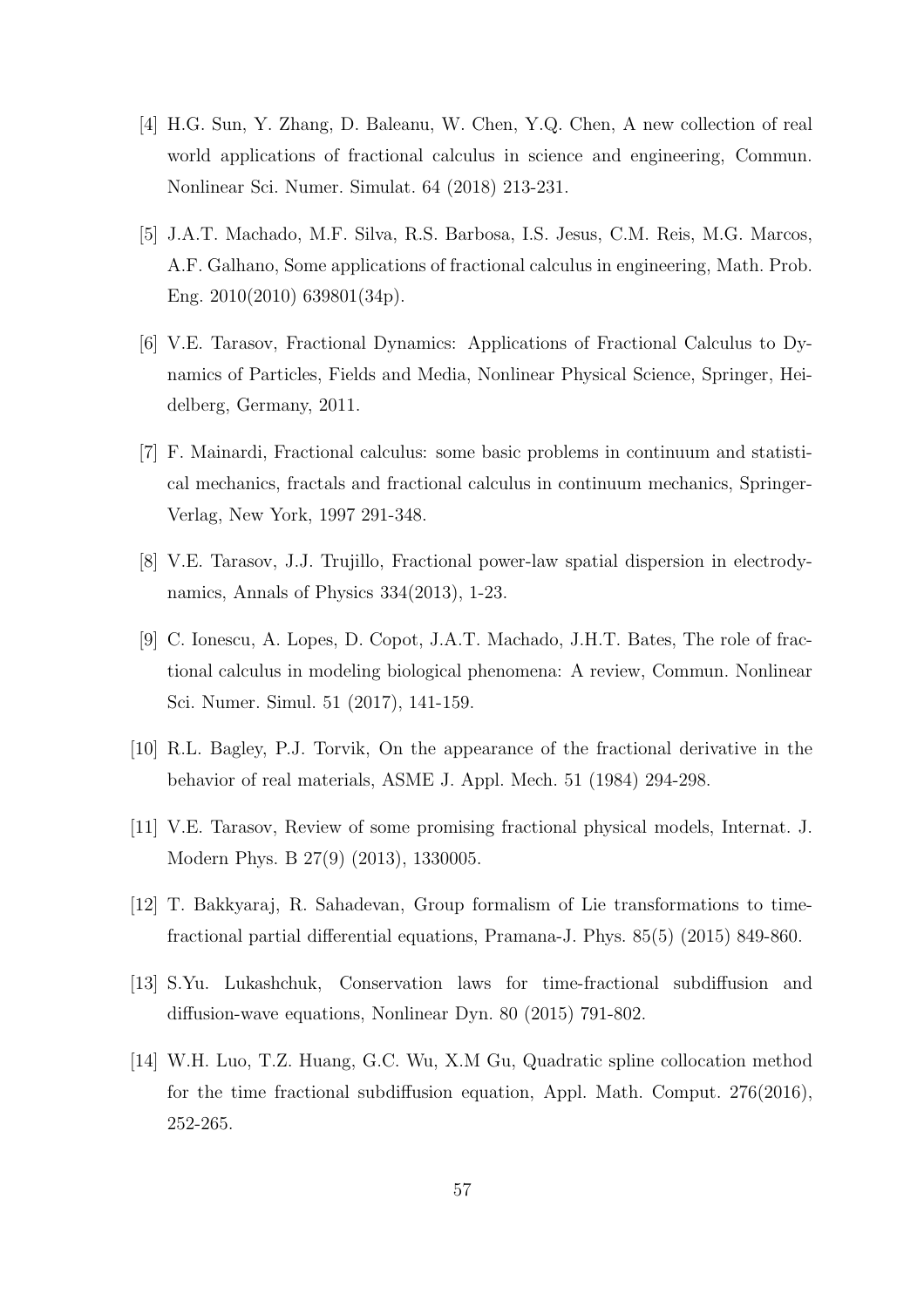[4] H.G. Sun, Y. Zhang, D. Baleanu, W. Chen, Y.Q. Chen, A new collection of real world applications of fractional calculus in science and engineering, Commun. Nonlinear Sci. Numer. Simulat. 64 (2018) 213-231.

[5] J.A.T. Machado, M.F. Silva, R.S. Barbosa, I.S. Jesus, C.M. Reis, M.G. Marcos, A.F. Galhano, Some applications of fractional calculus in engineering, Math. Prob. Eng. 2010(2010) 639801(34p).

[6] V.E. Tarasov, Fractional Dynamics: Applications of Fractional Calculus to Dynamics of Particles, Fields and Media, Nonlinear Physical Science, Springer, Heidelberg, Germany, 2011.

[7] F. Mainardi, Fractional calculus: some basic problems in continuum and statistical mechanics, fractals and fractional calculus in continuum mechanics, Springer-Verlag, New York, 1997 291-348.

[8] V.E. Tarasov, J.J. Trujillo, Fractional power-law spatial dispersion in electrodynamics, Annals of Physics 334(2013), 1-23.

[9] C. Ionescu, A. Lopes, D. Copot, J.A.T. Machado, J.H.T. Bates, The role of fractional calculus in modeling biological phenomena: A review, Commun. Nonlinear Sci. Numer. Simul. 51 (2017), 141-159.

[10] R.L. Bagley, P.J. Torvik, On the appearance of the fractional derivative in the behavior of real materials, ASME J. Appl. Mech. 51 (1984) 294-298.

[11] V.E. Tarasov, Review of some promising fractional physical models, Internat. J. Modern Phys. B 27(9) (2013), 1330005.

[12] T. Bakkyaraj, R. Sahadevan, Group formalism of Lie transformations to time-fractional partial differential equations, Pramana-J. Phys. 85(5) (2015) 849-860.

[13] S.Yu. Lukashchuk, Conservation laws for time-fractional subdiffusion and diffusion-wave equations, Nonlinear Dyn. 80 (2015) 791-802.

[14] W.H. Luo, T.Z. Huang, G.C. Wu, X.M Gu, Quadratic spline collocation method for the time fractional subdiffusion equation, Appl. Math. Comput. 276(2016), 252-265.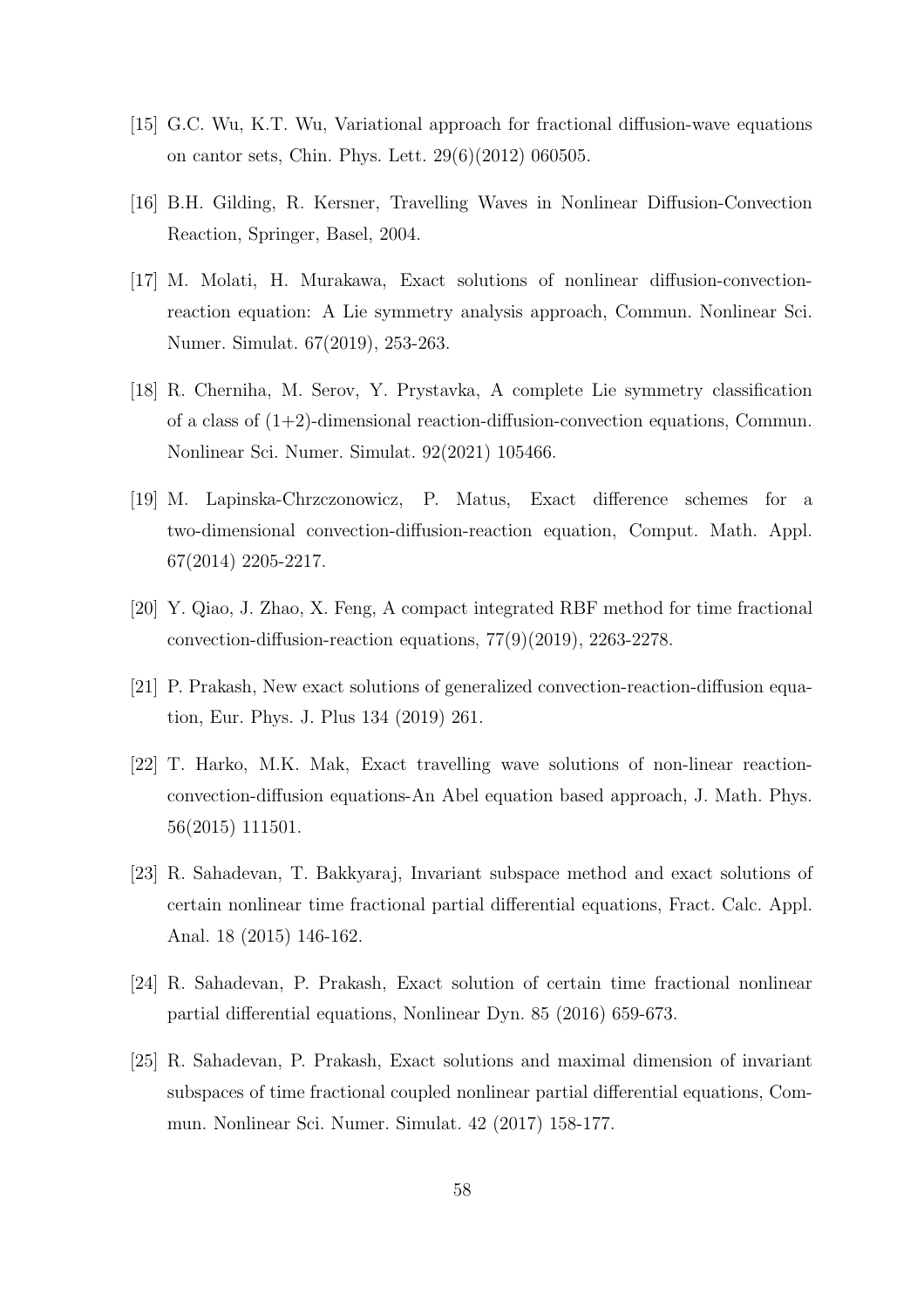[15] G.C. Wu, K.T. Wu, Variational approach for fractional diffusion-wave equations on cantor sets, Chin. Phys. Lett. 29(6)(2012) 060505.

[16] B.H. Gilding, R. Kersner, Travelling Waves in Nonlinear Diffusion-Convection Reaction, Springer, Basel, 2004.

[17] M. Molati, H. Murakawa, Exact solutions of nonlinear diffusion-convection-reaction equation: A Lie symmetry analysis approach, Commun. Nonlinear Sci. Numer. Simulat. 67(2019), 253-263.

[18] R. Cherniha, M. Serov, Y. Prystavka, A complete Lie symmetry classification of a class of (1+2)-dimensional reaction-diffusion-convection equations, Commun. Nonlinear Sci. Numer. Simulat. 92(2021) 105466.

[19] M. Lapinska-Chrzczonowicz, P. Matus, Exact difference schemes for a two-dimensional convection-diffusion-reaction equation, Comput. Math. Appl. 67(2014) 2205-2217.

[20] Y. Qiao, J. Zhao, X. Feng, A compact integrated RBF method for time fractional convection-diffusion-reaction equations, 77(9)(2019), 2263-2278.

[21] P. Prakash, New exact solutions of generalized convection-reaction-diffusion equation, Eur. Phys. J. Plus 134 (2019) 261.

[22] T. Harko, M.K. Mak, Exact travelling wave solutions of non-linear reaction-convection-diffusion equations-An Abel equation based approach, J. Math. Phys. 56(2015) 111501.

[23] R. Sahadevan, T. Bakkyaraj, Invariant subspace method and exact solutions of certain nonlinear time fractional partial differential equations, Fract. Calc. Appl. Anal. 18 (2015) 146-162.

[24] R. Sahadevan, P. Prakash, Exact solution of certain time fractional nonlinear partial differential equations, Nonlinear Dyn. 85 (2016) 659-673.

[25] R. Sahadevan, P. Prakash, Exact solutions and maximal dimension of invariant subspaces of time fractional coupled nonlinear partial differential equations, Commun. Nonlinear Sci. Numer. Simulat. 42 (2017) 158-177.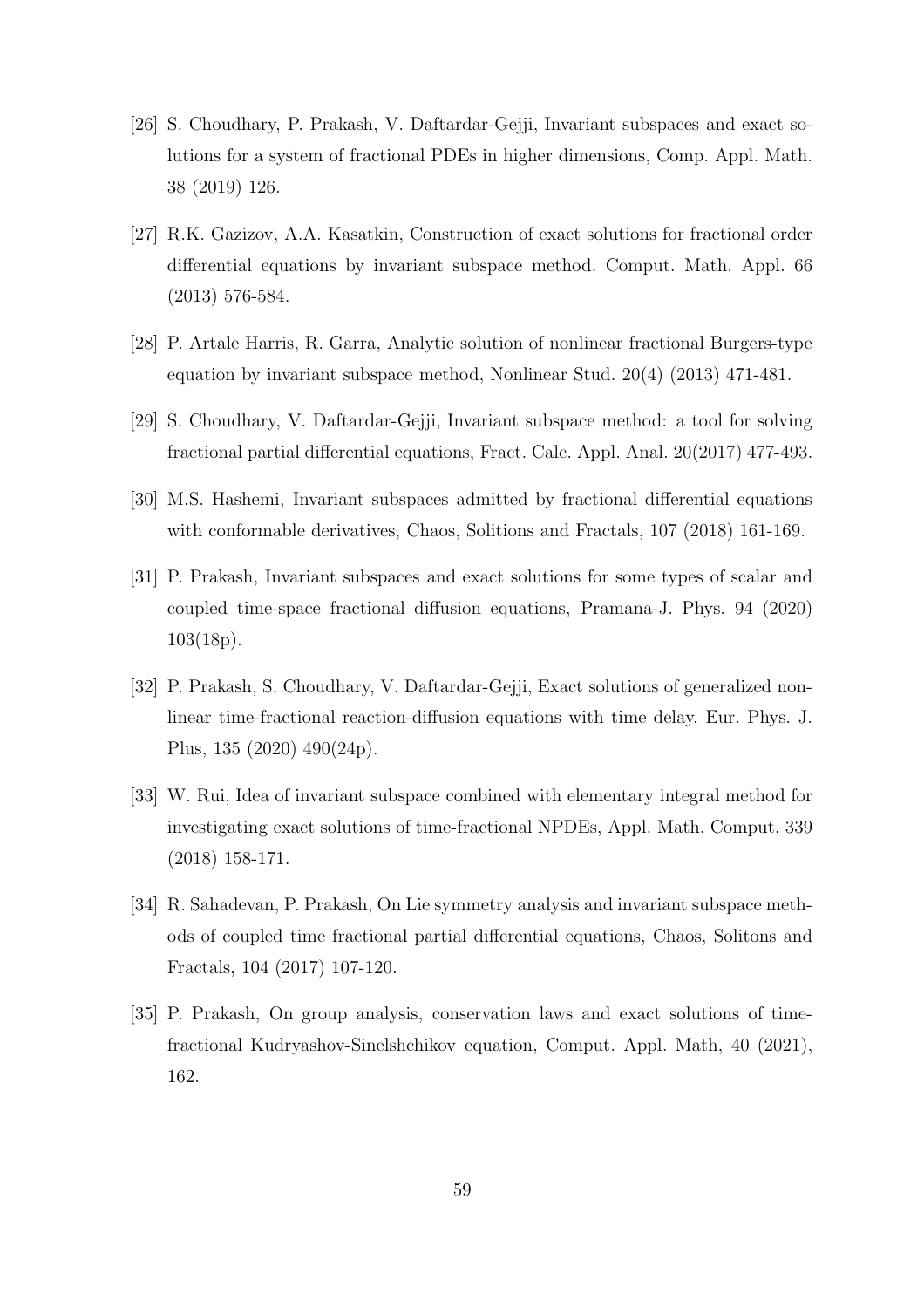[26] S. Choudhary, P. Prakash, V. Daftardar-Gejji, Invariant subspaces and exact solutions for a system of fractional PDEs in higher dimensions, Comp. Appl. Math. 38 (2019) 126.

[27] R.K. Gazizov, A.A. Kasatkin, Construction of exact solutions for fractional order differential equations by invariant subspace method. Comput. Math. Appl. 66 (2013) 576-584.

[28] P. Artale Harris, R. Garra, Analytic solution of nonlinear fractional Burgers-type equation by invariant subspace method, Nonlinear Stud. 20(4) (2013) 471-481.

[29] S. Choudhary, V. Daftardar-Gejji, Invariant subspace method: a tool for solving fractional partial differential equations, Fract. Calc. Appl. Anal. 20(2017) 477-493.

[30] M.S. Hashemi, Invariant subspaces admitted by fractional differential equations with conformable derivatives, Chaos, Solitions and Fractals, 107 (2018) 161-169.

[31] P. Prakash, Invariant subspaces and exact solutions for some types of scalar and coupled time-space fractional diffusion equations, Pramana-J. Phys. 94 (2020) 103(18p).

[32] P. Prakash, S. Choudhary, V. Daftardar-Gejji, Exact solutions of generalized nonlinear time-fractional reaction-diffusion equations with time delay, Eur. Phys. J. Plus, 135 (2020) 490(24p).

[33] W. Rui, Idea of invariant subspace combined with elementary integral method for investigating exact solutions of time-fractional NPDEs, Appl. Math. Comput. 339 (2018) 158-171.

[34] R. Sahadevan, P. Prakash, On Lie symmetry analysis and invariant subspace methods of coupled time fractional partial differential equations, Chaos, Solitons and Fractals, 104 (2017) 107-120.

[35] P. Prakash, On group analysis, conservation laws and exact solutions of time-fractional Kudryashov-Sinelshchikov equation, Comput. Appl. Math, 40 (2021), 162.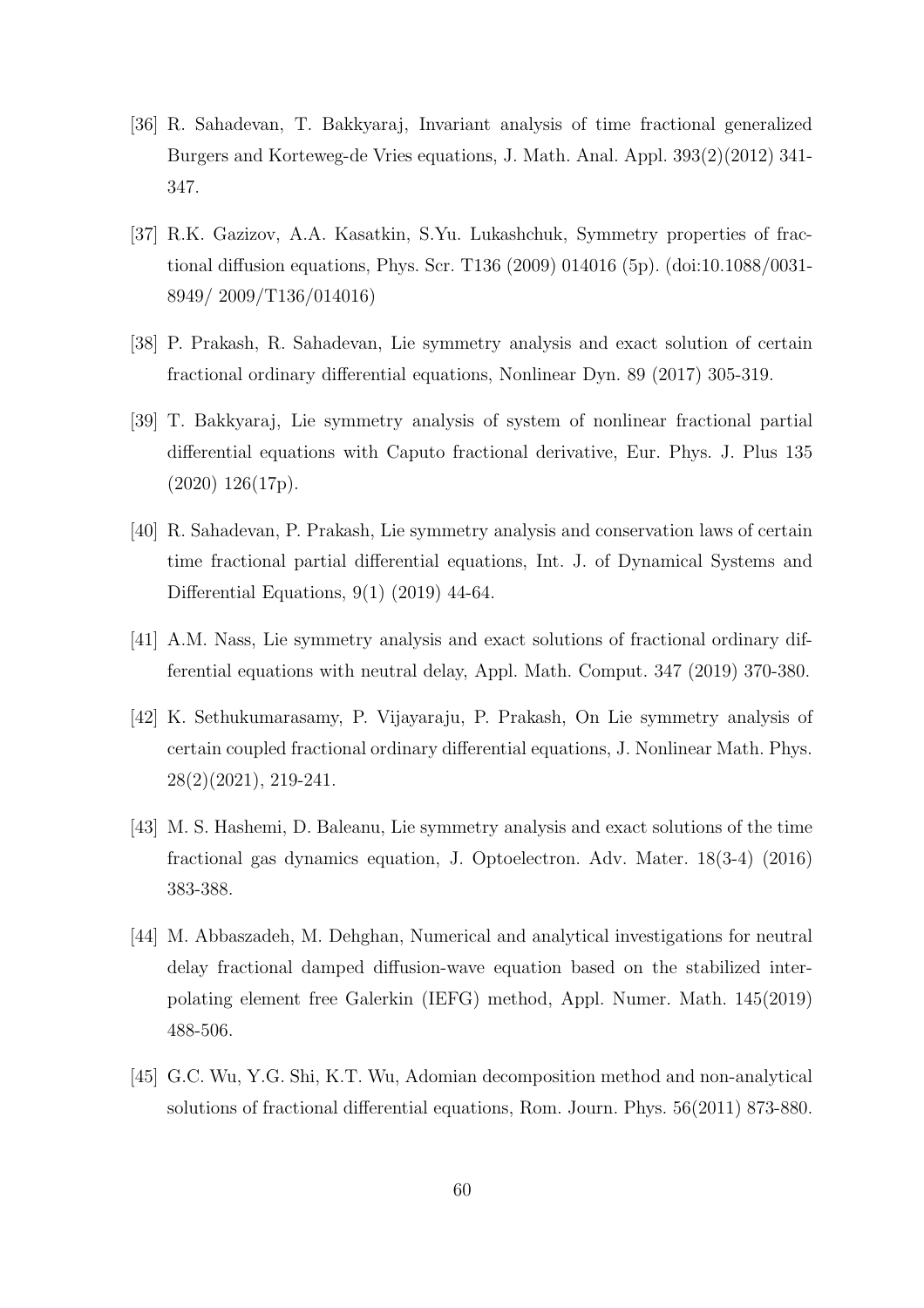[36] R. Sahadevan, T. Bakkyaraj, Invariant analysis of time fractional generalized Burgers and Korteweg-de Vries equations, J. Math. Anal. Appl. 393(2)(2012) 341-347.

[37] R.K. Gazizov, A.A. Kasatkin, S.Yu. Lukashchuk, Symmetry properties of fractional diffusion equations, Phys. Scr. T136 (2009) 014016 (5p). (doi:10.1088/0031-8949/ 2009/T136/014016)

[38] P. Prakash, R. Sahadevan, Lie symmetry analysis and exact solution of certain fractional ordinary differential equations, Nonlinear Dyn. 89 (2017) 305-319.

[39] T. Bakkyaraj, Lie symmetry analysis of system of nonlinear fractional partial differential equations with Caputo fractional derivative, Eur. Phys. J. Plus 135 (2020) 126(17p).

[40] R. Sahadevan, P. Prakash, Lie symmetry analysis and conservation laws of certain time fractional partial differential equations, Int. J. of Dynamical Systems and Differential Equations, 9(1) (2019) 44-64.

[41] A.M. Nass, Lie symmetry analysis and exact solutions of fractional ordinary differential equations with neutral delay, Appl. Math. Comput. 347 (2019) 370-380.

[42] K. Sethukumarasamy, P. Vijayaraju, P. Prakash, On Lie symmetry analysis of certain coupled fractional ordinary differential equations, J. Nonlinear Math. Phys. 28(2)(2021), 219-241.

[43] M. S. Hashemi, D. Baleanu, Lie symmetry analysis and exact solutions of the time fractional gas dynamics equation, J. Optoelectron. Adv. Mater. 18(3-4) (2016) 383-388.

[44] M. Abbaszadeh, M. Dehghan, Numerical and analytical investigations for neutral delay fractional damped diffusion-wave equation based on the stabilized interpolating element free Galerkin (IEFG) method, Appl. Numer. Math. 145(2019) 488-506.

[45] G.C. Wu, Y.G. Shi, K.T. Wu, Adomian decomposition method and non-analytical solutions of fractional differential equations, Rom. Journ. Phys. 56(2011) 873-880.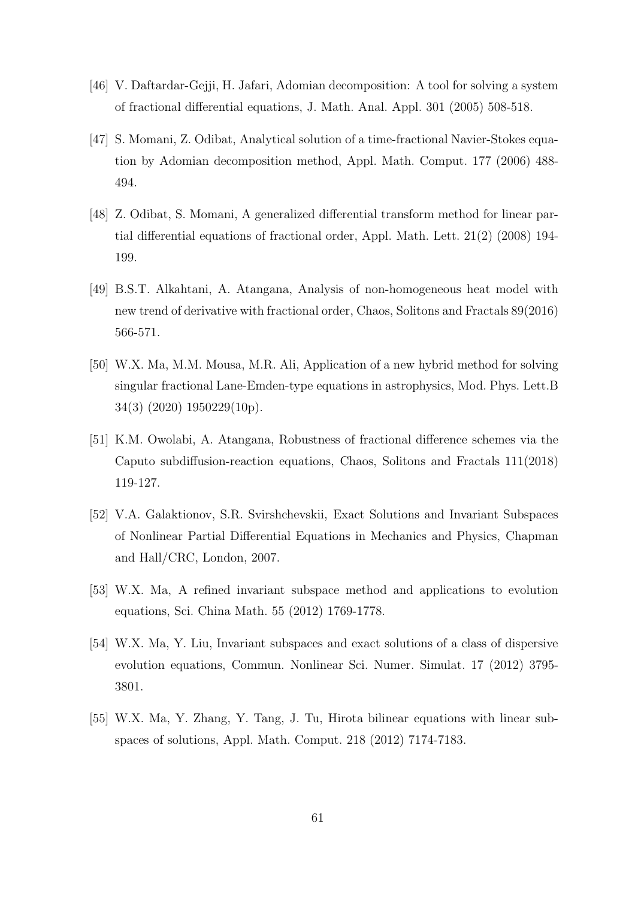[46] V. Daftardar-Gejji, H. Jafari, Adomian decomposition: A tool for solving a system of fractional differential equations, J. Math. Anal. Appl. 301 (2005) 508-518.

[47] S. Momani, Z. Odibat, Analytical solution of a time-fractional Navier-Stokes equation by Adomian decomposition method, Appl. Math. Comput. 177 (2006) 488-494.

[48] Z. Odibat, S. Momani, A generalized differential transform method for linear partial differential equations of fractional order, Appl. Math. Lett. 21(2) (2008) 194-199.

[49] B.S.T. Alkahtani, A. Atangana, Analysis of non-homogeneous heat model with new trend of derivative with fractional order, Chaos, Solitons and Fractals 89(2016) 566-571.

[50] W.X. Ma, M.M. Mousa, M.R. Ali, Application of a new hybrid method for solving singular fractional Lane-Emden-type equations in astrophysics, Mod. Phys. Lett.B 34(3) (2020) 1950229(10p).

[51] K.M. Owolabi, A. Atangana, Robustness of fractional difference schemes via the Caputo subdiffusion-reaction equations, Chaos, Solitons and Fractals 111(2018) 119-127.

[52] V.A. Galaktionov, S.R. Svirshchevskii, Exact Solutions and Invariant Subspaces of Nonlinear Partial Differential Equations in Mechanics and Physics, Chapman and Hall/CRC, London, 2007.

[53] W.X. Ma, A refined invariant subspace method and applications to evolution equations, Sci. China Math. 55 (2012) 1769-1778.

[54] W.X. Ma, Y. Liu, Invariant subspaces and exact solutions of a class of dispersive evolution equations, Commun. Nonlinear Sci. Numer. Simulat. 17 (2012) 3795-3801.

[55] W.X. Ma, Y. Zhang, Y. Tang, J. Tu, Hirota bilinear equations with linear subspaces of solutions, Appl. Math. Comput. 218 (2012) 7174-7183.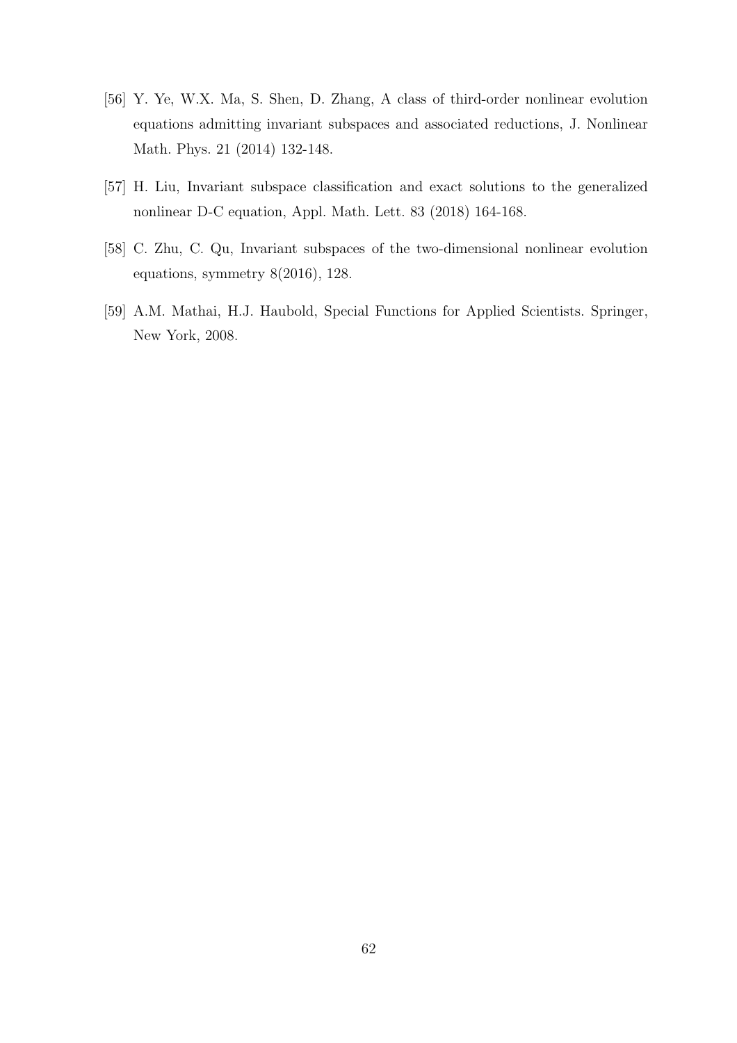[56] Y. Ye, W.X. Ma, S. Shen, D. Zhang, A class of third-order nonlinear evolution equations admitting invariant subspaces and associated reductions, J. Nonlinear Math. Phys. 21 (2014) 132-148.

[57] H. Liu, Invariant subspace classification and exact solutions to the generalized nonlinear D-C equation, Appl. Math. Lett. 83 (2018) 164-168.

[58] C. Zhu, C. Qu, Invariant subspaces of the two-dimensional nonlinear evolution equations, symmetry 8(2016), 128.

[59] A.M. Mathai, H.J. Haubold, Special Functions for Applied Scientists. Springer, New York, 2008.